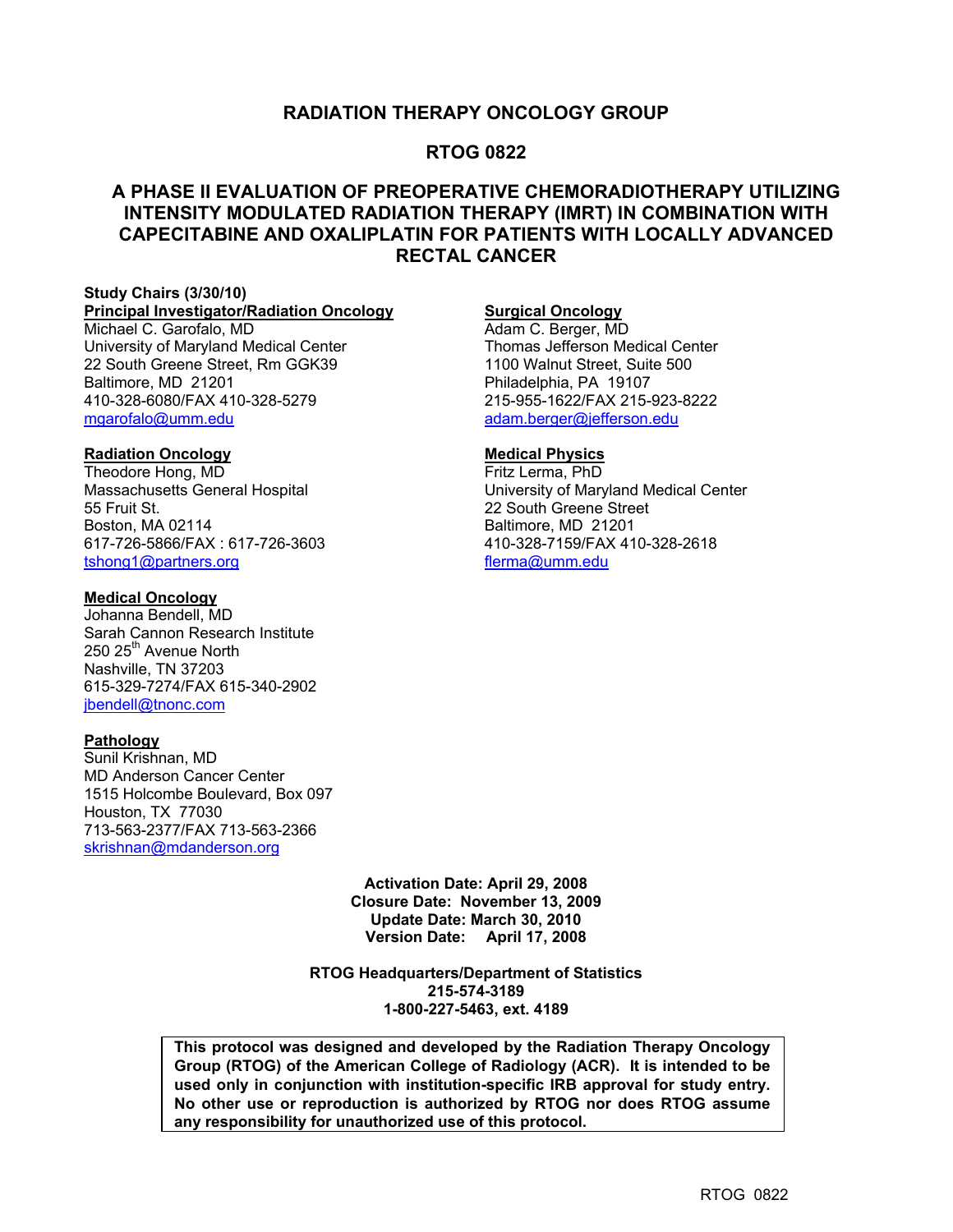# RADIATION THERAPY ONCOLOGY GROUP

## RTOG 0822

## A PHASE II EVALUATION OF PREOPERATIVE CHEMORADIOTHERAPY UTILIZING INTENSITY MODULATED RADIATION THERAPY (IMRT) IN COMBINATION WITH CAPECITABINE AND OXALIPLATIN FOR PATIENTS WITH LOCALLY ADVANCED RECTAL CANCER

**Study Chairs (3/30/10)**

**Principal Investigator/Radiation Oncology**
Michael C. Garofalo, MD
University of Maryland Medical Center
22 South Greene Street, Rm GGK39
Baltimore, MD 21201
410-328-6080/FAX 410-328-5279
mgarofalo@umm.edu

**Surgical Oncology**
Adam C. Berger, MD
Thomas Jefferson Medical Center
1100 Walnut Street, Suite 500
Philadelphia, PA 19107
215-955-1622/FAX 215-923-8222
adam.berger@jefferson.edu

**Radiation Oncology**
Theodore Hong, MD
Massachusetts General Hospital
55 Fruit St.
Boston, MA 02114
617-726-5866/FAX : 617-726-3603
tshong1@partners.org

**Medical Physics**
Fritz Lerma, PhD
University of Maryland Medical Center
22 South Greene Street
Baltimore, MD 21201
410-328-7159/FAX 410-328-2618
flerma@umm.edu

**Medical Oncology**
Johanna Bendell, MD
Sarah Cannon Research Institute
250 25th Avenue North
Nashville, TN 37203
615-329-7274/FAX 615-340-2902
jbendell@tnonc.com

**Pathology**
Sunil Krishnan, MD
MD Anderson Cancer Center
1515 Holcombe Boulevard, Box 097
Houston, TX 77030
713-563-2377/FAX 713-563-2366
skrishnan@mdanderson.org

**Activation Date: April 29, 2008**
**Closure Date: November 13, 2009**
**Update Date: March 30, 2010**
**Version Date: April 17, 2008**

**RTOG Headquarters/Department of Statistics**
**215-574-3189**
**1-800-227-5463, ext. 4189**

**This protocol was designed and developed by the Radiation Therapy Oncology Group (RTOG) of the American College of Radiology (ACR). It is intended to be used only in conjunction with institution-specific IRB approval for study entry. No other use or reproduction is authorized by RTOG nor does RTOG assume any responsibility for unauthorized use of this protocol.**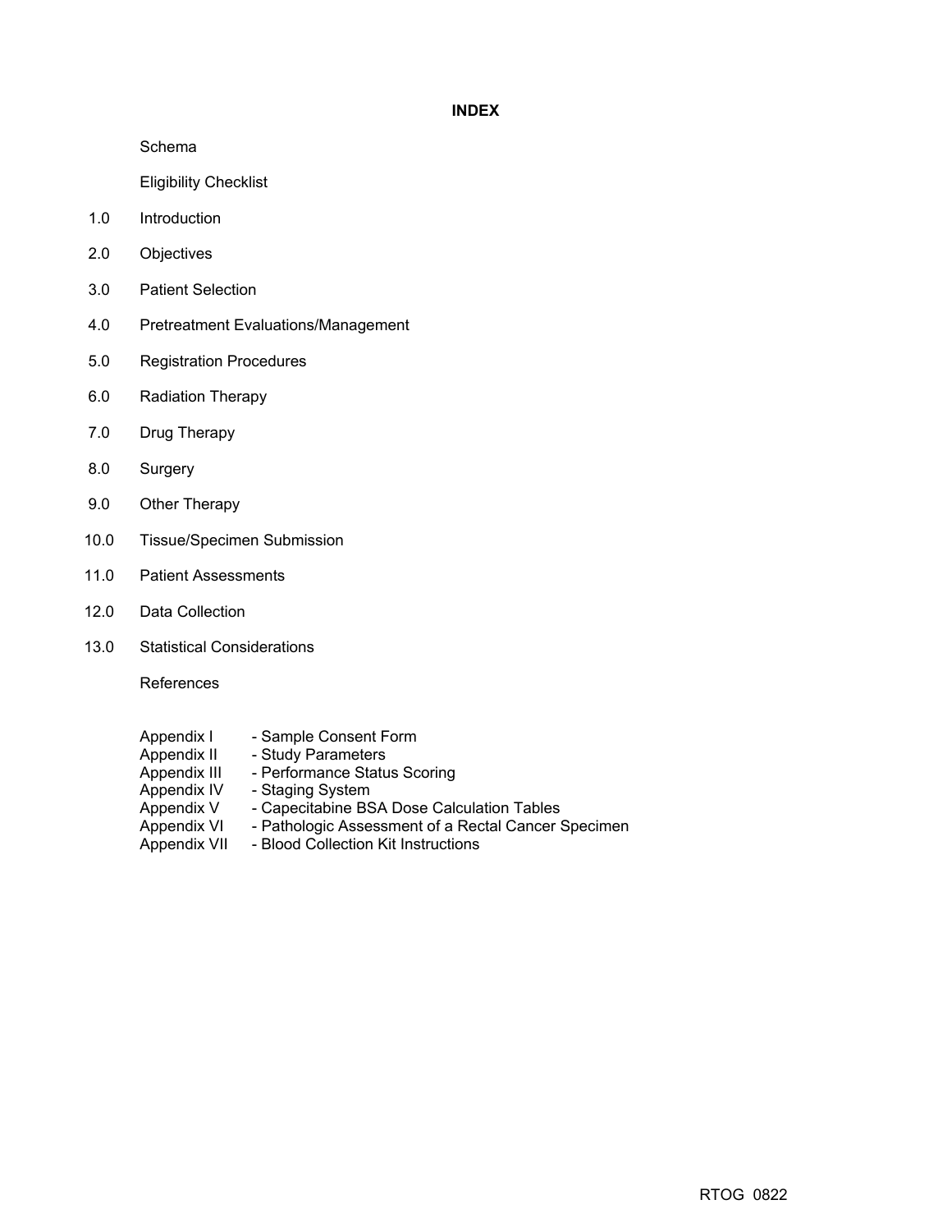# INDEX

Schema

Eligibility Checklist

1.0 Introduction

2.0 Objectives

3.0 Patient Selection

4.0 Pretreatment Evaluations/Management

5.0 Registration Procedures

6.0 Radiation Therapy

7.0 Drug Therapy

8.0 Surgery

9.0 Other Therapy

10.0 Tissue/Specimen Submission

11.0 Patient Assessments

12.0 Data Collection

13.0 Statistical Considerations

References

Appendix I - Sample Consent Form
Appendix II - Study Parameters
Appendix III - Performance Status Scoring
Appendix IV - Staging System
Appendix V - Capecitabine BSA Dose Calculation Tables
Appendix VI - Pathologic Assessment of a Rectal Cancer Specimen
Appendix VII - Blood Collection Kit Instructions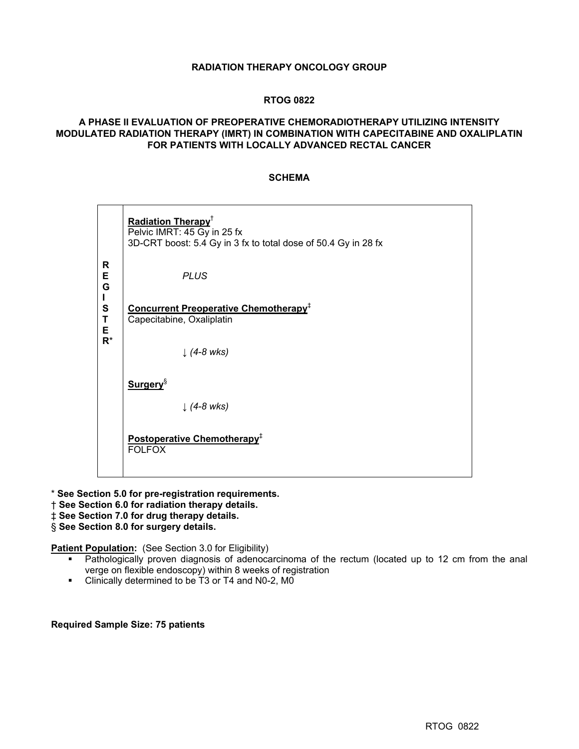**RADIATION THERAPY ONCOLOGY GROUP**

**RTOG 0822**

**A PHASE II EVALUATION OF PREOPERATIVE CHEMORADIOTHERAPY UTILIZING INTENSITY MODULATED RADIATION THERAPY (IMRT) IN COMBINATION WITH CAPECITABINE AND OXALIPLATIN FOR PATIENTS WITH LOCALLY ADVANCED RECTAL CANCER**

**SCHEMA**

| | |
|---|---|
| **REGISTER*** | **Radiation Therapy**† <br> Pelvic IMRT: 45 Gy in 25 fx <br> 3D-CRT boost: 5.4 Gy in 3 fx to total dose of 50.4 Gy in 28 fx <br><br> *PLUS* <br><br> **Concurrent Preoperative Chemotherapy**‡ <br> Capecitabine, Oxaliplatin <br><br> ↓ *(4-8 wks)* <br><br> **Surgery**§ <br><br> ↓ *(4-8 wks)* <br><br> **Postoperative Chemotherapy**‡ <br> FOLFOX |

\* **See Section 5.0 for pre-registration requirements.**
† **See Section 6.0 for radiation therapy details.**
‡ **See Section 7.0 for drug therapy details.**
§ **See Section 8.0 for surgery details.**

**Patient Population:** (See Section 3.0 for Eligibility)

- Pathologically proven diagnosis of adenocarcinoma of the rectum (located up to 12 cm from the anal verge on flexible endoscopy) within 8 weeks of registration
- Clinically determined to be T3 or T4 and N0-2, M0

**Required Sample Size: 75 patients**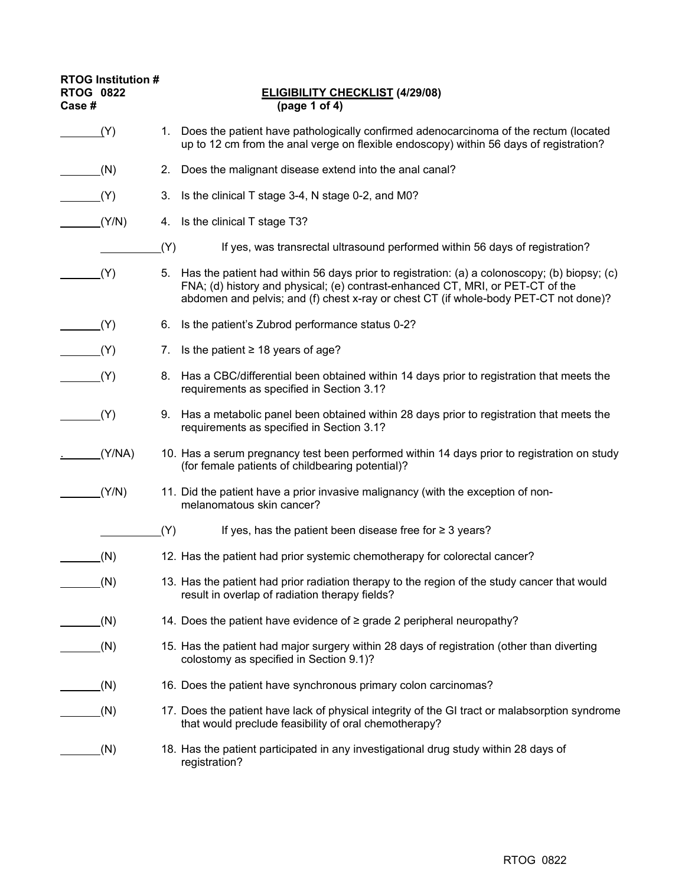**RTOG Institution #**
**RTOG 0822**
**Case #**

**ELIGIBILITY CHECKLIST (4/29/08)**
**(page 1 of 4)**

_______(Y) 1. Does the patient have pathologically confirmed adenocarcinoma of the rectum (located up to 12 cm from the anal verge on flexible endoscopy) within 56 days of registration?

_______(N) 2. Does the malignant disease extend into the anal canal?

_______(Y) 3. Is the clinical T stage 3-4, N stage 0-2, and M0?

_______(Y/N) 4. Is the clinical T stage T3?

__________(Y) If yes, was transrectal ultrasound performed within 56 days of registration?

_______(Y) 5. Has the patient had within 56 days prior to registration: (a) a colonoscopy; (b) biopsy; (c) FNA; (d) history and physical; (e) contrast-enhanced CT, MRI, or PET-CT of the abdomen and pelvis; and (f) chest x-ray or chest CT (if whole-body PET-CT not done)?

_______(Y) 6. Is the patient's Zubrod performance status 0-2?

_______(Y) 7. Is the patient ≥ 18 years of age?

_______(Y) 8. Has a CBC/differential been obtained within 14 days prior to registration that meets the requirements as specified in Section 3.1?

_______(Y) 9. Has a metabolic panel been obtained within 28 days prior to registration that meets the requirements as specified in Section 3.1?

._______(Y/NA) 10. Has a serum pregnancy test been performed within 14 days prior to registration on study (for female patients of childbearing potential)?

_______(Y/N) 11. Did the patient have a prior invasive malignancy (with the exception of non-melanomatous skin cancer?

__________(Y) If yes, has the patient been disease free for ≥ 3 years?

_______(N) 12. Has the patient had prior systemic chemotherapy for colorectal cancer?

_______(N) 13. Has the patient had prior radiation therapy to the region of the study cancer that would result in overlap of radiation therapy fields?

_______(N) 14. Does the patient have evidence of ≥ grade 2 peripheral neuropathy?

_______(N) 15. Has the patient had major surgery within 28 days of registration (other than diverting colostomy as specified in Section 9.1)?

_______(N) 16. Does the patient have synchronous primary colon carcinomas?

_______(N) 17. Does the patient have lack of physical integrity of the GI tract or malabsorption syndrome that would preclude feasibility of oral chemotherapy?

_______(N) 18. Has the patient participated in any investigational drug study within 28 days of registration?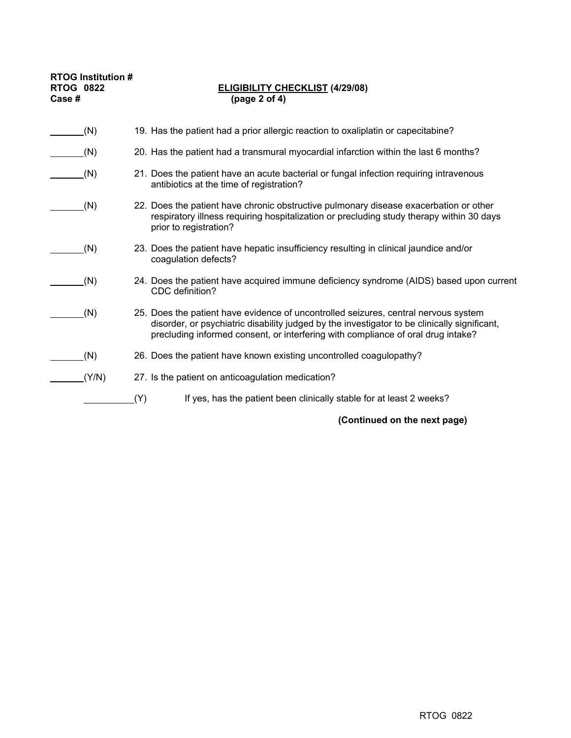**RTOG Institution #**
**RTOG 0822**
**Case #**

**ELIGIBILITY CHECKLIST (4/29/08)**
**(page 2 of 4)**

_______(N) 19. Has the patient had a prior allergic reaction to oxaliplatin or capecitabine?

_______(N) 20. Has the patient had a transmural myocardial infarction within the last 6 months?

_______(N) 21. Does the patient have an acute bacterial or fungal infection requiring intravenous antibiotics at the time of registration?

_______(N) 22. Does the patient have chronic obstructive pulmonary disease exacerbation or other respiratory illness requiring hospitalization or precluding study therapy within 30 days prior to registration?

_______(N) 23. Does the patient have hepatic insufficiency resulting in clinical jaundice and/or coagulation defects?

_______(N) 24. Does the patient have acquired immune deficiency syndrome (AIDS) based upon current CDC definition?

_______(N) 25. Does the patient have evidence of uncontrolled seizures, central nervous system disorder, or psychiatric disability judged by the investigator to be clinically significant, precluding informed consent, or interfering with compliance of oral drug intake?

_______(N) 26. Does the patient have known existing uncontrolled coagulopathy?

_______(Y/N) 27. Is the patient on anticoagulation medication?

__________(Y) If yes, has the patient been clinically stable for at least 2 weeks?

**(Continued on the next page)**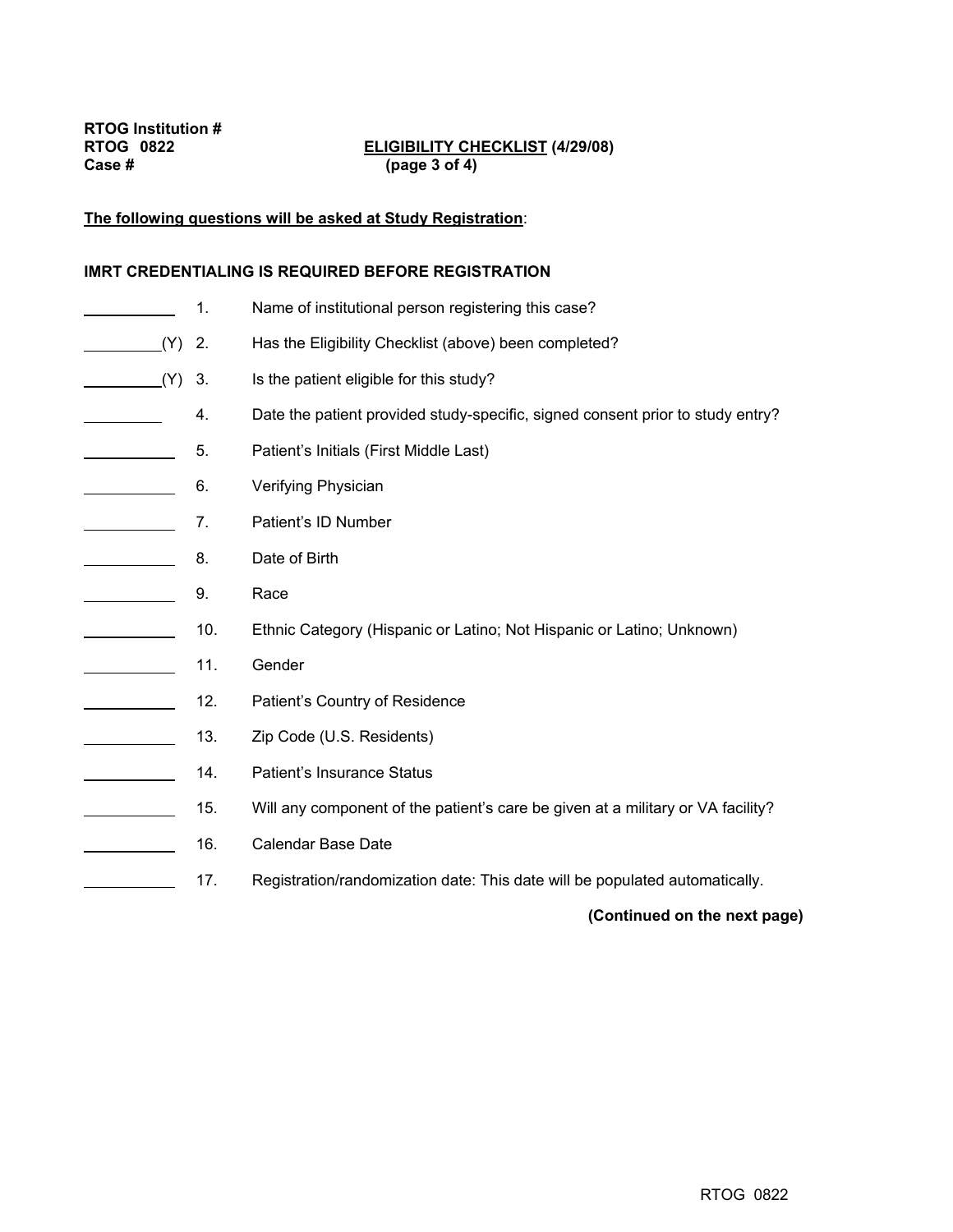RTOG Institution #
RTOG 0822
Case #

**ELIGIBILITY CHECKLIST (4/29/08)**
**(page 3 of 4)**

**The following questions will be asked at Study Registration:**

**IMRT CREDENTIALING IS REQUIRED BEFORE REGISTRATION**

| | | |
|---|---|---|
| ______ | 1. | Name of institutional person registering this case? |
| ______(Y) | 2. | Has the Eligibility Checklist (above) been completed? |
| ______(Y) | 3. | Is the patient eligible for this study? |
| ______ | 4. | Date the patient provided study-specific, signed consent prior to study entry? |
| ______ | 5. | Patient's Initials (First Middle Last) |
| ______ | 6. | Verifying Physician |
| ______ | 7. | Patient's ID Number |
| ______ | 8. | Date of Birth |
| ______ | 9. | Race |
| ______ | 10. | Ethnic Category (Hispanic or Latino; Not Hispanic or Latino; Unknown) |
| ______ | 11. | Gender |
| ______ | 12. | Patient's Country of Residence |
| ______ | 13. | Zip Code (U.S. Residents) |
| ______ | 14. | Patient's Insurance Status |
| ______ | 15. | Will any component of the patient's care be given at a military or VA facility? |
| ______ | 16. | Calendar Base Date |
| ______ | 17. | Registration/randomization date: This date will be populated automatically. |

**(Continued on the next page)**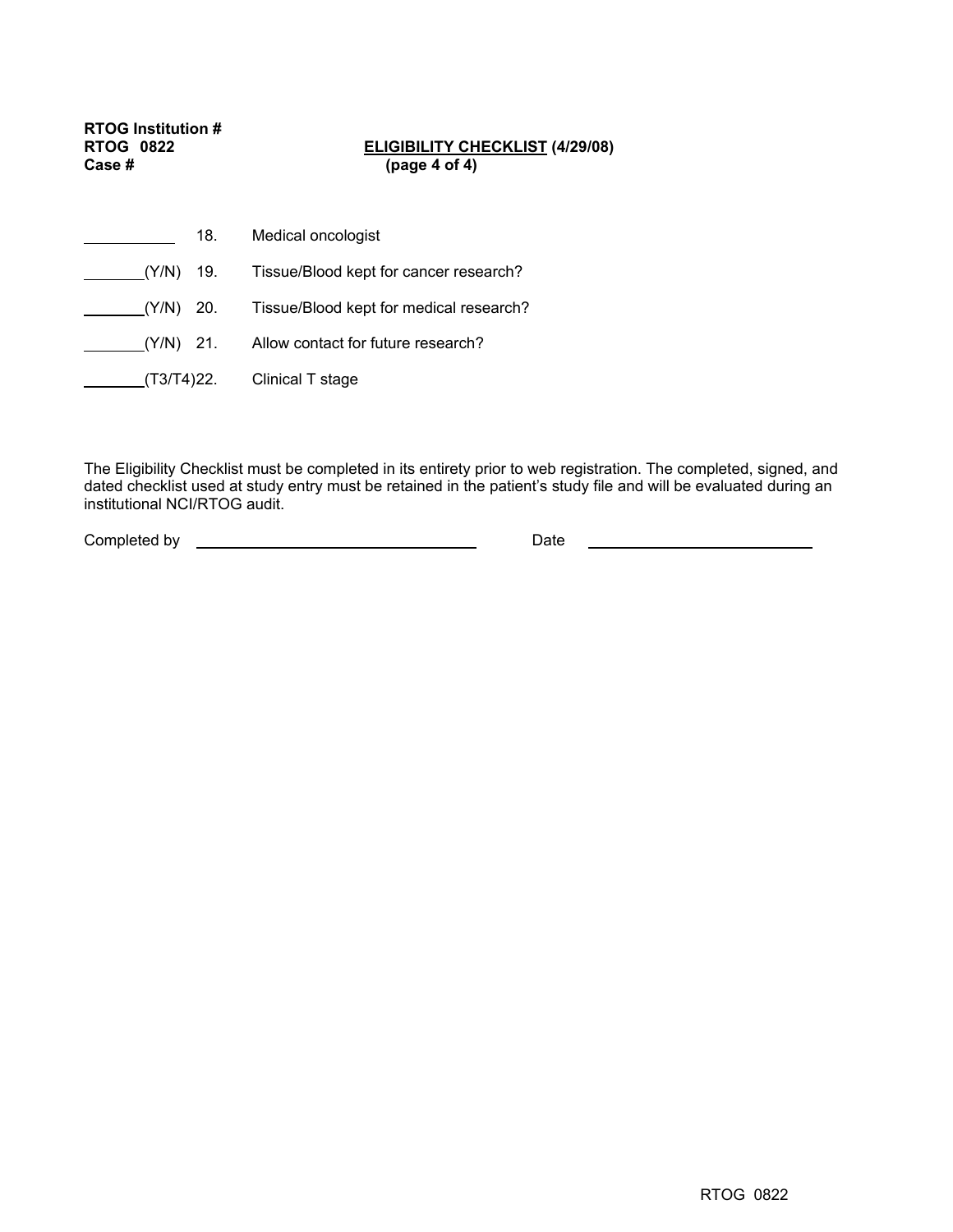**RTOG Institution #**
**RTOG 0822** **ELIGIBILITY CHECKLIST (4/29/08)**
**Case #** **(page 4 of 4)**

\_\_\_\_\_\_\_\_\_\_ 18. Medical oncologist

\_\_\_\_\_\_\_(Y/N) 19. Tissue/Blood kept for cancer research?

\_\_\_\_\_\_\_(Y/N) 20. Tissue/Blood kept for medical research?

\_\_\_\_\_\_\_(Y/N) 21. Allow contact for future research?

\_\_\_\_\_\_\_(T3/T4)22. Clinical T stage

The Eligibility Checklist must be completed in its entirety prior to web registration. The completed, signed, and dated checklist used at study entry must be retained in the patient's study file and will be evaluated during an institutional NCI/RTOG audit.

Completed by \_\_\_\_\_\_\_\_\_\_\_\_\_\_\_\_\_\_\_\_\_\_\_\_\_\_\_\_\_\_\_\_ Date \_\_\_\_\_\_\_\_\_\_\_\_\_\_\_\_\_\_\_\_\_\_\_\_\_\_\_\_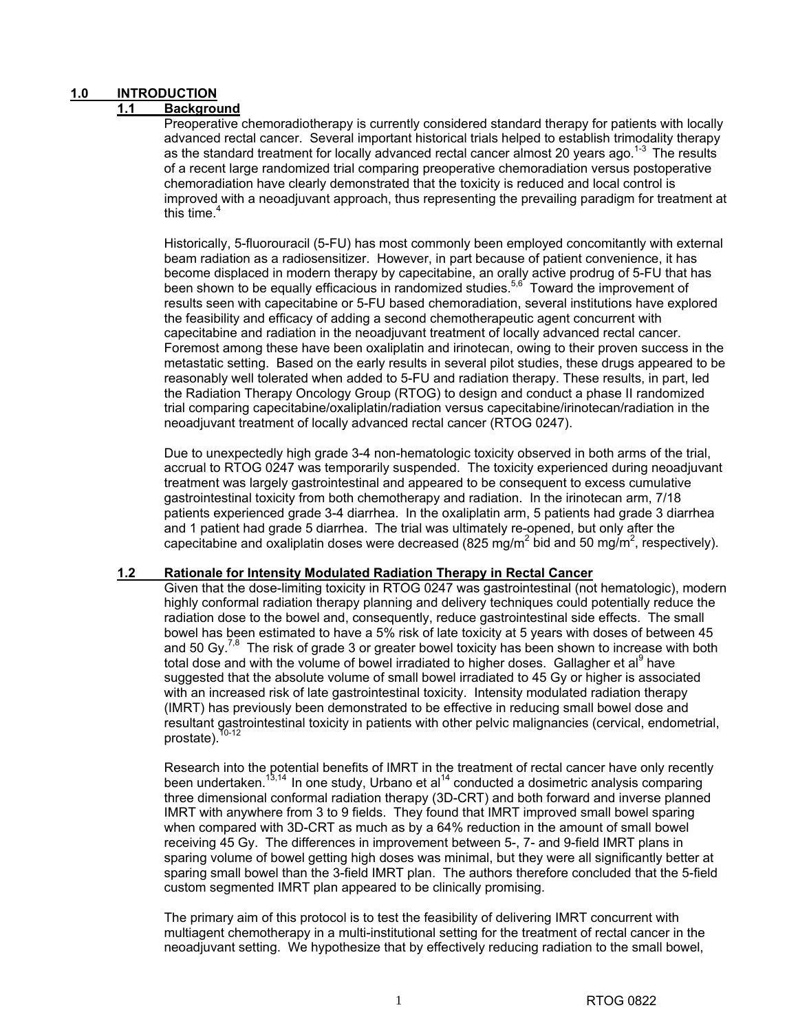# 1.0 INTRODUCTION

## 1.1 Background

Preoperative chemoradiotherapy is currently considered standard therapy for patients with locally advanced rectal cancer. Several important historical trials helped to establish trimodality therapy as the standard treatment for locally advanced rectal cancer almost 20 years ago.[1-3] The results of a recent large randomized trial comparing preoperative chemoradiation versus postoperative chemoradiation have clearly demonstrated that the toxicity is reduced and local control is improved with a neoadjuvant approach, thus representing the prevailing paradigm for treatment at this time.[4]

Historically, 5-fluorouracil (5-FU) has most commonly been employed concomitantly with external beam radiation as a radiosensitizer. However, in part because of patient convenience, it has become displaced in modern therapy by capecitabine, an orally active prodrug of 5-FU that has been shown to be equally efficacious in randomized studies.[5,6] Toward the improvement of results seen with capecitabine or 5-FU based chemoradiation, several institutions have explored the feasibility and efficacy of adding a second chemotherapeutic agent concurrent with capecitabine and radiation in the neoadjuvant treatment of locally advanced rectal cancer. Foremost among these have been oxaliplatin and irinotecan, owing to their proven success in the metastatic setting. Based on the early results in several pilot studies, these drugs appeared to be reasonably well tolerated when added to 5-FU and radiation therapy. These results, in part, led the Radiation Therapy Oncology Group (RTOG) to design and conduct a phase II randomized trial comparing capecitabine/oxaliplatin/radiation versus capecitabine/irinotecan/radiation in the neoadjuvant treatment of locally advanced rectal cancer (RTOG 0247).

Due to unexpectedly high grade 3-4 non-hematologic toxicity observed in both arms of the trial, accrual to RTOG 0247 was temporarily suspended. The toxicity experienced during neoadjuvant treatment was largely gastrointestinal and appeared to be consequent to excess cumulative gastrointestinal toxicity from both chemotherapy and radiation. In the irinotecan arm, 7/18 patients experienced grade 3-4 diarrhea. In the oxaliplatin arm, 5 patients had grade 3 diarrhea and 1 patient had grade 5 diarrhea. The trial was ultimately re-opened, but only after the capecitabine and oxaliplatin doses were decreased (825 mg/m$^2$ bid and 50 mg/m$^2$, respectively).

## 1.2 Rationale for Intensity Modulated Radiation Therapy in Rectal Cancer

Given that the dose-limiting toxicity in RTOG 0247 was gastrointestinal (not hematologic), modern highly conformal radiation therapy planning and delivery techniques could potentially reduce the radiation dose to the bowel and, consequently, reduce gastrointestinal side effects. The small bowel has been estimated to have a 5% risk of late toxicity at 5 years with doses of between 45 and 50 Gy.[7,8] The risk of grade 3 or greater bowel toxicity has been shown to increase with both total dose and with the volume of bowel irradiated to higher doses. Gallagher et al[9] have suggested that the absolute volume of small bowel irradiated to 45 Gy or higher is associated with an increased risk of late gastrointestinal toxicity. Intensity modulated radiation therapy (IMRT) has previously been demonstrated to be effective in reducing small bowel dose and resultant gastrointestinal toxicity in patients with other pelvic malignancies (cervical, endometrial, prostate).[10-12]

Research into the potential benefits of IMRT in the treatment of rectal cancer have only recently been undertaken.[13,14] In one study, Urbano et al[14] conducted a dosimetric analysis comparing three dimensional conformal radiation therapy (3D-CRT) and both forward and inverse planned IMRT with anywhere from 3 to 9 fields. They found that IMRT improved small bowel sparing when compared with 3D-CRT as much as by a 64% reduction in the amount of small bowel receiving 45 Gy. The differences in improvement between 5-, 7- and 9-field IMRT plans in sparing volume of bowel getting high doses was minimal, but they were all significantly better at sparing small bowel than the 3-field IMRT plan. The authors therefore concluded that the 5-field custom segmented IMRT plan appeared to be clinically promising.

The primary aim of this protocol is to test the feasibility of delivering IMRT concurrent with multiagent chemotherapy in a multi-institutional setting for the treatment of rectal cancer in the neoadjuvant setting. We hypothesize that by effectively reducing radiation to the small bowel,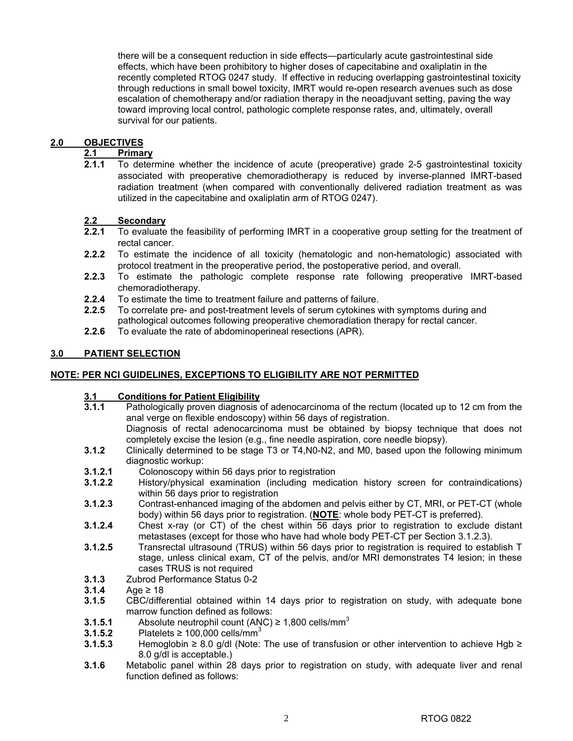there will be a consequent reduction in side effects—particularly acute gastrointestinal side effects, which have been prohibitory to higher doses of capecitabine and oxaliplatin in the recently completed RTOG 0247 study. If effective in reducing overlapping gastrointestinal toxicity through reductions in small bowel toxicity, IMRT would re-open research avenues such as dose escalation of chemotherapy and/or radiation therapy in the neoadjuvant setting, paving the way toward improving local control, pathologic complete response rates, and, ultimately, overall survival for our patients.

## 2.0 OBJECTIVES

### 2.1 Primary

**2.1.1** To determine whether the incidence of acute (preoperative) grade 2-5 gastrointestinal toxicity associated with preoperative chemoradiotherapy is reduced by inverse-planned IMRT-based radiation treatment (when compared with conventionally delivered radiation treatment as was utilized in the capecitabine and oxaliplatin arm of RTOG 0247).

### 2.2 Secondary

**2.2.1** To evaluate the feasibility of performing IMRT in a cooperative group setting for the treatment of rectal cancer.

**2.2.2** To estimate the incidence of all toxicity (hematologic and non-hematologic) associated with protocol treatment in the preoperative period, the postoperative period, and overall.

**2.2.3** To estimate the pathologic complete response rate following preoperative IMRT-based chemoradiotherapy.

**2.2.4** To estimate the time to treatment failure and patterns of failure.

**2.2.5** To correlate pre- and post-treatment levels of serum cytokines with symptoms during and pathological outcomes following preoperative chemoradiation therapy for rectal cancer.

**2.2.6** To evaluate the rate of abdominoperineal resections (APR).

## 3.0 PATIENT SELECTION

**NOTE: PER NCI GUIDELINES, EXCEPTIONS TO ELIGIBILITY ARE NOT PERMITTED**

### 3.1 Conditions for Patient Eligibility

**3.1.1** Pathologically proven diagnosis of adenocarcinoma of the rectum (located up to 12 cm from the anal verge on flexible endoscopy) within 56 days of registration.
Diagnosis of rectal adenocarcinoma must be obtained by biopsy technique that does not completely excise the lesion (e.g., fine needle aspiration, core needle biopsy).

**3.1.2** Clinically determined to be stage T3 or T4,N0-N2, and M0, based upon the following minimum diagnostic workup:

**3.1.2.1** Colonoscopy within 56 days prior to registration

**3.1.2.2** History/physical examination (including medication history screen for contraindications) within 56 days prior to registration

**3.1.2.3** Contrast-enhanced imaging of the abdomen and pelvis either by CT, MRI, or PET-CT (whole body) within 56 days prior to registration. (**NOTE**: whole body PET-CT is preferred).

**3.1.2.4** Chest x-ray (or CT) of the chest within 56 days prior to registration to exclude distant metastases (except for those who have had whole body PET-CT per Section 3.1.2.3).

**3.1.2.5** Transrectal ultrasound (TRUS) within 56 days prior to registration is required to establish T stage, unless clinical exam, CT of the pelvis, and/or MRI demonstrates T4 lesion; in these cases TRUS is not required

**3.1.3** Zubrod Performance Status 0-2

**3.1.4** Age ≥ 18

**3.1.5** CBC/differential obtained within 14 days prior to registration on study, with adequate bone marrow function defined as follows:

**3.1.5.1** Absolute neutrophil count (ANC) ≥ 1,800 cells/mm$^3$

**3.1.5.2** Platelets ≥ 100,000 cells/mm$^3$

**3.1.5.3** Hemoglobin ≥ 8.0 g/dl (Note: The use of transfusion or other intervention to achieve Hgb ≥ 8.0 g/dl is acceptable.)

**3.1.6** Metabolic panel within 28 days prior to registration on study, with adequate liver and renal function defined as follows: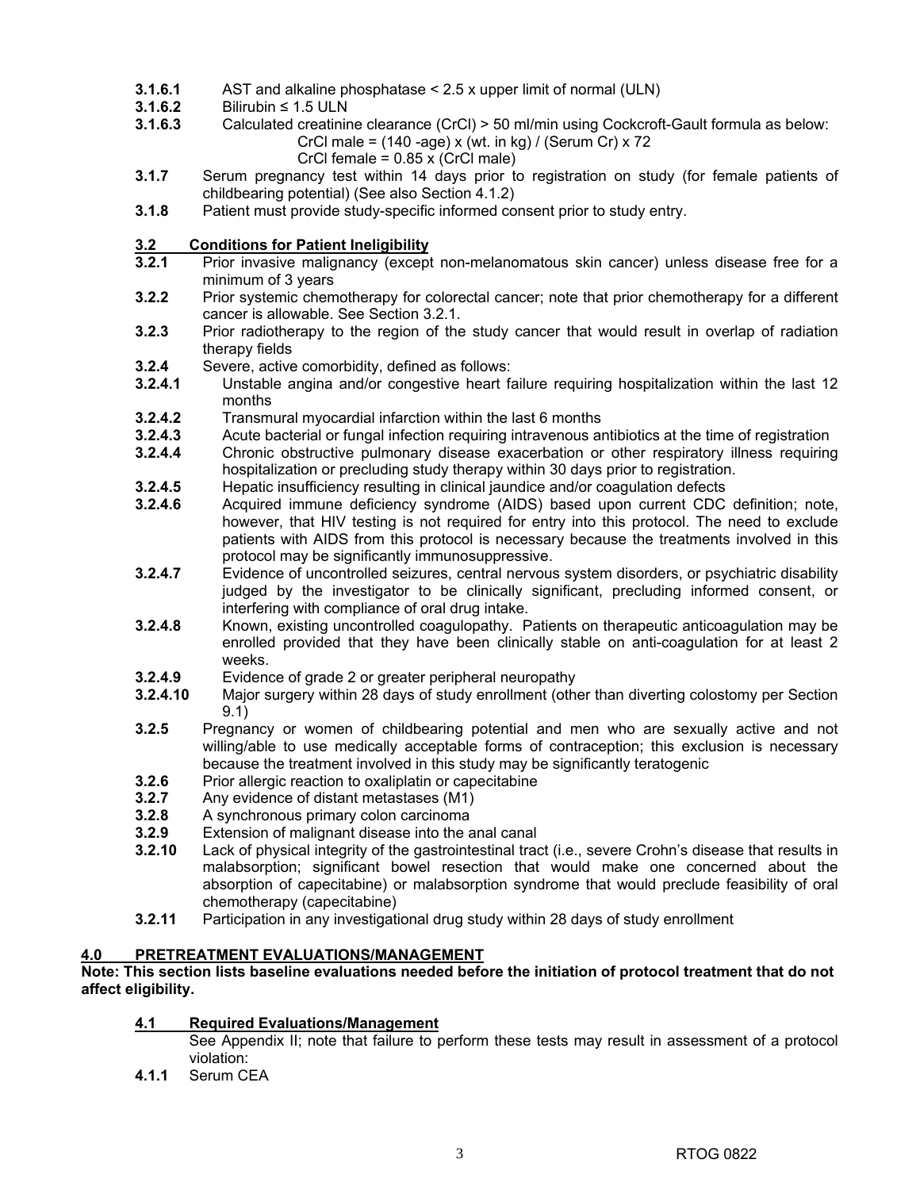**3.1.6.1** AST and alkaline phosphatase < 2.5 x upper limit of normal (ULN)

**3.1.6.2** Bilirubin ≤ 1.5 ULN

**3.1.6.3** Calculated creatinine clearance (CrCl) > 50 ml/min using Cockcroft-Gault formula as below:

CrCl male = (140 -age) x (wt. in kg) / (Serum Cr) x 72

CrCl female = 0.85 x (CrCl male)

**3.1.7** Serum pregnancy test within 14 days prior to registration on study (for female patients of childbearing potential) (See also Section 4.1.2)

**3.1.8** Patient must provide study-specific informed consent prior to study entry.

## 3.2 Conditions for Patient Ineligibility

**3.2.1** Prior invasive malignancy (except non-melanomatous skin cancer) unless disease free for a minimum of 3 years

**3.2.2** Prior systemic chemotherapy for colorectal cancer; note that prior chemotherapy for a different cancer is allowable. See Section 3.2.1.

**3.2.3** Prior radiotherapy to the region of the study cancer that would result in overlap of radiation therapy fields

**3.2.4** Severe, active comorbidity, defined as follows:

**3.2.4.1** Unstable angina and/or congestive heart failure requiring hospitalization within the last 12 months

**3.2.4.2** Transmural myocardial infarction within the last 6 months

**3.2.4.3** Acute bacterial or fungal infection requiring intravenous antibiotics at the time of registration

**3.2.4.4** Chronic obstructive pulmonary disease exacerbation or other respiratory illness requiring hospitalization or precluding study therapy within 30 days prior to registration.

**3.2.4.5** Hepatic insufficiency resulting in clinical jaundice and/or coagulation defects

**3.2.4.6** Acquired immune deficiency syndrome (AIDS) based upon current CDC definition; note, however, that HIV testing is not required for entry into this protocol. The need to exclude patients with AIDS from this protocol is necessary because the treatments involved in this protocol may be significantly immunosuppressive.

**3.2.4.7** Evidence of uncontrolled seizures, central nervous system disorders, or psychiatric disability judged by the investigator to be clinically significant, precluding informed consent, or interfering with compliance of oral drug intake.

**3.2.4.8** Known, existing uncontrolled coagulopathy. Patients on therapeutic anticoagulation may be enrolled provided that they have been clinically stable on anti-coagulation for at least 2 weeks.

**3.2.4.9** Evidence of grade 2 or greater peripheral neuropathy

**3.2.4.10** Major surgery within 28 days of study enrollment (other than diverting colostomy per Section 9.1)

**3.2.5** Pregnancy or women of childbearing potential and men who are sexually active and not willing/able to use medically acceptable forms of contraception; this exclusion is necessary because the treatment involved in this study may be significantly teratogenic

**3.2.6** Prior allergic reaction to oxaliplatin or capecitabine

**3.2.7** Any evidence of distant metastases (M1)

**3.2.8** A synchronous primary colon carcinoma

**3.2.9** Extension of malignant disease into the anal canal

**3.2.10** Lack of physical integrity of the gastrointestinal tract (i.e., severe Crohn's disease that results in malabsorption; significant bowel resection that would make one concerned about the absorption of capecitabine) or malabsorption syndrome that would preclude feasibility of oral chemotherapy (capecitabine)

**3.2.11** Participation in any investigational drug study within 28 days of study enrollment

# 4.0 PRETREATMENT EVALUATIONS/MANAGEMENT

**Note: This section lists baseline evaluations needed before the initiation of protocol treatment that do not affect eligibility.**

## 4.1 Required Evaluations/Management

See Appendix II; note that failure to perform these tests may result in assessment of a protocol violation:

**4.1.1** Serum CEA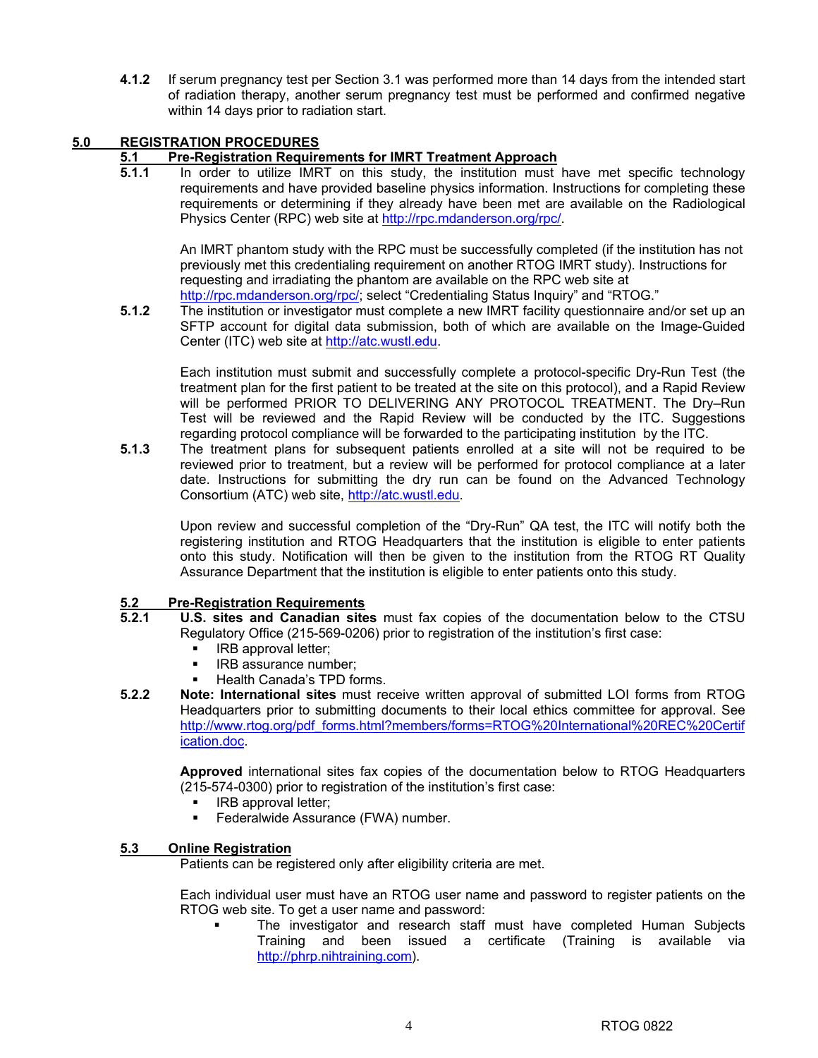**4.1.2** If serum pregnancy test per Section 3.1 was performed more than 14 days from the intended start of radiation therapy, another serum pregnancy test must be performed and confirmed negative within 14 days prior to radiation start.

## 5.0 REGISTRATION PROCEDURES

### 5.1 Pre-Registration Requirements for IMRT Treatment Approach

**5.1.1** In order to utilize IMRT on this study, the institution must have met specific technology requirements and have provided baseline physics information. Instructions for completing these requirements or determining if they already have been met are available on the Radiological Physics Center (RPC) web site at http://rpc.mdanderson.org/rpc/.

An IMRT phantom study with the RPC must be successfully completed (if the institution has not previously met this credentialing requirement on another RTOG IMRT study). Instructions for requesting and irradiating the phantom are available on the RPC web site at http://rpc.mdanderson.org/rpc/; select "Credentialing Status Inquiry" and "RTOG."

**5.1.2** The institution or investigator must complete a new IMRT facility questionnaire and/or set up an SFTP account for digital data submission, both of which are available on the Image-Guided Center (ITC) web site at http://atc.wustl.edu.

Each institution must submit and successfully complete a protocol-specific Dry-Run Test (the treatment plan for the first patient to be treated at the site on this protocol), and a Rapid Review will be performed PRIOR TO DELIVERING ANY PROTOCOL TREATMENT. The Dry–Run Test will be reviewed and the Rapid Review will be conducted by the ITC. Suggestions regarding protocol compliance will be forwarded to the participating institution by the ITC.

**5.1.3** The treatment plans for subsequent patients enrolled at a site will not be required to be reviewed prior to treatment, but a review will be performed for protocol compliance at a later date. Instructions for submitting the dry run can be found on the Advanced Technology Consortium (ATC) web site, http://atc.wustl.edu.

Upon review and successful completion of the "Dry-Run" QA test, the ITC will notify both the registering institution and RTOG Headquarters that the institution is eligible to enter patients onto this study. Notification will then be given to the institution from the RTOG RT Quality Assurance Department that the institution is eligible to enter patients onto this study.

### 5.2 Pre-Registration Requirements

**5.2.1** **U.S. sites and Canadian sites** must fax copies of the documentation below to the CTSU Regulatory Office (215-569-0206) prior to registration of the institution's first case:

- IRB approval letter;
- IRB assurance number;
- Health Canada's TPD forms.

**5.2.2** **Note: International sites** must receive written approval of submitted LOI forms from RTOG Headquarters prior to submitting documents to their local ethics committee for approval. See http://www.rtog.org/pdf_forms.html?members/forms=RTOG%20International%20REC%20Certification.doc.

**Approved** international sites fax copies of the documentation below to RTOG Headquarters (215-574-0300) prior to registration of the institution's first case:

- IRB approval letter;
- Federalwide Assurance (FWA) number.

### 5.3 Online Registration

Patients can be registered only after eligibility criteria are met.

Each individual user must have an RTOG user name and password to register patients on the RTOG web site. To get a user name and password:

- The investigator and research staff must have completed Human Subjects Training and been issued a certificate (Training is available via http://phrp.nihtraining.com).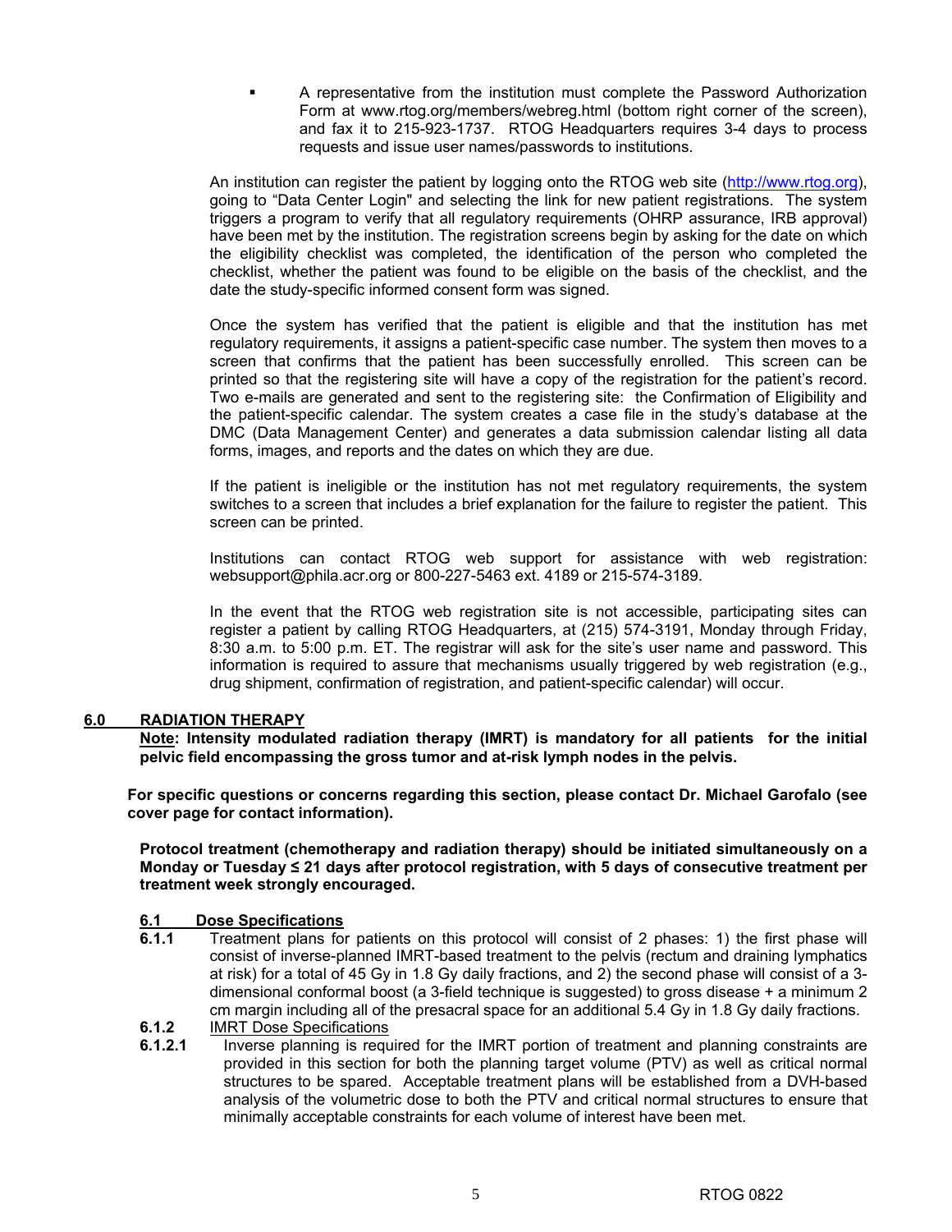- A representative from the institution must complete the Password Authorization Form at www.rtog.org/members/webreg.html (bottom right corner of the screen), and fax it to 215-923-1737. RTOG Headquarters requires 3-4 days to process requests and issue user names/passwords to institutions.

An institution can register the patient by logging onto the RTOG web site (http://www.rtog.org), going to "Data Center Login" and selecting the link for new patient registrations. The system triggers a program to verify that all regulatory requirements (OHRP assurance, IRB approval) have been met by the institution. The registration screens begin by asking for the date on which the eligibility checklist was completed, the identification of the person who completed the checklist, whether the patient was found to be eligible on the basis of the checklist, and the date the study-specific informed consent form was signed.

Once the system has verified that the patient is eligible and that the institution has met regulatory requirements, it assigns a patient-specific case number. The system then moves to a screen that confirms that the patient has been successfully enrolled. This screen can be printed so that the registering site will have a copy of the registration for the patient's record. Two e-mails are generated and sent to the registering site: the Confirmation of Eligibility and the patient-specific calendar. The system creates a case file in the study's database at the DMC (Data Management Center) and generates a data submission calendar listing all data forms, images, and reports and the dates on which they are due.

If the patient is ineligible or the institution has not met regulatory requirements, the system switches to a screen that includes a brief explanation for the failure to register the patient. This screen can be printed.

Institutions can contact RTOG web support for assistance with web registration: websupport@phila.acr.org or 800-227-5463 ext. 4189 or 215-574-3189.

In the event that the RTOG web registration site is not accessible, participating sites can register a patient by calling RTOG Headquarters, at (215) 574-3191, Monday through Friday, 8:30 a.m. to 5:00 p.m. ET. The registrar will ask for the site's user name and password. This information is required to assure that mechanisms usually triggered by web registration (e.g., drug shipment, confirmation of registration, and patient-specific calendar) will occur.

## 6.0 RADIATION THERAPY

**Note: Intensity modulated radiation therapy (IMRT) is mandatory for all patients for the initial pelvic field encompassing the gross tumor and at-risk lymph nodes in the pelvis.**

**For specific questions or concerns regarding this section, please contact Dr. Michael Garofalo (see cover page for contact information).**

**Protocol treatment (chemotherapy and radiation therapy) should be initiated simultaneously on a Monday or Tuesday ≤ 21 days after protocol registration, with 5 days of consecutive treatment per treatment week strongly encouraged.**

### 6.1 Dose Specifications

**6.1.1** Treatment plans for patients on this protocol will consist of 2 phases: 1) the first phase will consist of inverse-planned IMRT-based treatment to the pelvis (rectum and draining lymphatics at risk) for a total of 45 Gy in 1.8 Gy daily fractions, and 2) the second phase will consist of a 3-dimensional conformal boost (a 3-field technique is suggested) to gross disease + a minimum 2 cm margin including all of the presacral space for an additional 5.4 Gy in 1.8 Gy daily fractions.

**6.1.2** IMRT Dose Specifications

**6.1.2.1** Inverse planning is required for the IMRT portion of treatment and planning constraints are provided in this section for both the planning target volume (PTV) as well as critical normal structures to be spared. Acceptable treatment plans will be established from a DVH-based analysis of the volumetric dose to both the PTV and critical normal structures to ensure that minimally acceptable constraints for each volume of interest have been met.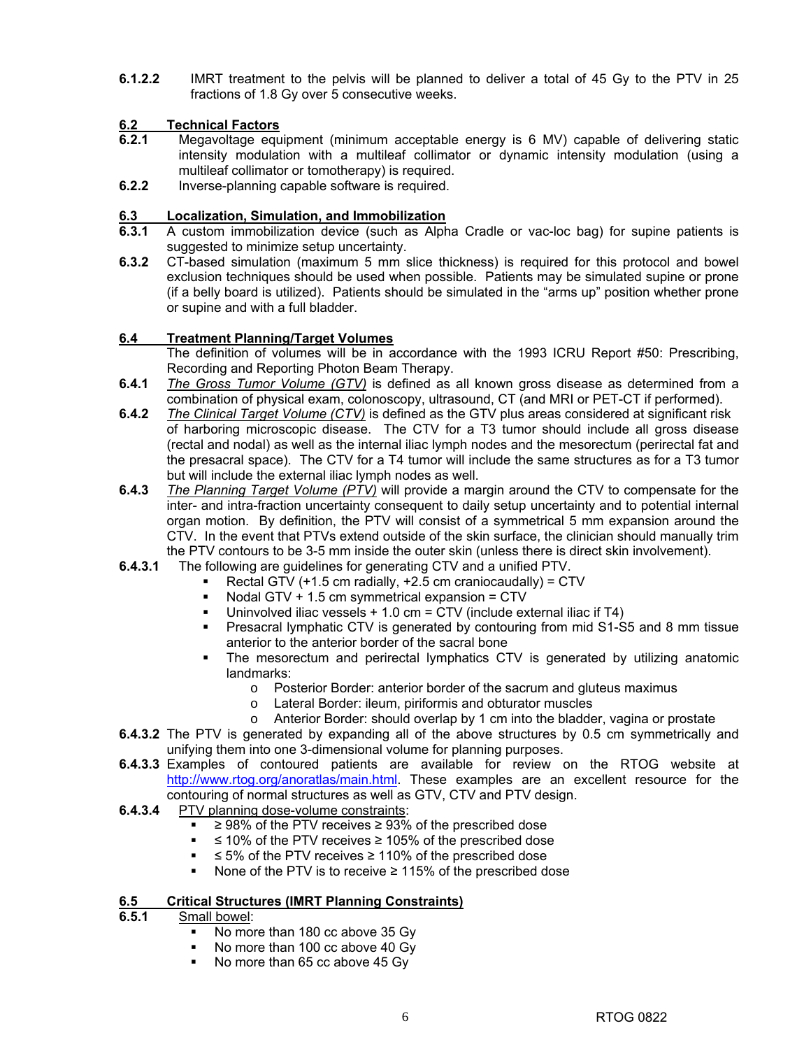**6.1.2.2** IMRT treatment to the pelvis will be planned to deliver a total of 45 Gy to the PTV in 25 fractions of 1.8 Gy over 5 consecutive weeks.

## 6.2 Technical Factors

**6.2.1** Megavoltage equipment (minimum acceptable energy is 6 MV) capable of delivering static intensity modulation with a multileaf collimator or dynamic intensity modulation (using a multileaf collimator or tomotherapy) is required.

**6.2.2** Inverse-planning capable software is required.

## 6.3 Localization, Simulation, and Immobilization

**6.3.1** A custom immobilization device (such as Alpha Cradle or vac-loc bag) for supine patients is suggested to minimize setup uncertainty.

**6.3.2** CT-based simulation (maximum 5 mm slice thickness) is required for this protocol and bowel exclusion techniques should be used when possible. Patients may be simulated supine or prone (if a belly board is utilized). Patients should be simulated in the "arms up" position whether prone or supine and with a full bladder.

## 6.4 Treatment Planning/Target Volumes

The definition of volumes will be in accordance with the 1993 ICRU Report #50: Prescribing, Recording and Reporting Photon Beam Therapy.

**6.4.1** *The Gross Tumor Volume (GTV)* is defined as all known gross disease as determined from a combination of physical exam, colonoscopy, ultrasound, CT (and MRI or PET-CT if performed).

**6.4.2** *The Clinical Target Volume (CTV)* is defined as the GTV plus areas considered at significant risk of harboring microscopic disease. The CTV for a T3 tumor should include all gross disease (rectal and nodal) as well as the internal iliac lymph nodes and the mesorectum (perirectal fat and the presacral space). The CTV for a T4 tumor will include the same structures as for a T3 tumor but will include the external iliac lymph nodes as well.

**6.4.3** *The Planning Target Volume (PTV)* will provide a margin around the CTV to compensate for the inter- and intra-fraction uncertainty consequent to daily setup uncertainty and to potential internal organ motion. By definition, the PTV will consist of a symmetrical 5 mm expansion around the CTV. In the event that PTVs extend outside of the skin surface, the clinician should manually trim the PTV contours to be 3-5 mm inside the outer skin (unless there is direct skin involvement).

**6.4.3.1** The following are guidelines for generating CTV and a unified PTV.

- Rectal GTV (+1.5 cm radially, +2.5 cm craniocaudally) = CTV
- Nodal GTV + 1.5 cm symmetrical expansion = CTV
- Uninvolved iliac vessels + 1.0 cm = CTV (include external iliac if T4)
- Presacral lymphatic CTV is generated by contouring from mid S1-S5 and 8 mm tissue anterior to the anterior border of the sacral bone
- The mesorectum and perirectal lymphatics CTV is generated by utilizing anatomic landmarks:
  - Posterior Border: anterior border of the sacrum and gluteus maximus
  - Lateral Border: ileum, piriformis and obturator muscles
  - Anterior Border: should overlap by 1 cm into the bladder, vagina or prostate

**6.4.3.2** The PTV is generated by expanding all of the above structures by 0.5 cm symmetrically and unifying them into one 3-dimensional volume for planning purposes.

**6.4.3.3** Examples of contoured patients are available for review on the RTOG website at http://www.rtog.org/anoratlas/main.html. These examples are an excellent resource for the contouring of normal structures as well as GTV, CTV and PTV design.

**6.4.3.4** PTV planning dose-volume constraints:

- ≥ 98% of the PTV receives ≥ 93% of the prescribed dose
- ≤ 10% of the PTV receives ≥ 105% of the prescribed dose
- ≤ 5% of the PTV receives ≥ 110% of the prescribed dose
- None of the PTV is to receive ≥ 115% of the prescribed dose

## 6.5 Critical Structures (IMRT Planning Constraints)

**6.5.1** Small bowel:

- No more than 180 cc above 35 Gy
- No more than 100 cc above 40 Gy
- No more than 65 cc above 45 Gy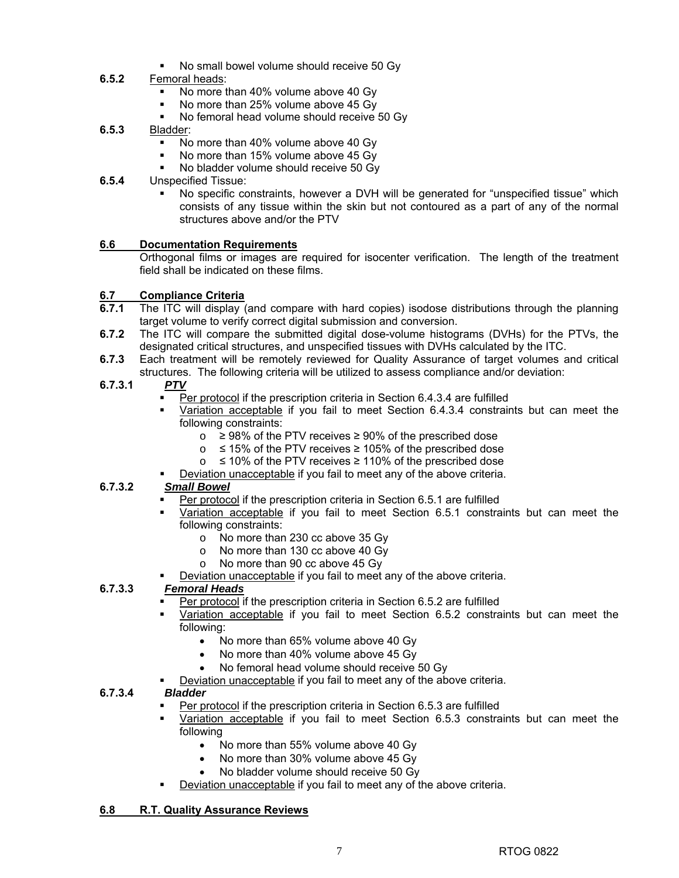- No small bowel volume should receive 50 Gy

**6.5.2** Femoral heads:

- No more than 40% volume above 40 Gy
- No more than 25% volume above 45 Gy
- No femoral head volume should receive 50 Gy

**6.5.3** Bladder:

- No more than 40% volume above 40 Gy
- No more than 15% volume above 45 Gy
- No bladder volume should receive 50 Gy

**6.5.4** Unspecified Tissue:

- No specific constraints, however a DVH will be generated for "unspecified tissue" which consists of any tissue within the skin but not contoured as a part of any of the normal structures above and/or the PTV

## 6.6 Documentation Requirements

Orthogonal films or images are required for isocenter verification. The length of the treatment field shall be indicated on these films.

## 6.7 Compliance Criteria

**6.7.1** The ITC will display (and compare with hard copies) isodose distributions through the planning target volume to verify correct digital submission and conversion.

**6.7.2** The ITC will compare the submitted digital dose-volume histograms (DVHs) for the PTVs, the designated critical structures, and unspecified tissues with DVHs calculated by the ITC.

**6.7.3** Each treatment will be remotely reviewed for Quality Assurance of target volumes and critical structures. The following criteria will be utilized to assess compliance and/or deviation:

**6.7.3.1** ***PTV***

- Per protocol if the prescription criteria in Section 6.4.3.4 are fulfilled
- Variation acceptable if you fail to meet Section 6.4.3.4 constraints but can meet the following constraints:
  - ≥ 98% of the PTV receives ≥ 90% of the prescribed dose
  - ≤ 15% of the PTV receives ≥ 105% of the prescribed dose
  - ≤ 10% of the PTV receives ≥ 110% of the prescribed dose
- Deviation unacceptable if you fail to meet any of the above criteria.

**6.7.3.2** ***Small Bowel***

- Per protocol if the prescription criteria in Section 6.5.1 are fulfilled
- Variation acceptable if you fail to meet Section 6.5.1 constraints but can meet the following constraints:
  - No more than 230 cc above 35 Gy
  - No more than 130 cc above 40 Gy
  - No more than 90 cc above 45 Gy
- Deviation unacceptable if you fail to meet any of the above criteria.

**6.7.3.3** ***Femoral Heads***

- Per protocol if the prescription criteria in Section 6.5.2 are fulfilled
- Variation acceptable if you fail to meet Section 6.5.2 constraints but can meet the following:
  - No more than 65% volume above 40 Gy
  - No more than 40% volume above 45 Gy
  - No femoral head volume should receive 50 Gy
- Deviation unacceptable if you fail to meet any of the above criteria.

**6.7.3.4** ***Bladder***

- Per protocol if the prescription criteria in Section 6.5.3 are fulfilled
- Variation acceptable if you fail to meet Section 6.5.3 constraints but can meet the following
  - No more than 55% volume above 40 Gy
  - No more than 30% volume above 45 Gy
  - No bladder volume should receive 50 Gy
- Deviation unacceptable if you fail to meet any of the above criteria.

## 6.8 R.T. Quality Assurance Reviews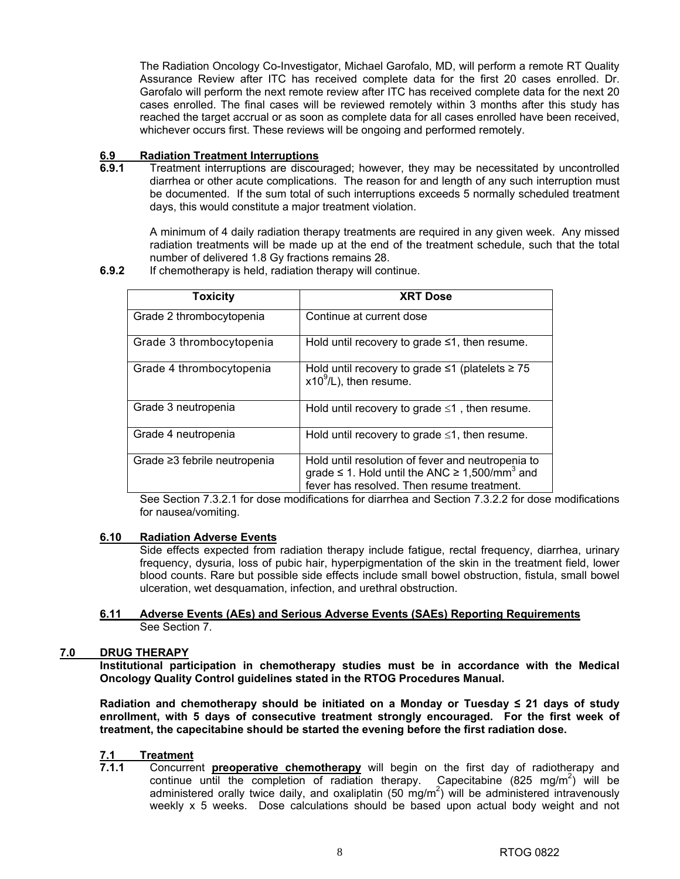The Radiation Oncology Co-Investigator, Michael Garofalo, MD, will perform a remote RT Quality Assurance Review after ITC has received complete data for the first 20 cases enrolled. Dr. Garofalo will perform the next remote review after ITC has received complete data for the next 20 cases enrolled. The final cases will be reviewed remotely within 3 months after this study has reached the target accrual or as soon as complete data for all cases enrolled have been received, whichever occurs first. These reviews will be ongoing and performed remotely.

## 6.9 Radiation Treatment Interruptions

**6.9.1** Treatment interruptions are discouraged; however, they may be necessitated by uncontrolled diarrhea or other acute complications. The reason for and length of any such interruption must be documented. If the sum total of such interruptions exceeds 5 normally scheduled treatment days, this would constitute a major treatment violation.

A minimum of 4 daily radiation therapy treatments are required in any given week. Any missed radiation treatments will be made up at the end of the treatment schedule, such that the total number of delivered 1.8 Gy fractions remains 28.

**6.9.2** If chemotherapy is held, radiation therapy will continue.

| Toxicity | XRT Dose |
|---|---|
| Grade 2 thrombocytopenia | Continue at current dose |
| Grade 3 thrombocytopenia | Hold until recovery to grade ≤1, then resume. |
| Grade 4 thrombocytopenia | Hold until recovery to grade ≤1 (platelets ≥ 75 $x10^9$/L), then resume. |
| Grade 3 neutropenia | Hold until recovery to grade ≤1 , then resume. |
| Grade 4 neutropenia | Hold until recovery to grade ≤1, then resume. |
| Grade ≥3 febrile neutropenia | Hold until resolution of fever and neutropenia to grade ≤ 1. Hold until the ANC ≥ 1,500/$mm^3$ and fever has resolved. Then resume treatment. |

See Section 7.3.2.1 for dose modifications for diarrhea and Section 7.3.2.2 for dose modifications for nausea/vomiting.

## 6.10 Radiation Adverse Events

Side effects expected from radiation therapy include fatigue, rectal frequency, diarrhea, urinary frequency, dysuria, loss of pubic hair, hyperpigmentation of the skin in the treatment field, lower blood counts. Rare but possible side effects include small bowel obstruction, fistula, small bowel ulceration, wet desquamation, infection, and urethral obstruction.

## 6.11 Adverse Events (AEs) and Serious Adverse Events (SAEs) Reporting Requirements

See Section 7.

# 7.0 DRUG THERAPY

**Institutional participation in chemotherapy studies must be in accordance with the Medical Oncology Quality Control guidelines stated in the RTOG Procedures Manual.**

**Radiation and chemotherapy should be initiated on a Monday or Tuesday ≤ 21 days of study enrollment, with 5 days of consecutive treatment strongly encouraged. For the first week of treatment, the capecitabine should be started the evening before the first radiation dose.**

## 7.1 Treatment

**7.1.1** Concurrent **preoperative chemotherapy** will begin on the first day of radiotherapy and continue until the completion of radiation therapy. Capecitabine (825 mg/$m^2$) will be administered orally twice daily, and oxaliplatin (50 mg/$m^2$) will be administered intravenously weekly x 5 weeks. Dose calculations should be based upon actual body weight and not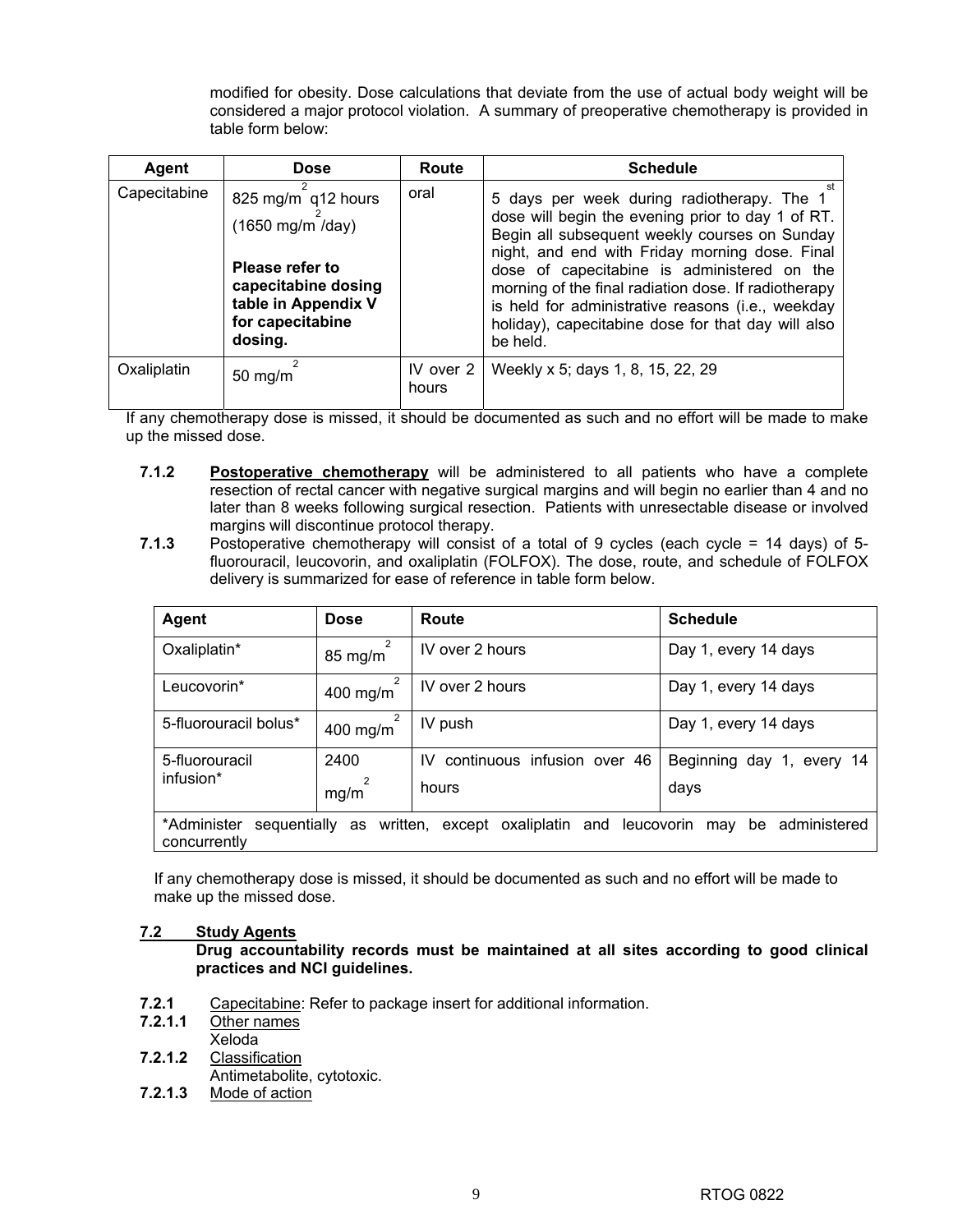modified for obesity. Dose calculations that deviate from the use of actual body weight will be considered a major protocol violation. A summary of preoperative chemotherapy is provided in table form below:

| Agent | Dose | Route | Schedule |
|---|---|---|---|
| Capecitabine | 825 mg/$m^2$ q12 hours (1650 mg/$m^2$/day)<br><br>**Please refer to capecitabine dosing table in Appendix V for capecitabine dosing.** | oral | 5 days per week during radiotherapy. The 1st dose will begin the evening prior to day 1 of RT. Begin all subsequent weekly courses on Sunday night, and end with Friday morning dose. Final dose of capecitabine is administered on the morning of the final radiation dose. If radiotherapy is held for administrative reasons (i.e., weekday holiday), capecitabine dose for that day will also be held. |
| Oxaliplatin | 50 mg/$m^2$ | IV over 2 hours | Weekly x 5; days 1, 8, 15, 22, 29 |

If any chemotherapy dose is missed, it should be documented as such and no effort will be made to make up the missed dose.

**7.1.2** **Postoperative chemotherapy** will be administered to all patients who have a complete resection of rectal cancer with negative surgical margins and will begin no earlier than 4 and no later than 8 weeks following surgical resection. Patients with unresectable disease or involved margins will discontinue protocol therapy.

**7.1.3** Postoperative chemotherapy will consist of a total of 9 cycles (each cycle = 14 days) of 5-fluorouracil, leucovorin, and oxaliplatin (FOLFOX). The dose, route, and schedule of FOLFOX delivery is summarized for ease of reference in table form below.

| Agent | Dose | Route | Schedule |
|---|---|---|---|
| Oxaliplatin* | 85 mg/$m^2$ | IV over 2 hours | Day 1, every 14 days |
| Leucovorin* | 400 mg/$m^2$ | IV over 2 hours | Day 1, every 14 days |
| 5-fluorouracil bolus* | 400 mg/$m^2$ | IV push | Day 1, every 14 days |
| 5-fluorouracil infusion* | 2400 mg/$m^2$ | IV continuous infusion over 46 hours | Beginning day 1, every 14 days |
| *Administer sequentially as written, except oxaliplatin and leucovorin may be administered concurrently | | | |

If any chemotherapy dose is missed, it should be documented as such and no effort will be made to make up the missed dose.

## 7.2 Study Agents

**Drug accountability records must be maintained at all sites according to good clinical practices and NCI guidelines.**

**7.2.1** Capecitabine: Refer to package insert for additional information.

**7.2.1.1** Other names
Xeloda

**7.2.1.2** Classification
Antimetabolite, cytotoxic.

**7.2.1.3** Mode of action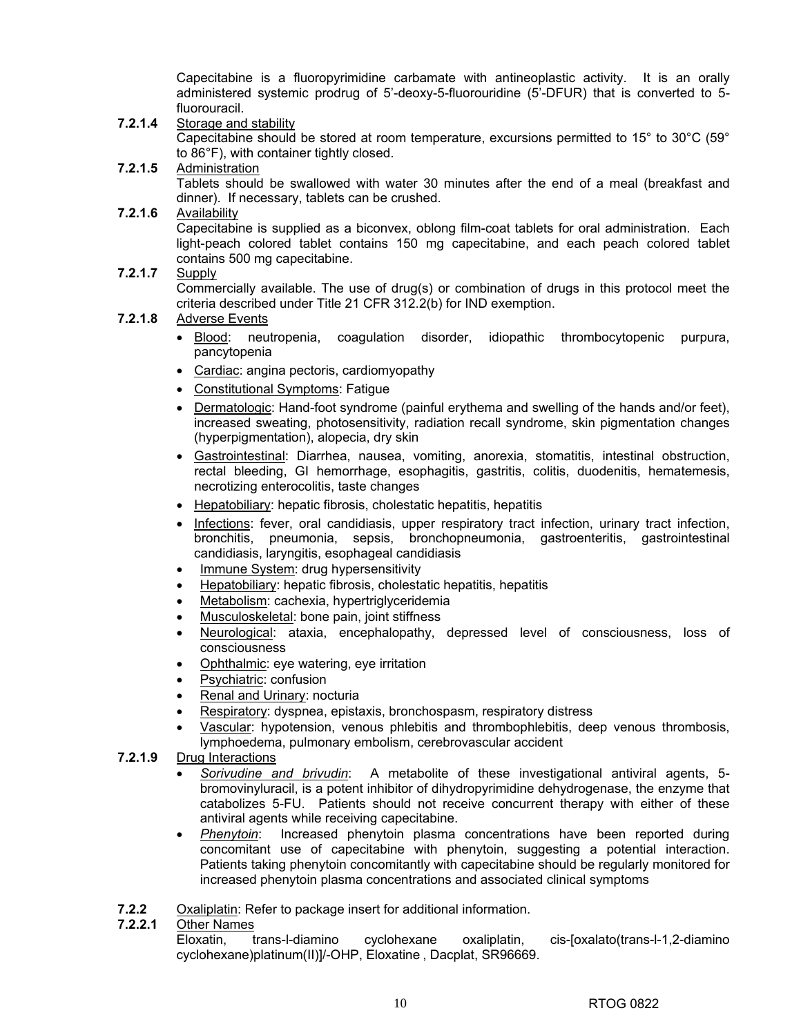Capecitabine is a fluoropyrimidine carbamate with antineoplastic activity. It is an orally administered systemic prodrug of 5'-deoxy-5-fluorouridine (5'-DFUR) that is converted to 5-fluorouracil.

**7.2.1.4** Storage and stability

Capecitabine should be stored at room temperature, excursions permitted to 15° to 30°C (59° to 86°F), with container tightly closed.

**7.2.1.5** Administration

Tablets should be swallowed with water 30 minutes after the end of a meal (breakfast and dinner). If necessary, tablets can be crushed.

**7.2.1.6** Availability

Capecitabine is supplied as a biconvex, oblong film-coat tablets for oral administration. Each light-peach colored tablet contains 150 mg capecitabine, and each peach colored tablet contains 500 mg capecitabine.

**7.2.1.7** Supply

Commercially available. The use of drug(s) or combination of drugs in this protocol meet the criteria described under Title 21 CFR 312.2(b) for IND exemption.

**7.2.1.8** Adverse Events

- Blood: neutropenia, coagulation disorder, idiopathic thrombocytopenic purpura, pancytopenia
- Cardiac: angina pectoris, cardiomyopathy
- Constitutional Symptoms: Fatigue
- Dermatologic: Hand-foot syndrome (painful erythema and swelling of the hands and/or feet), increased sweating, photosensitivity, radiation recall syndrome, skin pigmentation changes (hyperpigmentation), alopecia, dry skin
- Gastrointestinal: Diarrhea, nausea, vomiting, anorexia, stomatitis, intestinal obstruction, rectal bleeding, GI hemorrhage, esophagitis, gastritis, colitis, duodenitis, hematemesis, necrotizing enterocolitis, taste changes
- Hepatobiliary: hepatic fibrosis, cholestatic hepatitis, hepatitis
- Infections: fever, oral candidiasis, upper respiratory tract infection, urinary tract infection, bronchitis, pneumonia, sepsis, bronchopneumonia, gastroenteritis, gastrointestinal candidiasis, laryngitis, esophageal candidiasis
- Immune System: drug hypersensitivity
- Hepatobiliary: hepatic fibrosis, cholestatic hepatitis, hepatitis
- Metabolism: cachexia, hypertriglyceridemia
- Musculoskeletal: bone pain, joint stiffness
- Neurological: ataxia, encephalopathy, depressed level of consciousness, loss of consciousness
- Ophthalmic: eye watering, eye irritation
- Psychiatric: confusion
- Renal and Urinary: nocturia
- Respiratory: dyspnea, epistaxis, bronchospasm, respiratory distress
- Vascular: hypotension, venous phlebitis and thrombophlebitis, deep venous thrombosis, lymphoedema, pulmonary embolism, cerebrovascular accident

**7.2.1.9** Drug Interactions

- *Sorivudine and brivudin*: A metabolite of these investigational antiviral agents, 5-bromovinyluracil, is a potent inhibitor of dihydropyrimidine dehydrogenase, the enzyme that catabolizes 5-FU. Patients should not receive concurrent therapy with either of these antiviral agents while receiving capecitabine.
- *Phenytoin*: Increased phenytoin plasma concentrations have been reported during concomitant use of capecitabine with phenytoin, suggesting a potential interaction. Patients taking phenytoin concomitantly with capecitabine should be regularly monitored for increased phenytoin plasma concentrations and associated clinical symptoms

**7.2.2** Oxaliplatin: Refer to package insert for additional information.

**7.2.2.1** Other Names

Eloxatin, trans-l-diamino cyclohexane oxaliplatin, cis-[oxalato(trans-l-1,2-diamino cyclohexane)platinum(II)]/-OHP, Eloxatine , Dacplat, SR96669.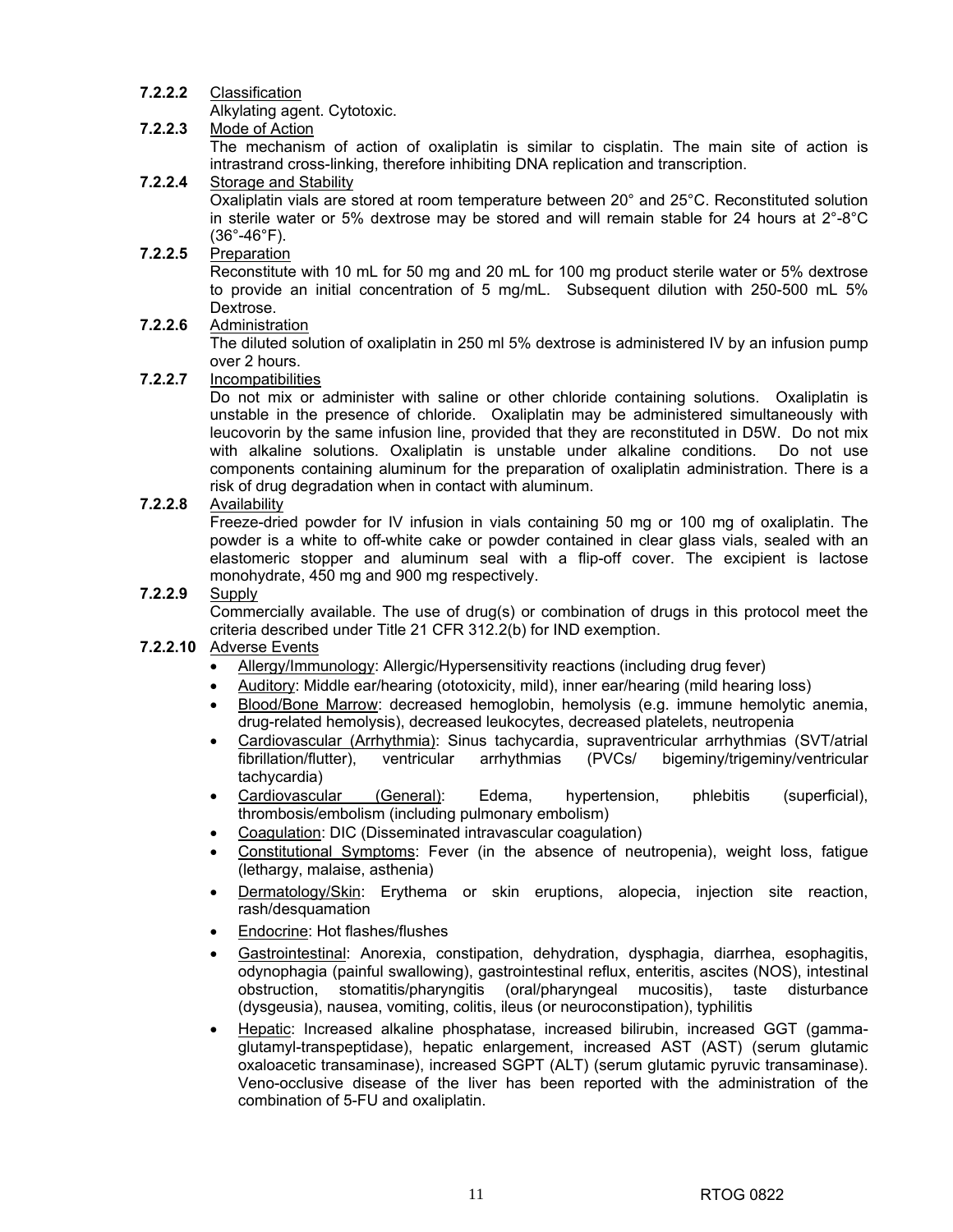**7.2.2.2** Classification

Alkylating agent. Cytotoxic.

**7.2.2.3** Mode of Action

The mechanism of action of oxaliplatin is similar to cisplatin. The main site of action is intrastrand cross-linking, therefore inhibiting DNA replication and transcription.

**7.2.2.4** Storage and Stability

Oxaliplatin vials are stored at room temperature between 20° and 25°C. Reconstituted solution in sterile water or 5% dextrose may be stored and will remain stable for 24 hours at 2°-8°C (36°-46°F).

**7.2.2.5** Preparation

Reconstitute with 10 mL for 50 mg and 20 mL for 100 mg product sterile water or 5% dextrose to provide an initial concentration of 5 mg/mL. Subsequent dilution with 250-500 mL 5% Dextrose.

**7.2.2.6** Administration

The diluted solution of oxaliplatin in 250 ml 5% dextrose is administered IV by an infusion pump over 2 hours.

**7.2.2.7** Incompatibilities

Do not mix or administer with saline or other chloride containing solutions. Oxaliplatin is unstable in the presence of chloride. Oxaliplatin may be administered simultaneously with leucovorin by the same infusion line, provided that they are reconstituted in D5W. Do not mix with alkaline solutions. Oxaliplatin is unstable under alkaline conditions. Do not use components containing aluminum for the preparation of oxaliplatin administration. There is a risk of drug degradation when in contact with aluminum.

**7.2.2.8** Availability

Freeze-dried powder for IV infusion in vials containing 50 mg or 100 mg of oxaliplatin. The powder is a white to off-white cake or powder contained in clear glass vials, sealed with an elastomeric stopper and aluminum seal with a flip-off cover. The excipient is lactose monohydrate, 450 mg and 900 mg respectively.

**7.2.2.9** Supply

Commercially available. The use of drug(s) or combination of drugs in this protocol meet the criteria described under Title 21 CFR 312.2(b) for IND exemption.

**7.2.2.10** Adverse Events

- Allergy/Immunology: Allergic/Hypersensitivity reactions (including drug fever)
- Auditory: Middle ear/hearing (ototoxicity, mild), inner ear/hearing (mild hearing loss)
- Blood/Bone Marrow: decreased hemoglobin, hemolysis (e.g. immune hemolytic anemia, drug-related hemolysis), decreased leukocytes, decreased platelets, neutropenia
- Cardiovascular (Arrhythmia): Sinus tachycardia, supraventricular arrhythmias (SVT/atrial fibrillation/flutter), ventricular arrhythmias (PVCs/ bigeminy/trigeminy/ventricular tachycardia)
- Cardiovascular (General): Edema, hypertension, phlebitis (superficial), thrombosis/embolism (including pulmonary embolism)
- Coagulation: DIC (Disseminated intravascular coagulation)
- Constitutional Symptoms: Fever (in the absence of neutropenia), weight loss, fatigue (lethargy, malaise, asthenia)
- Dermatology/Skin: Erythema or skin eruptions, alopecia, injection site reaction, rash/desquamation
- Endocrine: Hot flashes/flushes
- Gastrointestinal: Anorexia, constipation, dehydration, dysphagia, diarrhea, esophagitis, odynophagia (painful swallowing), gastrointestinal reflux, enteritis, ascites (NOS), intestinal obstruction, stomatitis/pharyngitis (oral/pharyngeal mucositis), taste disturbance (dysgeusia), nausea, vomiting, colitis, ileus (or neuroconstipation), typhilitis
- Hepatic: Increased alkaline phosphatase, increased bilirubin, increased GGT (gamma-glutamyl-transpeptidase), hepatic enlargement, increased AST (AST) (serum glutamic oxaloacetic transaminase), increased SGPT (ALT) (serum glutamic pyruvic transaminase). Veno-occlusive disease of the liver has been reported with the administration of the combination of 5-FU and oxaliplatin.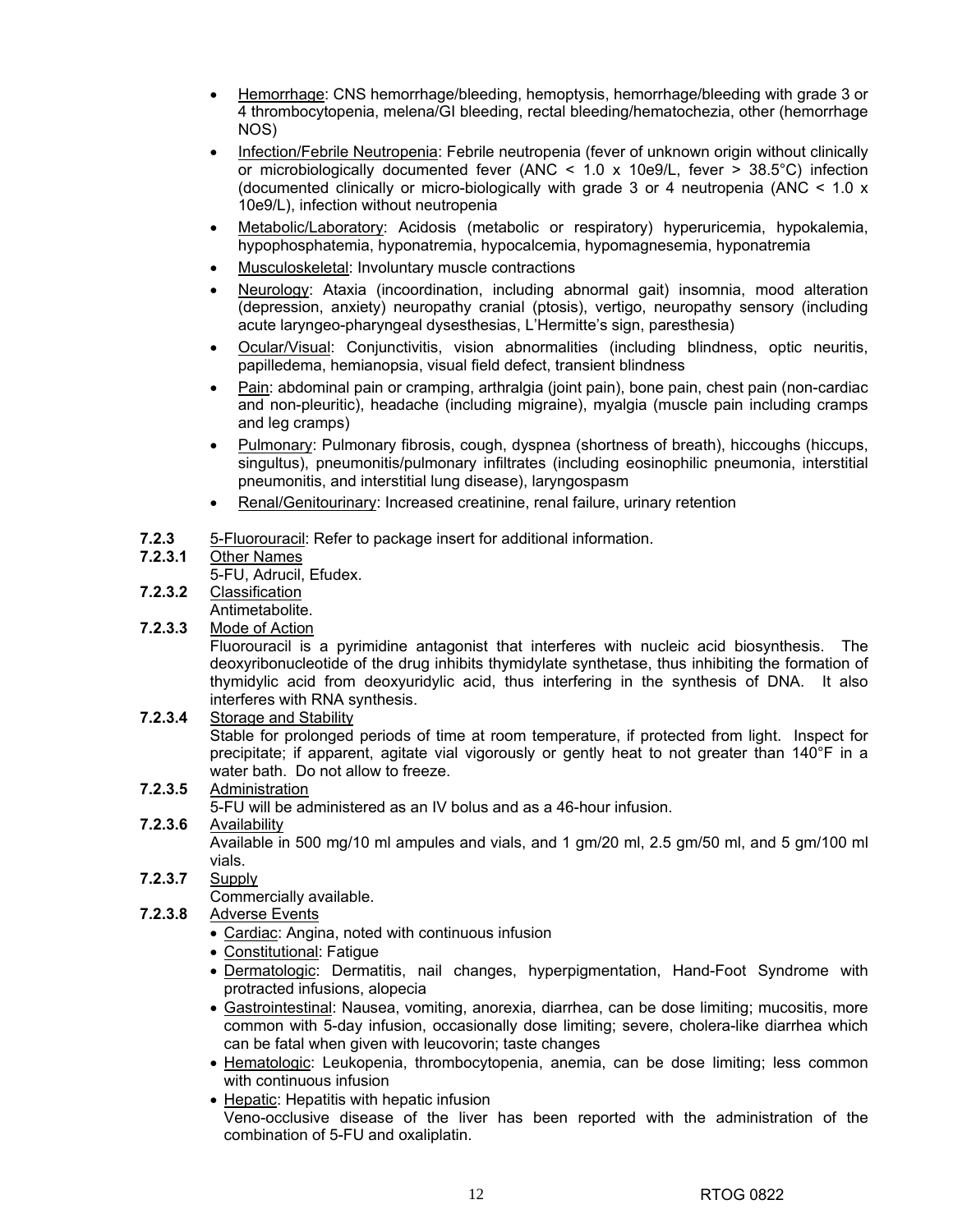- Hemorrhage: CNS hemorrhage/bleeding, hemoptysis, hemorrhage/bleeding with grade 3 or 4 thrombocytopenia, melena/GI bleeding, rectal bleeding/hematochezia, other (hemorrhage NOS)
- Infection/Febrile Neutropenia: Febrile neutropenia (fever of unknown origin without clinically or microbiologically documented fever (ANC < 1.0 x 10e9/L, fever > 38.5°C) infection (documented clinically or micro-biologically with grade 3 or 4 neutropenia (ANC < 1.0 x 10e9/L), infection without neutropenia
- Metabolic/Laboratory: Acidosis (metabolic or respiratory) hyperuricemia, hypokalemia, hypophosphatemia, hyponatremia, hypocalcemia, hypomagnesemia, hyponatremia
- Musculoskeletal: Involuntary muscle contractions
- Neurology: Ataxia (incoordination, including abnormal gait) insomnia, mood alteration (depression, anxiety) neuropathy cranial (ptosis), vertigo, neuropathy sensory (including acute laryngeo-pharyngeal dysesthesias, L'Hermitte's sign, paresthesia)
- Ocular/Visual: Conjunctivitis, vision abnormalities (including blindness, optic neuritis, papilledema, hemianopsia, visual field defect, transient blindness
- Pain: abdominal pain or cramping, arthralgia (joint pain), bone pain, chest pain (non-cardiac and non-pleuritic), headache (including migraine), myalgia (muscle pain including cramps and leg cramps)
- Pulmonary: Pulmonary fibrosis, cough, dyspnea (shortness of breath), hiccoughs (hiccups, singultus), pneumonitis/pulmonary infiltrates (including eosinophilic pneumonia, interstitial pneumonitis, and interstitial lung disease), laryngospasm
- Renal/Genitourinary: Increased creatinine, renal failure, urinary retention

**7.2.3** 5-Fluorouracil: Refer to package insert for additional information.

**7.2.3.1** Other Names

5-FU, Adrucil, Efudex.

**7.2.3.2** Classification

Antimetabolite.

**7.2.3.3** Mode of Action

Fluorouracil is a pyrimidine antagonist that interferes with nucleic acid biosynthesis. The deoxyribonucleotide of the drug inhibits thymidylate synthetase, thus inhibiting the formation of thymidylic acid from deoxyuridylic acid, thus interfering in the synthesis of DNA. It also interferes with RNA synthesis.

**7.2.3.4** Storage and Stability

Stable for prolonged periods of time at room temperature, if protected from light. Inspect for precipitate; if apparent, agitate vial vigorously or gently heat to not greater than 140°F in a water bath. Do not allow to freeze.

**7.2.3.5** Administration

5-FU will be administered as an IV bolus and as a 46-hour infusion.

**7.2.3.6** Availability

Available in 500 mg/10 ml ampules and vials, and 1 gm/20 ml, 2.5 gm/50 ml, and 5 gm/100 ml vials.

**7.2.3.7** Supply

Commercially available.

**7.2.3.8** Adverse Events

- Cardiac: Angina, noted with continuous infusion
- Constitutional: Fatigue
- Dermatologic: Dermatitis, nail changes, hyperpigmentation, Hand-Foot Syndrome with protracted infusions, alopecia
- Gastrointestinal: Nausea, vomiting, anorexia, diarrhea, can be dose limiting; mucositis, more common with 5-day infusion, occasionally dose limiting; severe, cholera-like diarrhea which can be fatal when given with leucovorin; taste changes
- Hematologic: Leukopenia, thrombocytopenia, anemia, can be dose limiting; less common with continuous infusion
- Hepatic: Hepatitis with hepatic infusion

  Veno-occlusive disease of the liver has been reported with the administration of the combination of 5-FU and oxaliplatin.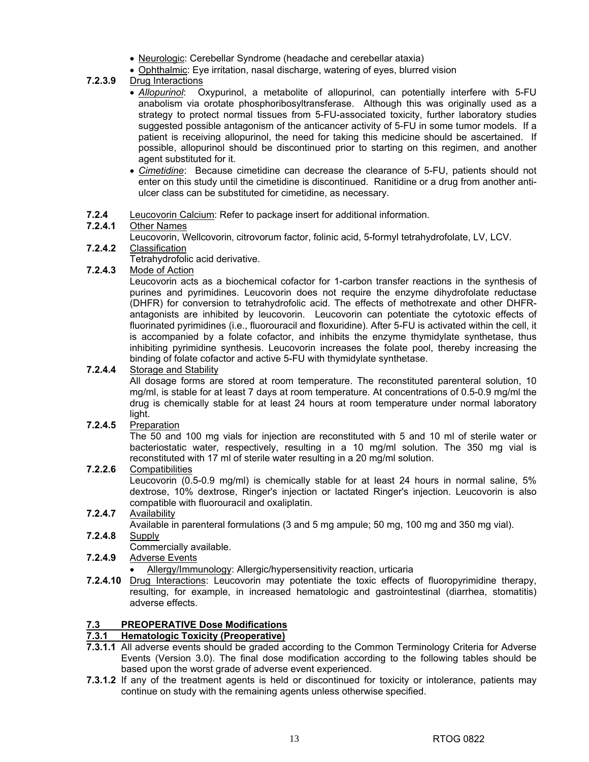- Neurologic: Cerebellar Syndrome (headache and cerebellar ataxia)
- Ophthalmic: Eye irritation, nasal discharge, watering of eyes, blurred vision

**7.2.3.9** Drug Interactions

- *Allopurinol*: Oxypurinol, a metabolite of allopurinol, can potentially interfere with 5-FU anabolism via orotate phosphoribosyltransferase. Although this was originally used as a strategy to protect normal tissues from 5-FU-associated toxicity, further laboratory studies suggested possible antagonism of the anticancer activity of 5-FU in some tumor models. If a patient is receiving allopurinol, the need for taking this medicine should be ascertained. If possible, allopurinol should be discontinued prior to starting on this regimen, and another agent substituted for it.
- *Cimetidine*: Because cimetidine can decrease the clearance of 5-FU, patients should not enter on this study until the cimetidine is discontinued. Ranitidine or a drug from another anti-ulcer class can be substituted for cimetidine, as necessary.

**7.2.4** Leucovorin Calcium: Refer to package insert for additional information.

**7.2.4.1** Other Names

Leucovorin, Wellcovorin, citrovorum factor, folinic acid, 5-formyl tetrahydrofolate, LV, LCV.

**7.2.4.2** Classification

Tetrahydrofolic acid derivative.

**7.2.4.3** Mode of Action

Leucovorin acts as a biochemical cofactor for 1-carbon transfer reactions in the synthesis of purines and pyrimidines. Leucovorin does not require the enzyme dihydrofolate reductase (DHFR) for conversion to tetrahydrofolic acid. The effects of methotrexate and other DHFR-antagonists are inhibited by leucovorin. Leucovorin can potentiate the cytotoxic effects of fluorinated pyrimidines (i.e., fluorouracil and floxuridine). After 5-FU is activated within the cell, it is accompanied by a folate cofactor, and inhibits the enzyme thymidylate synthetase, thus inhibiting pyrimidine synthesis. Leucovorin increases the folate pool, thereby increasing the binding of folate cofactor and active 5-FU with thymidylate synthetase.

**7.2.4.4** Storage and Stability

All dosage forms are stored at room temperature. The reconstituted parenteral solution, 10 mg/ml, is stable for at least 7 days at room temperature. At concentrations of 0.5-0.9 mg/ml the drug is chemically stable for at least 24 hours at room temperature under normal laboratory light.

**7.2.4.5** Preparation

The 50 and 100 mg vials for injection are reconstituted with 5 and 10 ml of sterile water or bacteriostatic water, respectively, resulting in a 10 mg/ml solution. The 350 mg vial is reconstituted with 17 ml of sterile water resulting in a 20 mg/ml solution.

**7.2.2.6** Compatibilities

Leucovorin (0.5-0.9 mg/ml) is chemically stable for at least 24 hours in normal saline, 5% dextrose, 10% dextrose, Ringer's injection or lactated Ringer's injection. Leucovorin is also compatible with fluorouracil and oxaliplatin.

**7.2.4.7** Availability

Available in parenteral formulations (3 and 5 mg ampule; 50 mg, 100 mg and 350 mg vial).

**7.2.4.8** Supply

Commercially available.

**7.2.4.9** Adverse Events

- Allergy/Immunology: Allergic/hypersensitivity reaction, urticaria

**7.2.4.10** Drug Interactions: Leucovorin may potentiate the toxic effects of fluoropyrimidine therapy, resulting, for example, in increased hematologic and gastrointestinal (diarrhea, stomatitis) adverse effects.

## 7.3 PREOPERATIVE Dose Modifications

### 7.3.1 Hematologic Toxicity (Preoperative)

**7.3.1.1** All adverse events should be graded according to the Common Terminology Criteria for Adverse Events (Version 3.0). The final dose modification according to the following tables should be based upon the worst grade of adverse event experienced.

**7.3.1.2** If any of the treatment agents is held or discontinued for toxicity or intolerance, patients may continue on study with the remaining agents unless otherwise specified.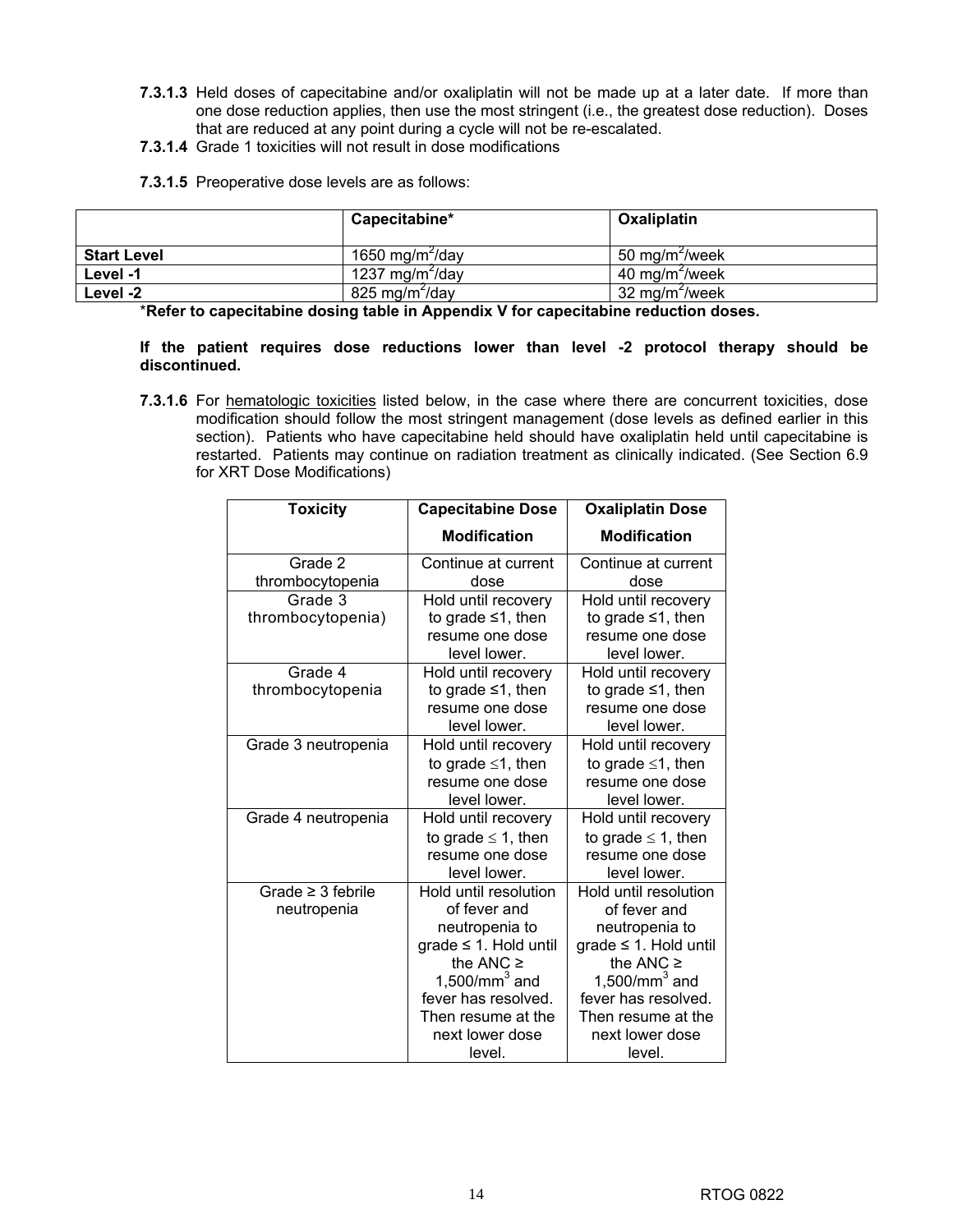**7.3.1.3** Held doses of capecitabine and/or oxaliplatin will not be made up at a later date. If more than one dose reduction applies, then use the most stringent (i.e., the greatest dose reduction). Doses that are reduced at any point during a cycle will not be re-escalated.

**7.3.1.4** Grade 1 toxicities will not result in dose modifications

**7.3.1.5** Preoperative dose levels are as follows:

| | **Capecitabine*** | **Oxaliplatin** |
|---|---|---|
| **Start Level** | 1650 mg/m$^2$/day | 50 mg/m$^2$/week |
| **Level -1** | 1237 mg/m$^2$/day | 40 mg/m$^2$/week |
| **Level -2** | 825 mg/m$^2$/day | 32 mg/m$^2$/week |

***Refer to capecitabine dosing table in Appendix V for capecitabine reduction doses.**

**If the patient requires dose reductions lower than level -2 protocol therapy should be discontinued.**

**7.3.1.6** For hematologic toxicities listed below, in the case where there are concurrent toxicities, dose modification should follow the most stringent management (dose levels as defined earlier in this section). Patients who have capecitabine held should have oxaliplatin held until capecitabine is restarted. Patients may continue on radiation treatment as clinically indicated. (See Section 6.9 for XRT Dose Modifications)

| **Toxicity** | **Capecitabine Dose Modification** | **Oxaliplatin Dose Modification** |
|---|---|---|
| Grade 2 thrombocytopenia | Continue at current dose | Continue at current dose |
| Grade 3 thrombocytopenia) | Hold until recovery to grade ≤1, then resume one dose level lower. | Hold until recovery to grade ≤1, then resume one dose level lower. |
| Grade 4 thrombocytopenia | Hold until recovery to grade ≤1, then resume one dose level lower. | Hold until recovery to grade ≤1, then resume one dose level lower. |
| Grade 3 neutropenia | Hold until recovery to grade ≤1, then resume one dose level lower. | Hold until recovery to grade ≤1, then resume one dose level lower. |
| Grade 4 neutropenia | Hold until recovery to grade ≤ 1, then resume one dose level lower. | Hold until recovery to grade ≤ 1, then resume one dose level lower. |
| Grade ≥ 3 febrile neutropenia | Hold until resolution of fever and neutropenia to grade ≤ 1. Hold until the ANC ≥ 1,500/mm$^3$ and fever has resolved. Then resume at the next lower dose level. | Hold until resolution of fever and neutropenia to grade ≤ 1. Hold until the ANC ≥ 1,500/mm$^3$ and fever has resolved. Then resume at the next lower dose level. |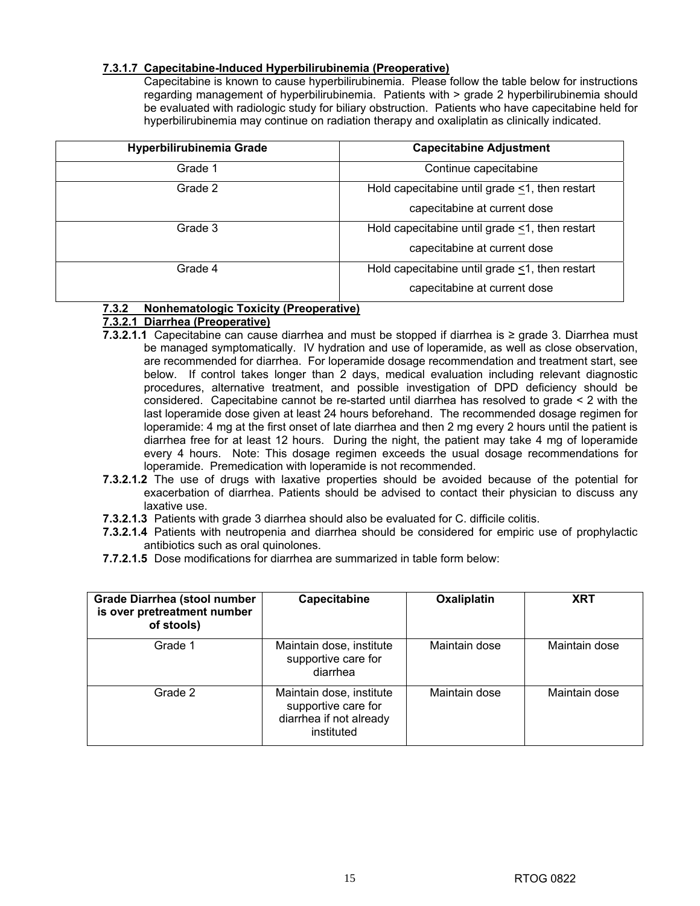**7.3.1.7 Capecitabine-Induced Hyperbilirubinemia (Preoperative)**

Capecitabine is known to cause hyperbilirubinemia. Please follow the table below for instructions regarding management of hyperbilirubinemia. Patients with > grade 2 hyperbilirubinemia should be evaluated with radiologic study for biliary obstruction. Patients who have capecitabine held for hyperbilirubinemia may continue on radiation therapy and oxaliplatin as clinically indicated.

| Hyperbilirubinemia Grade | Capecitabine Adjustment |
|---|---|
| Grade 1 | Continue capecitabine |
| Grade 2 | Hold capecitabine until grade ≤1, then restart capecitabine at current dose |
| Grade 3 | Hold capecitabine until grade ≤1, then restart capecitabine at current dose |
| Grade 4 | Hold capecitabine until grade ≤1, then restart capecitabine at current dose |

**7.3.2 Nonhematologic Toxicity (Preoperative)**

**7.3.2.1 Diarrhea (Preoperative)**

**7.3.2.1.1** Capecitabine can cause diarrhea and must be stopped if diarrhea is ≥ grade 3. Diarrhea must be managed symptomatically. IV hydration and use of loperamide, as well as close observation, are recommended for diarrhea. For loperamide dosage recommendation and treatment start, see below. If control takes longer than 2 days, medical evaluation including relevant diagnostic procedures, alternative treatment, and possible investigation of DPD deficiency should be considered. Capecitabine cannot be re-started until diarrhea has resolved to grade < 2 with the last loperamide dose given at least 24 hours beforehand. The recommended dosage regimen for loperamide: 4 mg at the first onset of late diarrhea and then 2 mg every 2 hours until the patient is diarrhea free for at least 12 hours. During the night, the patient may take 4 mg of loperamide every 4 hours. Note: This dosage regimen exceeds the usual dosage recommendations for loperamide. Premedication with loperamide is not recommended.

**7.3.2.1.2** The use of drugs with laxative properties should be avoided because of the potential for exacerbation of diarrhea. Patients should be advised to contact their physician to discuss any laxative use.

**7.3.2.1.3** Patients with grade 3 diarrhea should also be evaluated for C. difficile colitis.

**7.3.2.1.4** Patients with neutropenia and diarrhea should be considered for empiric use of prophylactic antibiotics such as oral quinolones.

**7.7.2.1.5** Dose modifications for diarrhea are summarized in table form below:

| Grade Diarrhea (stool number is over pretreatment number of stools) | Capecitabine | Oxaliplatin | XRT |
|---|---|---|---|
| Grade 1 | Maintain dose, institute supportive care for diarrhea | Maintain dose | Maintain dose |
| Grade 2 | Maintain dose, institute supportive care for diarrhea if not already instituted | Maintain dose | Maintain dose |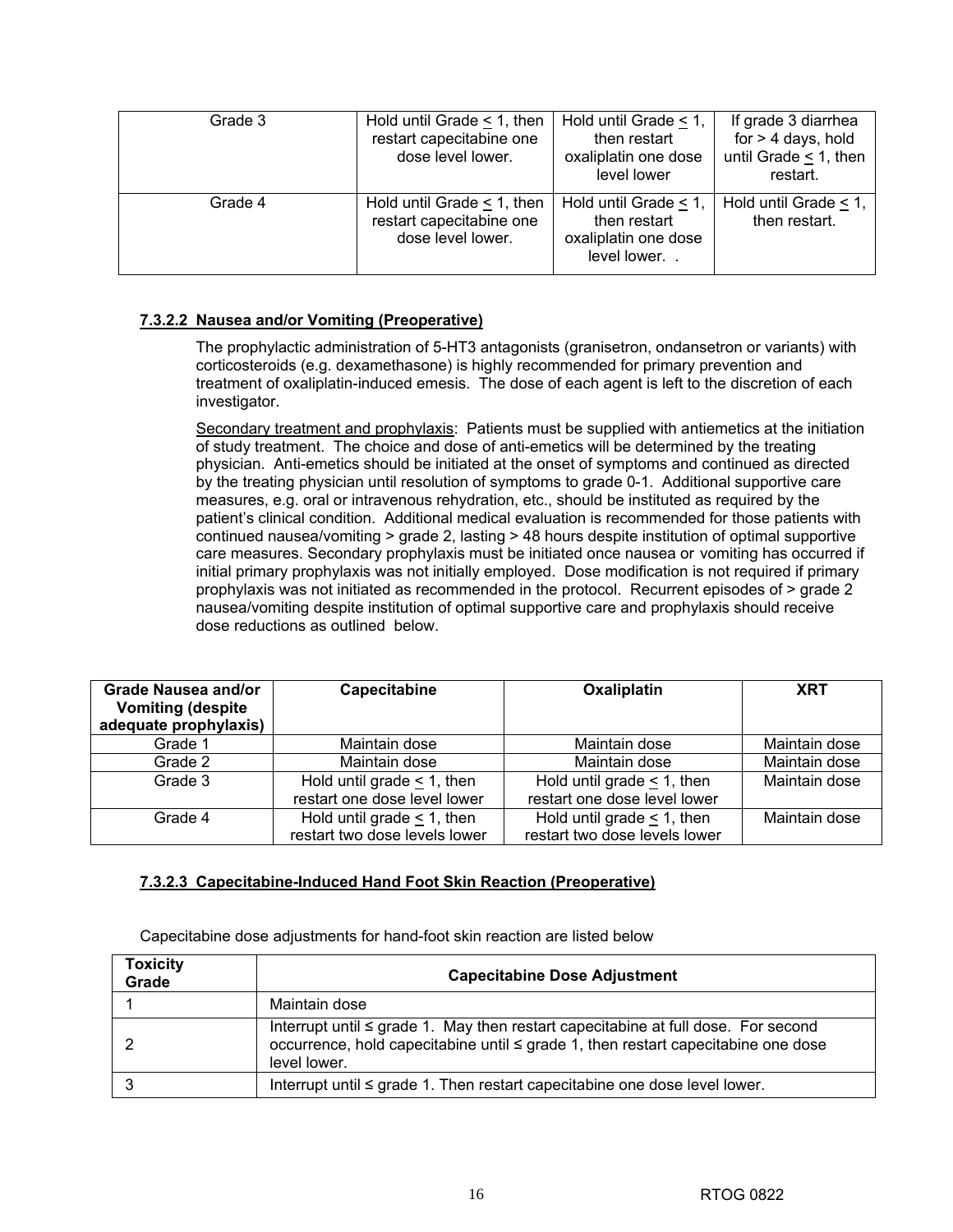| Grade 3 | Hold until Grade < 1, then restart capecitabine one dose level lower. | Hold until Grade < 1, then restart oxaliplatin one dose level lower | If grade 3 diarrhea for > 4 days, hold until Grade < 1, then restart. |
|---|---|---|---|
| Grade 4 | Hold until Grade < 1, then restart capecitabine one dose level lower. | Hold until Grade < 1, then restart oxaliplatin one dose level lower. . | Hold until Grade < 1, then restart. |

#### 7.3.2.2 Nausea and/or Vomiting (Preoperative)

The prophylactic administration of 5-HT3 antagonists (granisetron, ondansetron or variants) with corticosteroids (e.g. dexamethasone) is highly recommended for primary prevention and treatment of oxaliplatin-induced emesis. The dose of each agent is left to the discretion of each investigator.

Secondary treatment and prophylaxis: Patients must be supplied with antiemetics at the initiation of study treatment. The choice and dose of anti-emetics will be determined by the treating physician. Anti-emetics should be initiated at the onset of symptoms and continued as directed by the treating physician until resolution of symptoms to grade 0-1. Additional supportive care measures, e.g. oral or intravenous rehydration, etc., should be instituted as required by the patient's clinical condition. Additional medical evaluation is recommended for those patients with continued nausea/vomiting > grade 2, lasting > 48 hours despite institution of optimal supportive care measures. Secondary prophylaxis must be initiated once nausea or vomiting has occurred if initial primary prophylaxis was not initially employed. Dose modification is not required if primary prophylaxis was not initiated as recommended in the protocol. Recurrent episodes of > grade 2 nausea/vomiting despite institution of optimal supportive care and prophylaxis should receive dose reductions as outlined below.

| Grade Nausea and/or Vomiting (despite adequate prophylaxis) | Capecitabine | Oxaliplatin | XRT |
|---|---|---|---|
| Grade 1 | Maintain dose | Maintain dose | Maintain dose |
| Grade 2 | Maintain dose | Maintain dose | Maintain dose |
| Grade 3 | Hold until grade < 1, then restart one dose level lower | Hold until grade < 1, then restart one dose level lower | Maintain dose |
| Grade 4 | Hold until grade < 1, then restart two dose levels lower | Hold until grade < 1, then restart two dose levels lower | Maintain dose |

#### 7.3.2.3 Capecitabine-Induced Hand Foot Skin Reaction (Preoperative)

Capecitabine dose adjustments for hand-foot skin reaction are listed below

| Toxicity Grade | Capecitabine Dose Adjustment |
|---|---|
| 1 | Maintain dose |
| 2 | Interrupt until ≤ grade 1. May then restart capecitabine at full dose. For second occurrence, hold capecitabine until ≤ grade 1, then restart capecitabine one dose level lower. |
| 3 | Interrupt until ≤ grade 1. Then restart capecitabine one dose level lower. |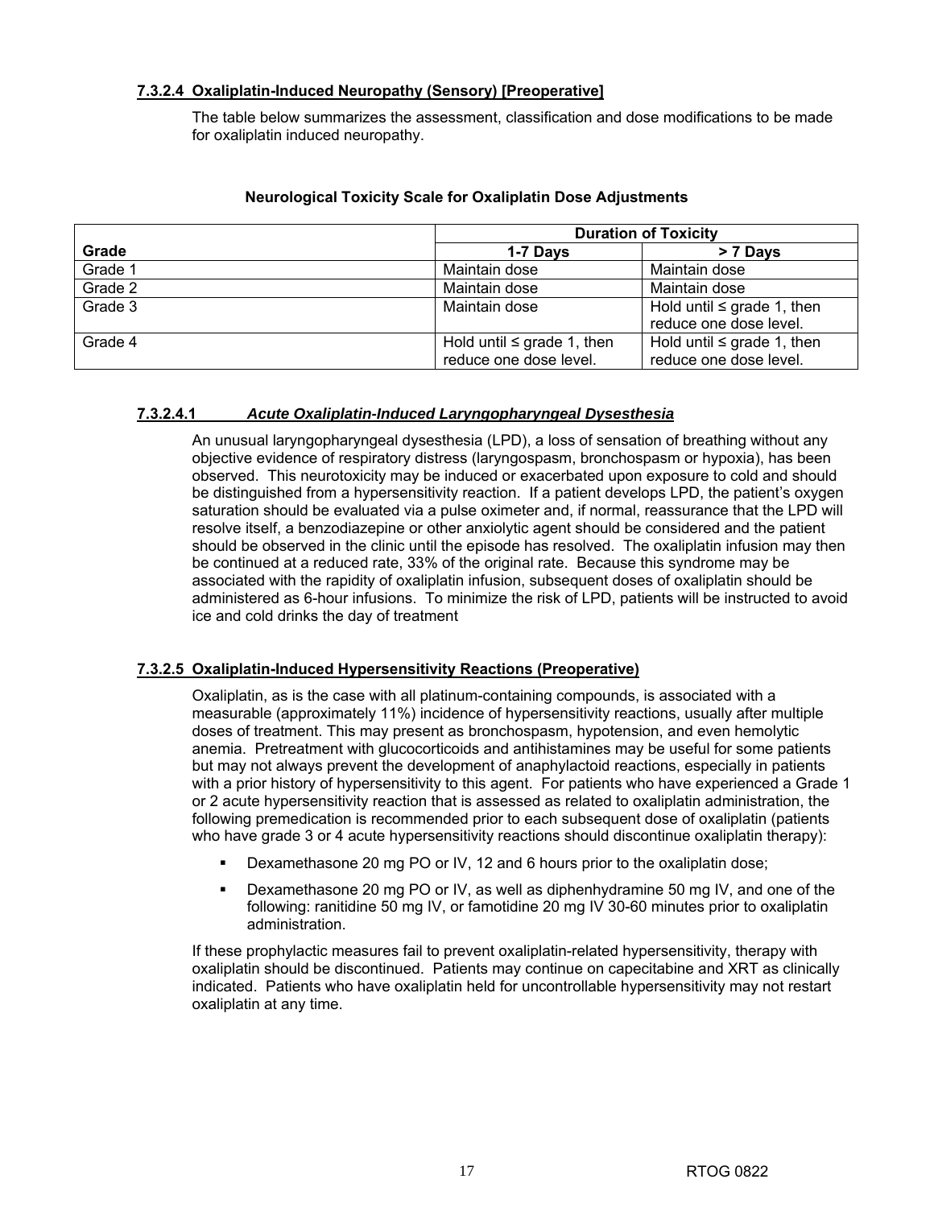#### 7.3.2.4 Oxaliplatin-Induced Neuropathy (Sensory) [Preoperative]

The table below summarizes the assessment, classification and dose modifications to be made for oxaliplatin induced neuropathy.

**Neurological Toxicity Scale for Oxaliplatin Dose Adjustments**

| Grade | Duration of Toxicity | |
|---|---|---|
| | **1-7 Days** | **> 7 Days** |
| Grade 1 | Maintain dose | Maintain dose |
| Grade 2 | Maintain dose | Maintain dose |
| Grade 3 | Maintain dose | Hold until ≤ grade 1, then reduce one dose level. |
| Grade 4 | Hold until ≤ grade 1, then reduce one dose level. | Hold until ≤ grade 1, then reduce one dose level. |

##### 7.3.2.4.1 *Acute Oxaliplatin-Induced Laryngopharyngeal Dysesthesia*

An unusual laryngopharyngeal dysesthesia (LPD), a loss of sensation of breathing without any objective evidence of respiratory distress (laryngospasm, bronchospasm or hypoxia), has been observed. This neurotoxicity may be induced or exacerbated upon exposure to cold and should be distinguished from a hypersensitivity reaction. If a patient develops LPD, the patient's oxygen saturation should be evaluated via a pulse oximeter and, if normal, reassurance that the LPD will resolve itself, a benzodiazepine or other anxiolytic agent should be considered and the patient should be observed in the clinic until the episode has resolved. The oxaliplatin infusion may then be continued at a reduced rate, 33% of the original rate. Because this syndrome may be associated with the rapidity of oxaliplatin infusion, subsequent doses of oxaliplatin should be administered as 6-hour infusions. To minimize the risk of LPD, patients will be instructed to avoid ice and cold drinks the day of treatment

#### 7.3.2.5 Oxaliplatin-Induced Hypersensitivity Reactions (Preoperative)

Oxaliplatin, as is the case with all platinum-containing compounds, is associated with a measurable (approximately 11%) incidence of hypersensitivity reactions, usually after multiple doses of treatment. This may present as bronchospasm, hypotension, and even hemolytic anemia. Pretreatment with glucocorticoids and antihistamines may be useful for some patients but may not always prevent the development of anaphylactoid reactions, especially in patients with a prior history of hypersensitivity to this agent. For patients who have experienced a Grade 1 or 2 acute hypersensitivity reaction that is assessed as related to oxaliplatin administration, the following premedication is recommended prior to each subsequent dose of oxaliplatin (patients who have grade 3 or 4 acute hypersensitivity reactions should discontinue oxaliplatin therapy):

- Dexamethasone 20 mg PO or IV, 12 and 6 hours prior to the oxaliplatin dose;
- Dexamethasone 20 mg PO or IV, as well as diphenhydramine 50 mg IV, and one of the following: ranitidine 50 mg IV, or famotidine 20 mg IV 30-60 minutes prior to oxaliplatin administration.

If these prophylactic measures fail to prevent oxaliplatin-related hypersensitivity, therapy with oxaliplatin should be discontinued. Patients may continue on capecitabine and XRT as clinically indicated. Patients who have oxaliplatin held for uncontrollable hypersensitivity may not restart oxaliplatin at any time.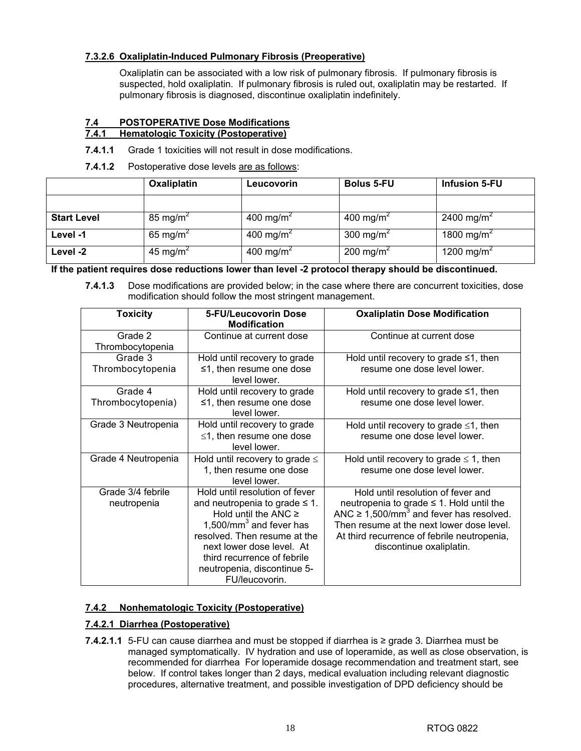#### 7.3.2.6 Oxaliplatin-Induced Pulmonary Fibrosis (Preoperative)

Oxaliplatin can be associated with a low risk of pulmonary fibrosis. If pulmonary fibrosis is suspected, hold oxaliplatin. If pulmonary fibrosis is ruled out, oxaliplatin may be restarted. If pulmonary fibrosis is diagnosed, discontinue oxaliplatin indefinitely.

## 7.4 POSTOPERATIVE Dose Modifications

### 7.4.1 Hematologic Toxicity (Postoperative)

**7.4.1.1** Grade 1 toxicities will not result in dose modifications.

**7.4.1.2** Postoperative dose levels are as follows:

| | Oxaliplatin | Leucovorin | Bolus 5-FU | Infusion 5-FU |
|---|---|---|---|---|
| | | | | |
| **Start Level** | 85 mg/m$^2$ | 400 mg/m$^2$ | 400 mg/m$^2$ | 2400 mg/m$^2$ |
| **Level -1** | 65 mg/m$^2$ | 400 mg/m$^2$ | 300 mg/m$^2$ | 1800 mg/m$^2$ |
| **Level -2** | 45 mg/m$^2$ | 400 mg/m$^2$ | 200 mg/m$^2$ | 1200 mg/m$^2$ |

**If the patient requires dose reductions lower than level -2 protocol therapy should be discontinued.**

**7.4.1.3** Dose modifications are provided below; in the case where there are concurrent toxicities, dose modification should follow the most stringent management.

| Toxicity | 5-FU/Leucovorin Dose Modification | Oxaliplatin Dose Modification |
|---|---|---|
| Grade 2 Thrombocytopenia | Continue at current dose | Continue at current dose |
| Grade 3 Thrombocytopenia | Hold until recovery to grade ≤1, then resume one dose level lower. | Hold until recovery to grade ≤1, then resume one dose level lower. |
| Grade 4 Thrombocytopenia) | Hold until recovery to grade ≤1, then resume one dose level lower. | Hold until recovery to grade ≤1, then resume one dose level lower. |
| Grade 3 Neutropenia | Hold until recovery to grade ≤1, then resume one dose level lower. | Hold until recovery to grade ≤1, then resume one dose level lower. |
| Grade 4 Neutropenia | Hold until recovery to grade ≤ 1, then resume one dose level lower. | Hold until recovery to grade ≤ 1, then resume one dose level lower. |
| Grade 3/4 febrile neutropenia | Hold until resolution of fever and neutropenia to grade ≤ 1. Hold until the ANC ≥ 1,500/mm$^3$ and fever has resolved. Then resume at the next lower dose level. At third recurrence of febrile neutropenia, discontinue 5-FU/leucovorin. | Hold until resolution of fever and neutropenia to grade ≤ 1. Hold until the ANC ≥ 1,500/mm$^3$ and fever has resolved. Then resume at the next lower dose level. At third recurrence of febrile neutropenia, discontinue oxaliplatin. |

### 7.4.2 Nonhematologic Toxicity (Postoperative)

#### 7.4.2.1 Diarrhea (Postoperative)

**7.4.2.1.1** 5-FU can cause diarrhea and must be stopped if diarrhea is ≥ grade 3. Diarrhea must be managed symptomatically. IV hydration and use of loperamide, as well as close observation, is recommended for diarrhea For loperamide dosage recommendation and treatment start, see below. If control takes longer than 2 days, medical evaluation including relevant diagnostic procedures, alternative treatment, and possible investigation of DPD deficiency should be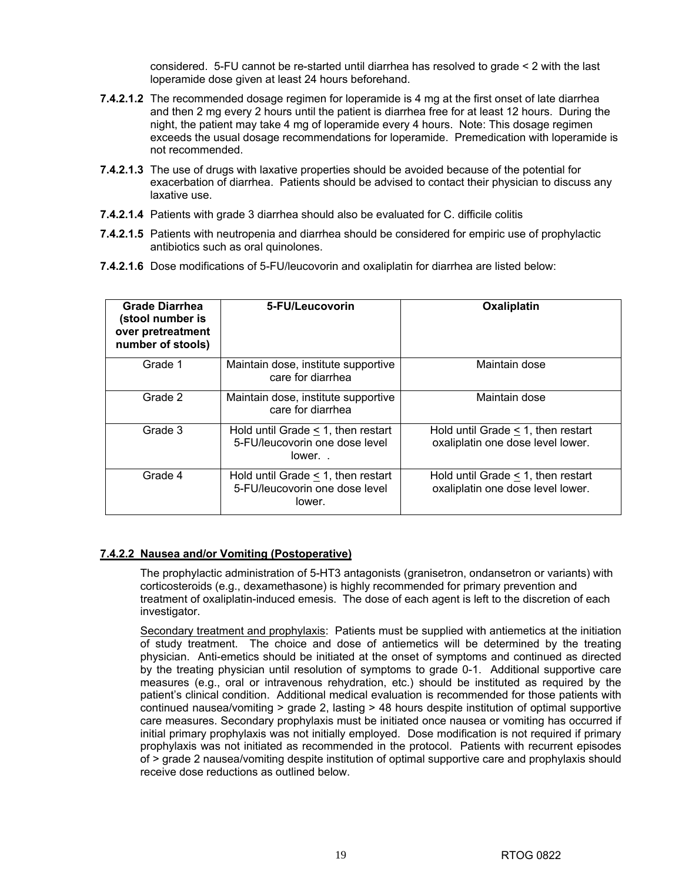considered. 5-FU cannot be re-started until diarrhea has resolved to grade < 2 with the last loperamide dose given at least 24 hours beforehand.

**7.4.2.1.2** The recommended dosage regimen for loperamide is 4 mg at the first onset of late diarrhea and then 2 mg every 2 hours until the patient is diarrhea free for at least 12 hours. During the night, the patient may take 4 mg of loperamide every 4 hours. Note: This dosage regimen exceeds the usual dosage recommendations for loperamide. Premedication with loperamide is not recommended.

**7.4.2.1.3** The use of drugs with laxative properties should be avoided because of the potential for exacerbation of diarrhea. Patients should be advised to contact their physician to discuss any laxative use.

**7.4.2.1.4** Patients with grade 3 diarrhea should also be evaluated for C. difficile colitis

**7.4.2.1.5** Patients with neutropenia and diarrhea should be considered for empiric use of prophylactic antibiotics such as oral quinolones.

**7.4.2.1.6** Dose modifications of 5-FU/leucovorin and oxaliplatin for diarrhea are listed below:

| Grade Diarrhea (stool number is over pretreatment number of stools) | 5-FU/Leucovorin | Oxaliplatin |
|---|---|---|
| Grade 1 | Maintain dose, institute supportive care for diarrhea | Maintain dose |
| Grade 2 | Maintain dose, institute supportive care for diarrhea | Maintain dose |
| Grade 3 | Hold until Grade ≤ 1, then restart 5-FU/leucovorin one dose level lower. . | Hold until Grade ≤ 1, then restart oxaliplatin one dose level lower. |
| Grade 4 | Hold until Grade ≤ 1, then restart 5-FU/leucovorin one dose level lower. | Hold until Grade ≤ 1, then restart oxaliplatin one dose level lower. |

#### 7.4.2.2 Nausea and/or Vomiting (Postoperative)

The prophylactic administration of 5-HT3 antagonists (granisetron, ondansetron or variants) with corticosteroids (e.g., dexamethasone) is highly recommended for primary prevention and treatment of oxaliplatin-induced emesis. The dose of each agent is left to the discretion of each investigator.

Secondary treatment and prophylaxis: Patients must be supplied with antiemetics at the initiation of study treatment. The choice and dose of antiemetics will be determined by the treating physician. Anti-emetics should be initiated at the onset of symptoms and continued as directed by the treating physician until resolution of symptoms to grade 0-1. Additional supportive care measures (e.g., oral or intravenous rehydration, etc.) should be instituted as required by the patient's clinical condition. Additional medical evaluation is recommended for those patients with continued nausea/vomiting > grade 2, lasting > 48 hours despite institution of optimal supportive care measures. Secondary prophylaxis must be initiated once nausea or vomiting has occurred if initial primary prophylaxis was not initially employed. Dose modification is not required if primary prophylaxis was not initiated as recommended in the protocol. Patients with recurrent episodes of > grade 2 nausea/vomiting despite institution of optimal supportive care and prophylaxis should receive dose reductions as outlined below.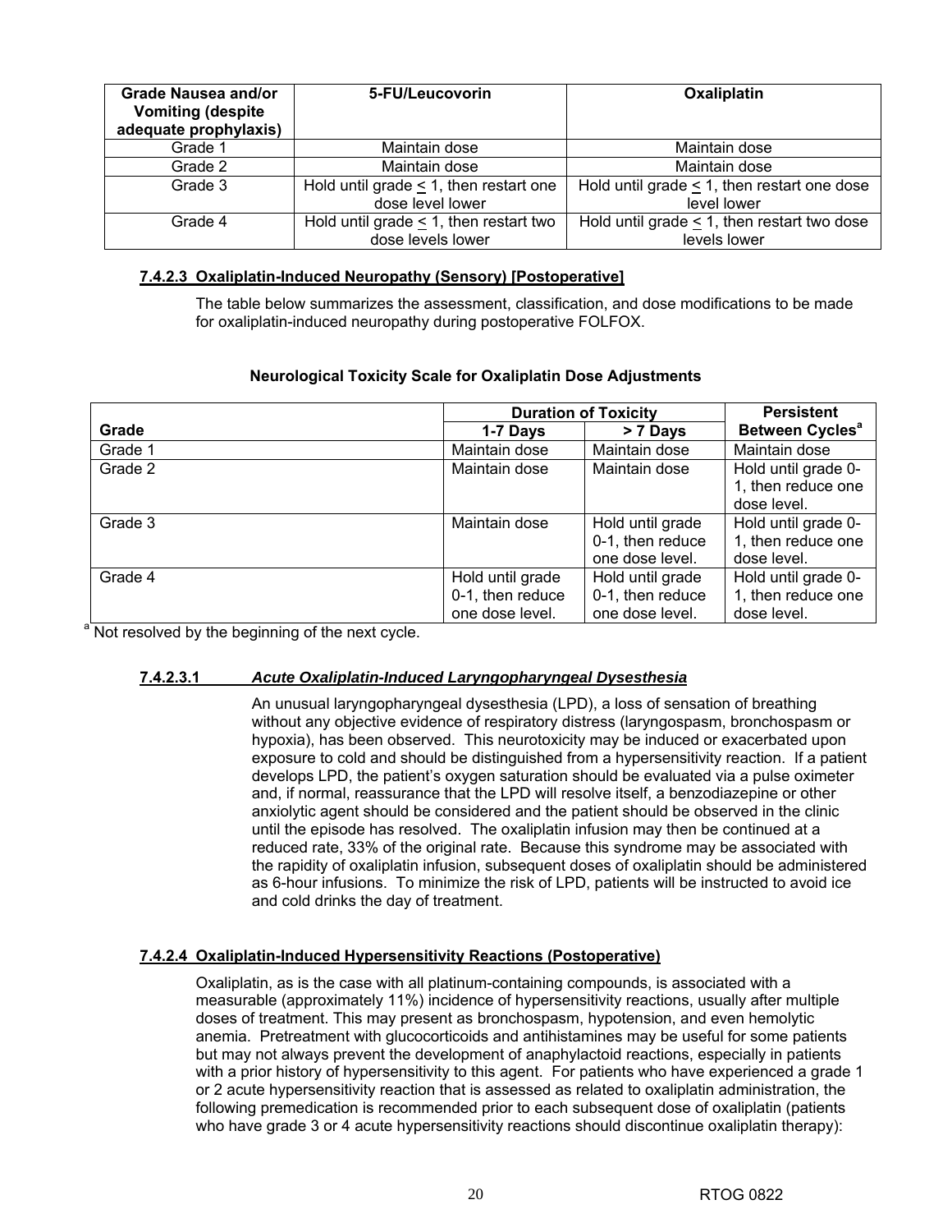| Grade Nausea and/or Vomiting (despite adequate prophylaxis) | 5-FU/Leucovorin | Oxaliplatin |
|---|---|---|
| Grade 1 | Maintain dose | Maintain dose |
| Grade 2 | Maintain dose | Maintain dose |
| Grade 3 | Hold until grade ≤ 1, then restart one dose level lower | Hold until grade ≤ 1, then restart one dose level lower |
| Grade 4 | Hold until grade ≤ 1, then restart two dose levels lower | Hold until grade ≤ 1, then restart two dose levels lower |

#### 7.4.2.3 Oxaliplatin-Induced Neuropathy (Sensory) [Postoperative]

The table below summarizes the assessment, classification, and dose modifications to be made for oxaliplatin-induced neuropathy during postoperative FOLFOX.

**Neurological Toxicity Scale for Oxaliplatin Dose Adjustments**

| Grade | Duration of Toxicity | | Persistent Between Cycles[a] |
|---|---|---|---|
| | 1-7 Days | > 7 Days | |
| Grade 1 | Maintain dose | Maintain dose | Maintain dose |
| Grade 2 | Maintain dose | Maintain dose | Hold until grade 0-1, then reduce one dose level. |
| Grade 3 | Maintain dose | Hold until grade 0-1, then reduce one dose level. | Hold until grade 0-1, then reduce one dose level. |
| Grade 4 | Hold until grade 0-1, then reduce one dose level. | Hold until grade 0-1, then reduce one dose level. | Hold until grade 0-1, then reduce one dose level. |

[a] Not resolved by the beginning of the next cycle.

##### 7.4.2.3.1 *Acute Oxaliplatin-Induced Laryngopharyngeal Dysesthesia*

An unusual laryngopharyngeal dysesthesia (LPD), a loss of sensation of breathing without any objective evidence of respiratory distress (laryngospasm, bronchospasm or hypoxia), has been observed. This neurotoxicity may be induced or exacerbated upon exposure to cold and should be distinguished from a hypersensitivity reaction. If a patient develops LPD, the patient's oxygen saturation should be evaluated via a pulse oximeter and, if normal, reassurance that the LPD will resolve itself, a benzodiazepine or other anxiolytic agent should be considered and the patient should be observed in the clinic until the episode has resolved. The oxaliplatin infusion may then be continued at a reduced rate, 33% of the original rate. Because this syndrome may be associated with the rapidity of oxaliplatin infusion, subsequent doses of oxaliplatin should be administered as 6-hour infusions. To minimize the risk of LPD, patients will be instructed to avoid ice and cold drinks the day of treatment.

#### 7.4.2.4 Oxaliplatin-Induced Hypersensitivity Reactions (Postoperative)

Oxaliplatin, as is the case with all platinum-containing compounds, is associated with a measurable (approximately 11%) incidence of hypersensitivity reactions, usually after multiple doses of treatment. This may present as bronchospasm, hypotension, and even hemolytic anemia. Pretreatment with glucocorticoids and antihistamines may be useful for some patients but may not always prevent the development of anaphylactoid reactions, especially in patients with a prior history of hypersensitivity to this agent. For patients who have experienced a grade 1 or 2 acute hypersensitivity reaction that is assessed as related to oxaliplatin administration, the following premedication is recommended prior to each subsequent dose of oxaliplatin (patients who have grade 3 or 4 acute hypersensitivity reactions should discontinue oxaliplatin therapy):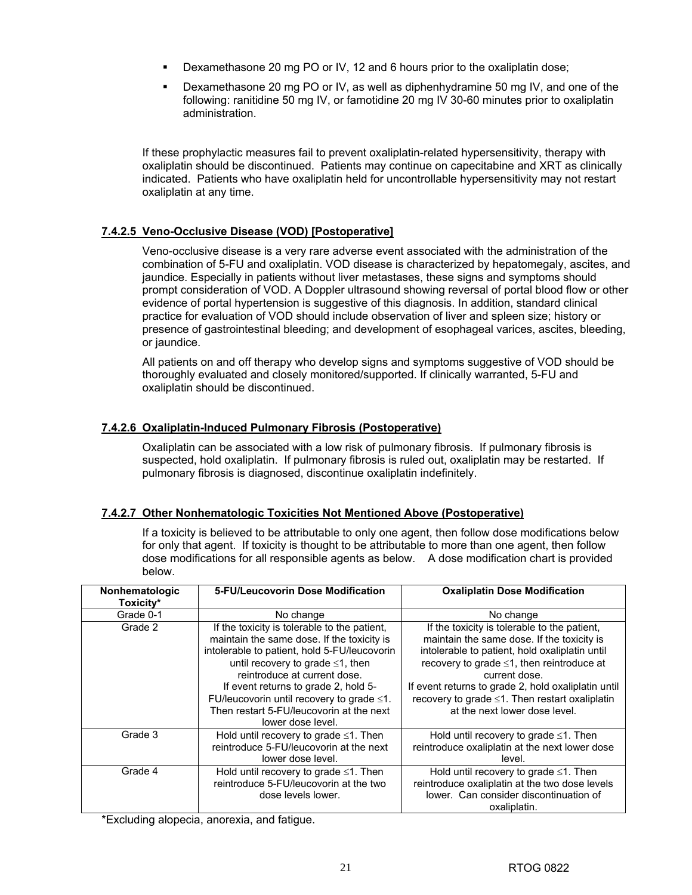- Dexamethasone 20 mg PO or IV, 12 and 6 hours prior to the oxaliplatin dose;
- Dexamethasone 20 mg PO or IV, as well as diphenhydramine 50 mg IV, and one of the following: ranitidine 50 mg IV, or famotidine 20 mg IV 30-60 minutes prior to oxaliplatin administration.

If these prophylactic measures fail to prevent oxaliplatin-related hypersensitivity, therapy with oxaliplatin should be discontinued. Patients may continue on capecitabine and XRT as clinically indicated. Patients who have oxaliplatin held for uncontrollable hypersensitivity may not restart oxaliplatin at any time.

### 7.4.2.5 Veno-Occlusive Disease (VOD) [Postoperative]

Veno-occlusive disease is a very rare adverse event associated with the administration of the combination of 5-FU and oxaliplatin. VOD disease is characterized by hepatomegaly, ascites, and jaundice. Especially in patients without liver metastases, these signs and symptoms should prompt consideration of VOD. A Doppler ultrasound showing reversal of portal blood flow or other evidence of portal hypertension is suggestive of this diagnosis. In addition, standard clinical practice for evaluation of VOD should include observation of liver and spleen size; history or presence of gastrointestinal bleeding; and development of esophageal varices, ascites, bleeding, or jaundice.

All patients on and off therapy who develop signs and symptoms suggestive of VOD should be thoroughly evaluated and closely monitored/supported. If clinically warranted, 5-FU and oxaliplatin should be discontinued.

### 7.4.2.6 Oxaliplatin-Induced Pulmonary Fibrosis (Postoperative)

Oxaliplatin can be associated with a low risk of pulmonary fibrosis. If pulmonary fibrosis is suspected, hold oxaliplatin. If pulmonary fibrosis is ruled out, oxaliplatin may be restarted. If pulmonary fibrosis is diagnosed, discontinue oxaliplatin indefinitely.

### 7.4.2.7 Other Nonhematologic Toxicities Not Mentioned Above (Postoperative)

If a toxicity is believed to be attributable to only one agent, then follow dose modifications below for only that agent. If toxicity is thought to be attributable to more than one agent, then follow dose modifications for all responsible agents as below. A dose modification chart is provided below.

| Nonhematologic Toxicity* | 5-FU/Leucovorin Dose Modification | Oxaliplatin Dose Modification |
|---|---|---|
| Grade 0-1 | No change | No change |
| Grade 2 | If the toxicity is tolerable to the patient, maintain the same dose. If the toxicity is intolerable to patient, hold 5-FU/leucovorin until recovery to grade ≤1, then reintroduce at current dose. If event returns to grade 2, hold 5-FU/leucovorin until recovery to grade ≤1. Then restart 5-FU/leucovorin at the next lower dose level. | If the toxicity is tolerable to the patient, maintain the same dose. If the toxicity is intolerable to patient, hold oxaliplatin until recovery to grade ≤1, then reintroduce at current dose. If event returns to grade 2, hold oxaliplatin until recovery to grade ≤1. Then restart oxaliplatin at the next lower dose level. |
| Grade 3 | Hold until recovery to grade ≤1. Then reintroduce 5-FU/leucovorin at the next lower dose level. | Hold until recovery to grade ≤1. Then reintroduce oxaliplatin at the next lower dose level. |
| Grade 4 | Hold until recovery to grade ≤1. Then reintroduce 5-FU/leucovorin at the two dose levels lower. | Hold until recovery to grade ≤1. Then reintroduce oxaliplatin at the two dose levels lower. Can consider discontinuation of oxaliplatin. |

*Excluding alopecia, anorexia, and fatigue.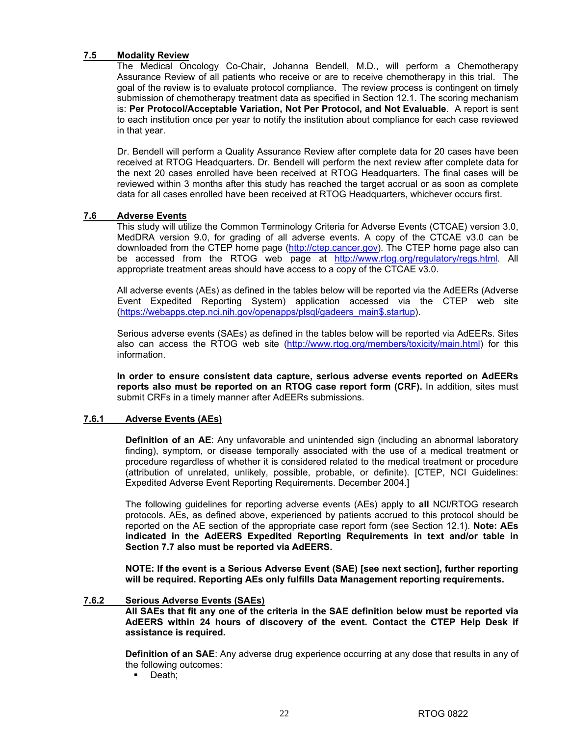### 7.5 Modality Review

The Medical Oncology Co-Chair, Johanna Bendell, M.D., will perform a Chemotherapy Assurance Review of all patients who receive or are to receive chemotherapy in this trial. The goal of the review is to evaluate protocol compliance. The review process is contingent on timely submission of chemotherapy treatment data as specified in Section 12.1. The scoring mechanism is: **Per Protocol/Acceptable Variation, Not Per Protocol, and Not Evaluable**. A report is sent to each institution once per year to notify the institution about compliance for each case reviewed in that year.

Dr. Bendell will perform a Quality Assurance Review after complete data for 20 cases have been received at RTOG Headquarters. Dr. Bendell will perform the next review after complete data for the next 20 cases enrolled have been received at RTOG Headquarters. The final cases will be reviewed within 3 months after this study has reached the target accrual or as soon as complete data for all cases enrolled have been received at RTOG Headquarters, whichever occurs first.

### 7.6 Adverse Events

This study will utilize the Common Terminology Criteria for Adverse Events (CTCAE) version 3.0, MedDRA version 9.0, for grading of all adverse events. A copy of the CTCAE v3.0 can be downloaded from the CTEP home page (http://ctep.cancer.gov). The CTEP home page also can be accessed from the RTOG web page at http://www.rtog.org/regulatory/regs.html. All appropriate treatment areas should have access to a copy of the CTCAE v3.0.

All adverse events (AEs) as defined in the tables below will be reported via the AdEERs (Adverse Event Expedited Reporting System) application accessed via the CTEP web site (https://webapps.ctep.nci.nih.gov/openapps/plsql/gadeers_main$.startup).

Serious adverse events (SAEs) as defined in the tables below will be reported via AdEERs. Sites also can access the RTOG web site (http://www.rtog.org/members/toxicity/main.html) for this information.

**In order to ensure consistent data capture, serious adverse events reported on AdEERs reports also must be reported on an RTOG case report form (CRF).** In addition, sites must submit CRFs in a timely manner after AdEERs submissions.

#### 7.6.1 Adverse Events (AEs)

**Definition of an AE**: Any unfavorable and unintended sign (including an abnormal laboratory finding), symptom, or disease temporally associated with the use of a medical treatment or procedure regardless of whether it is considered related to the medical treatment or procedure (attribution of unrelated, unlikely, possible, probable, or definite). [CTEP, NCI Guidelines: Expedited Adverse Event Reporting Requirements. December 2004.]

The following guidelines for reporting adverse events (AEs) apply to **all** NCI/RTOG research protocols. AEs, as defined above, experienced by patients accrued to this protocol should be reported on the AE section of the appropriate case report form (see Section 12.1). **Note: AEs indicated in the AdEERS Expedited Reporting Requirements in text and/or table in Section 7.7 also must be reported via AdEERS.**

**NOTE: If the event is a Serious Adverse Event (SAE) [see next section], further reporting will be required. Reporting AEs only fulfills Data Management reporting requirements.**

#### 7.6.2 Serious Adverse Events (SAEs)

**All SAEs that fit any one of the criteria in the SAE definition below must be reported via AdEERS within 24 hours of discovery of the event. Contact the CTEP Help Desk if assistance is required.**

**Definition of an SAE**: Any adverse drug experience occurring at any dose that results in any of the following outcomes:

- Death;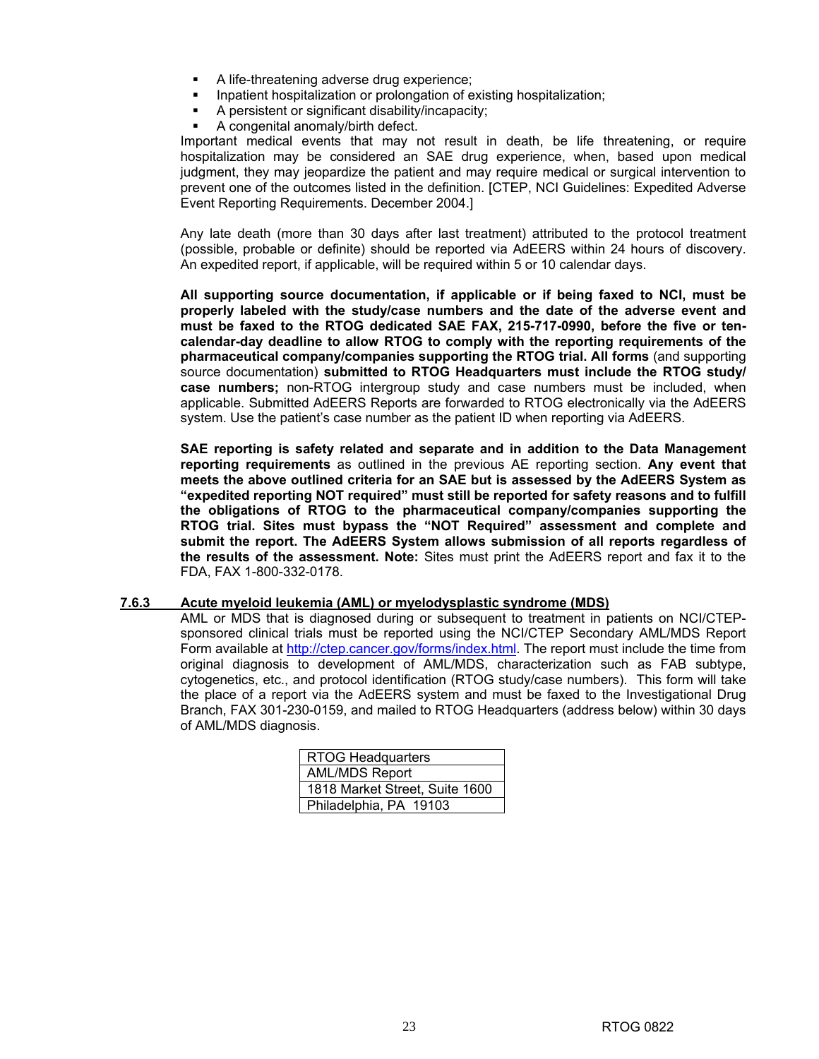- A life-threatening adverse drug experience;
- Inpatient hospitalization or prolongation of existing hospitalization;
- A persistent or significant disability/incapacity;
- A congenital anomaly/birth defect.

Important medical events that may not result in death, be life threatening, or require hospitalization may be considered an SAE drug experience, when, based upon medical judgment, they may jeopardize the patient and may require medical or surgical intervention to prevent one of the outcomes listed in the definition. [CTEP, NCI Guidelines: Expedited Adverse Event Reporting Requirements. December 2004.]

Any late death (more than 30 days after last treatment) attributed to the protocol treatment (possible, probable or definite) should be reported via AdEERS within 24 hours of discovery. An expedited report, if applicable, will be required within 5 or 10 calendar days.

**All supporting source documentation, if applicable or if being faxed to NCI, must be properly labeled with the study/case numbers and the date of the adverse event and must be faxed to the RTOG dedicated SAE FAX, 215-717-0990, before the five or ten-calendar-day deadline to allow RTOG to comply with the reporting requirements of the pharmaceutical company/companies supporting the RTOG trial. All forms** (and supporting source documentation) **submitted to RTOG Headquarters must include the RTOG study/ case numbers;** non-RTOG intergroup study and case numbers must be included, when applicable. Submitted AdEERS Reports are forwarded to RTOG electronically via the AdEERS system. Use the patient's case number as the patient ID when reporting via AdEERS.

**SAE reporting is safety related and separate and in addition to the Data Management reporting requirements** as outlined in the previous AE reporting section. **Any event that meets the above outlined criteria for an SAE but is assessed by the AdEERS System as "expedited reporting NOT required" must still be reported for safety reasons and to fulfill the obligations of RTOG to the pharmaceutical company/companies supporting the RTOG trial. Sites must bypass the "NOT Required" assessment and complete and submit the report. The AdEERS System allows submission of all reports regardless of the results of the assessment. Note:** Sites must print the AdEERS report and fax it to the FDA, FAX 1-800-332-0178.

### 7.6.3 Acute myeloid leukemia (AML) or myelodysplastic syndrome (MDS)

AML or MDS that is diagnosed during or subsequent to treatment in patients on NCI/CTEP-sponsored clinical trials must be reported using the NCI/CTEP Secondary AML/MDS Report Form available at http://ctep.cancer.gov/forms/index.html. The report must include the time from original diagnosis to development of AML/MDS, characterization such as FAB subtype, cytogenetics, etc., and protocol identification (RTOG study/case numbers). This form will take the place of a report via the AdEERS system and must be faxed to the Investigational Drug Branch, FAX 301-230-0159, and mailed to RTOG Headquarters (address below) within 30 days of AML/MDS diagnosis.

| RTOG Headquarters |
|---|
| AML/MDS Report |
| 1818 Market Street, Suite 1600 |
| Philadelphia, PA 19103 |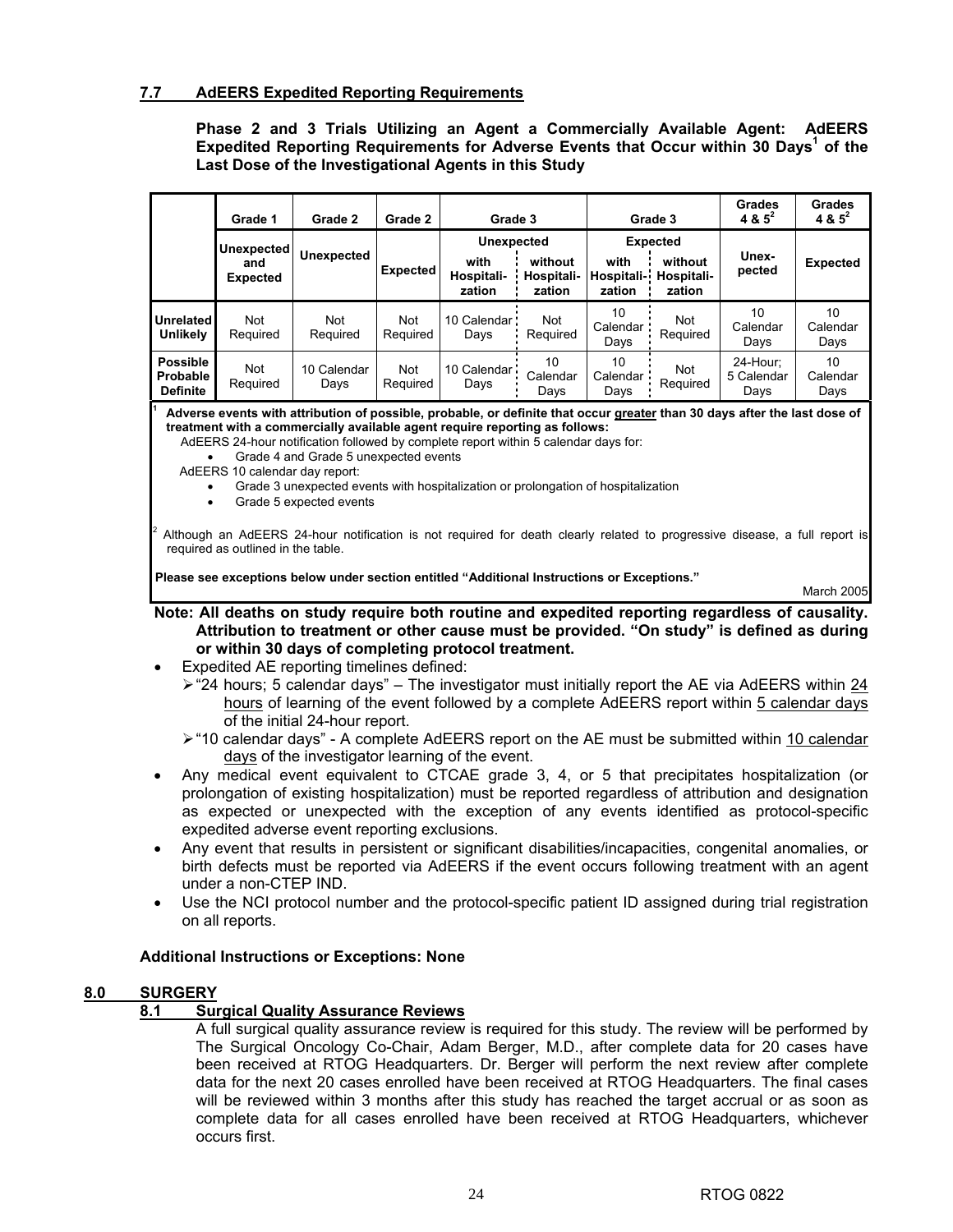### 7.7 AdEERS Expedited Reporting Requirements

**Phase 2 and 3 Trials Utilizing an Agent a Commercially Available Agent: AdEERS Expedited Reporting Requirements for Adverse Events that Occur within 30 Days[1] of the Last Dose of the Investigational Agents in this Study**

| | Grade 1 | Grade 2 | Grade 2 | Grade 3 | | Grade 3 | | Grades 4 & 5[2] | Grades 4 & 5[2] |
|---|---|---|---|---|---|---|---|---|---|
| | Unexpected and Expected | Unexpected | Expected | Unexpected | | Expected | | Unex-pected | Expected |
| | | | | with Hospitali-zation | without Hospitali-zation | with Hospitali-zation | without Hospitali-zation | | |
| **Unrelated Unlikely** | Not Required | Not Required | Not Required | 10 Calendar Days | Not Required | 10 Calendar Days | Not Required | 10 Calendar Days | 10 Calendar Days |
| **Possible Probable Definite** | Not Required | 10 Calendar Days | Not Required | 10 Calendar Days | 10 Calendar Days | 10 Calendar Days | Not Required | 24-Hour; 5 Calendar Days | 10 Calendar Days |

[1] **Adverse events with attribution of possible, probable, or definite that occur greater than 30 days after the last dose of treatment with a commercially available agent require reporting as follows:**
AdEERS 24-hour notification followed by complete report within 5 calendar days for:
- Grade 4 and Grade 5 unexpected events

AdEERS 10 calendar day report:
- Grade 3 unexpected events with hospitalization or prolongation of hospitalization
- Grade 5 expected events

[2] Although an AdEERS 24-hour notification is not required for death clearly related to progressive disease, a full report is required as outlined in the table.

**Please see exceptions below under section entitled "Additional Instructions or Exceptions."**

March 2005

**Note: All deaths on study require both routine and expedited reporting regardless of causality. Attribution to treatment or other cause must be provided. "On study" is defined as during or within 30 days of completing protocol treatment.**

- Expedited AE reporting timelines defined:
  - "24 hours; 5 calendar days" – The investigator must initially report the AE via AdEERS within 24 hours of learning of the event followed by a complete AdEERS report within 5 calendar days of the initial 24-hour report.
  - "10 calendar days" - A complete AdEERS report on the AE must be submitted within 10 calendar days of the investigator learning of the event.
- Any medical event equivalent to CTCAE grade 3, 4, or 5 that precipitates hospitalization (or prolongation of existing hospitalization) must be reported regardless of attribution and designation as expected or unexpected with the exception of any events identified as protocol-specific expedited adverse event reporting exclusions.
- Any event that results in persistent or significant disabilities/incapacities, congenital anomalies, or birth defects must be reported via AdEERS if the event occurs following treatment with an agent under a non-CTEP IND.
- Use the NCI protocol number and the protocol-specific patient ID assigned during trial registration on all reports.

**Additional Instructions or Exceptions: None**

## 8.0 SURGERY

### 8.1 Surgical Quality Assurance Reviews

A full surgical quality assurance review is required for this study. The review will be performed by The Surgical Oncology Co-Chair, Adam Berger, M.D., after complete data for 20 cases have been received at RTOG Headquarters. Dr. Berger will perform the next review after complete data for the next 20 cases enrolled have been received at RTOG Headquarters. The final cases will be reviewed within 3 months after this study has reached the target accrual or as soon as complete data for all cases enrolled have been received at RTOG Headquarters, whichever occurs first.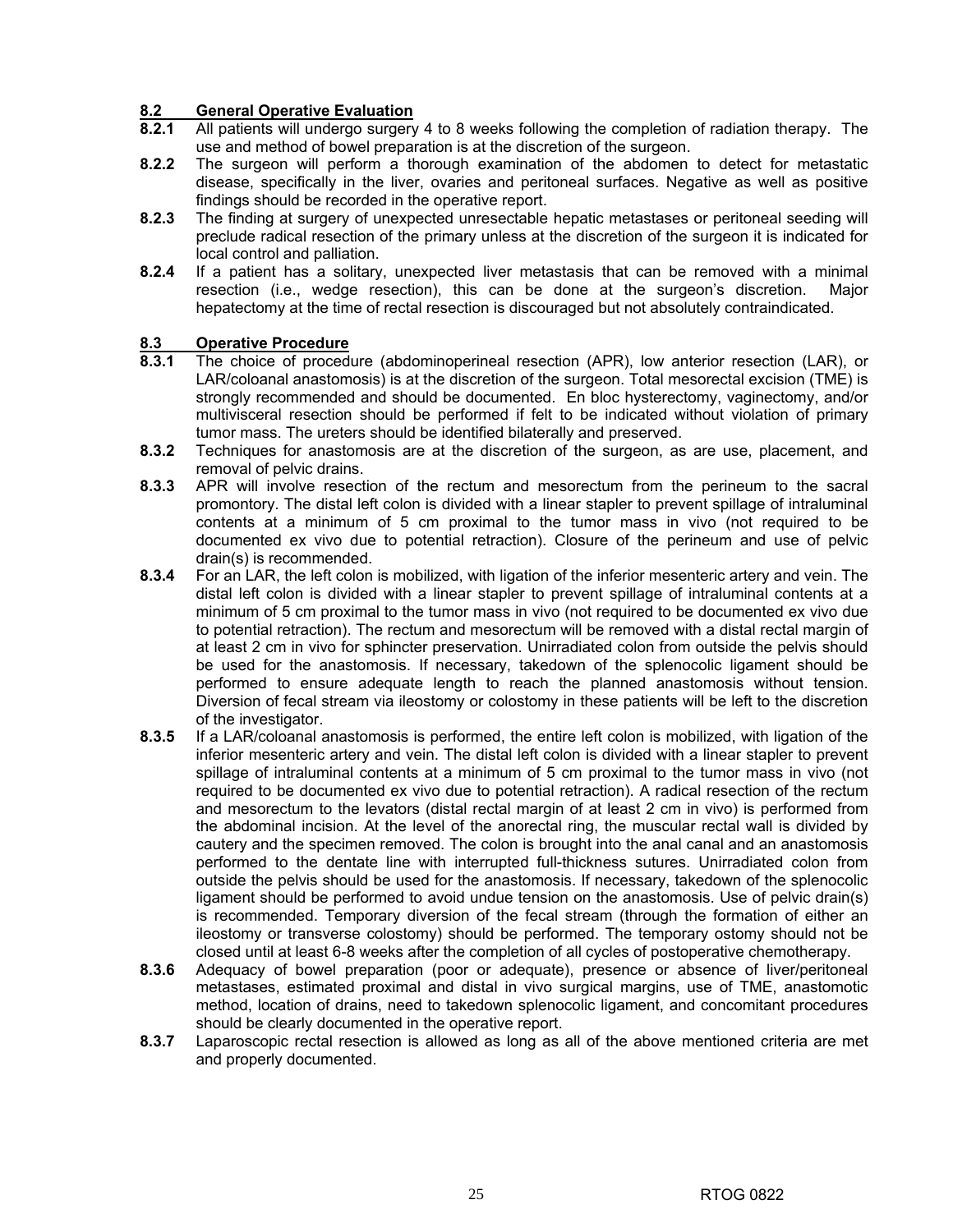## 8.2 General Operative Evaluation

**8.2.1** All patients will undergo surgery 4 to 8 weeks following the completion of radiation therapy. The use and method of bowel preparation is at the discretion of the surgeon.

**8.2.2** The surgeon will perform a thorough examination of the abdomen to detect for metastatic disease, specifically in the liver, ovaries and peritoneal surfaces. Negative as well as positive findings should be recorded in the operative report.

**8.2.3** The finding at surgery of unexpected unresectable hepatic metastases or peritoneal seeding will preclude radical resection of the primary unless at the discretion of the surgeon it is indicated for local control and palliation.

**8.2.4** If a patient has a solitary, unexpected liver metastasis that can be removed with a minimal resection (i.e., wedge resection), this can be done at the surgeon's discretion. Major hepatectomy at the time of rectal resection is discouraged but not absolutely contraindicated.

## 8.3 Operative Procedure

**8.3.1** The choice of procedure (abdominoperineal resection (APR), low anterior resection (LAR), or LAR/coloanal anastomosis) is at the discretion of the surgeon. Total mesorectal excision (TME) is strongly recommended and should be documented. En bloc hysterectomy, vaginectomy, and/or multivisceral resection should be performed if felt to be indicated without violation of primary tumor mass. The ureters should be identified bilaterally and preserved.

**8.3.2** Techniques for anastomosis are at the discretion of the surgeon, as are use, placement, and removal of pelvic drains.

**8.3.3** APR will involve resection of the rectum and mesorectum from the perineum to the sacral promontory. The distal left colon is divided with a linear stapler to prevent spillage of intraluminal contents at a minimum of 5 cm proximal to the tumor mass in vivo (not required to be documented ex vivo due to potential retraction). Closure of the perineum and use of pelvic drain(s) is recommended.

**8.3.4** For an LAR, the left colon is mobilized, with ligation of the inferior mesenteric artery and vein. The distal left colon is divided with a linear stapler to prevent spillage of intraluminal contents at a minimum of 5 cm proximal to the tumor mass in vivo (not required to be documented ex vivo due to potential retraction). The rectum and mesorectum will be removed with a distal rectal margin of at least 2 cm in vivo for sphincter preservation. Unirradiated colon from outside the pelvis should be used for the anastomosis. If necessary, takedown of the splenocolic ligament should be performed to ensure adequate length to reach the planned anastomosis without tension. Diversion of fecal stream via ileostomy or colostomy in these patients will be left to the discretion of the investigator.

**8.3.5** If a LAR/coloanal anastomosis is performed, the entire left colon is mobilized, with ligation of the inferior mesenteric artery and vein. The distal left colon is divided with a linear stapler to prevent spillage of intraluminal contents at a minimum of 5 cm proximal to the tumor mass in vivo (not required to be documented ex vivo due to potential retraction). A radical resection of the rectum and mesorectum to the levators (distal rectal margin of at least 2 cm in vivo) is performed from the abdominal incision. At the level of the anorectal ring, the muscular rectal wall is divided by cautery and the specimen removed. The colon is brought into the anal canal and an anastomosis performed to the dentate line with interrupted full-thickness sutures. Unirradiated colon from outside the pelvis should be used for the anastomosis. If necessary, takedown of the splenocolic ligament should be performed to avoid undue tension on the anastomosis. Use of pelvic drain(s) is recommended. Temporary diversion of the fecal stream (through the formation of either an ileostomy or transverse colostomy) should be performed. The temporary ostomy should not be closed until at least 6-8 weeks after the completion of all cycles of postoperative chemotherapy.

**8.3.6** Adequacy of bowel preparation (poor or adequate), presence or absence of liver/peritoneal metastases, estimated proximal and distal in vivo surgical margins, use of TME, anastomotic method, location of drains, need to takedown splenocolic ligament, and concomitant procedures should be clearly documented in the operative report.

**8.3.7** Laparoscopic rectal resection is allowed as long as all of the above mentioned criteria are met and properly documented.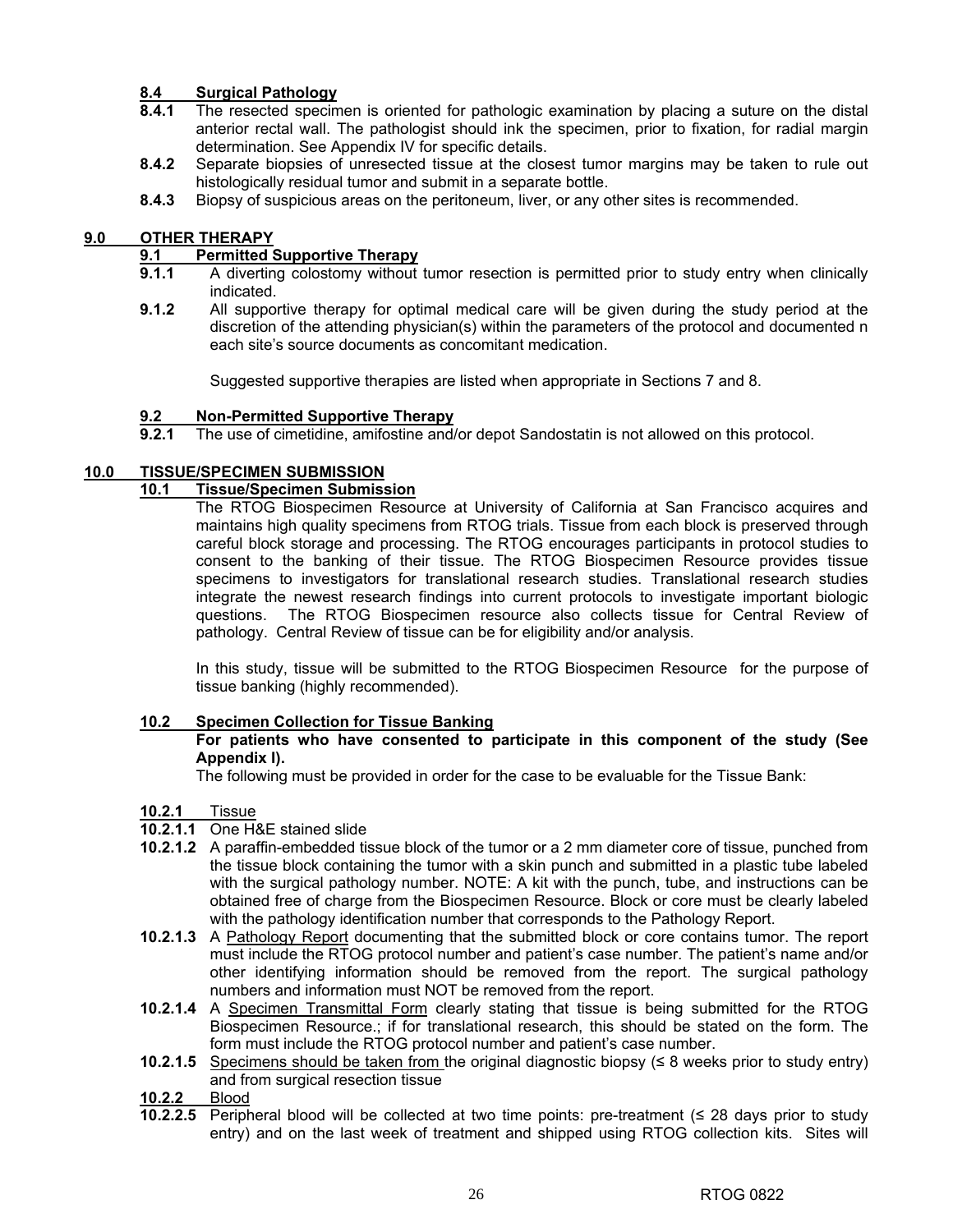### 8.4 Surgical Pathology

**8.4.1** The resected specimen is oriented for pathologic examination by placing a suture on the distal anterior rectal wall. The pathologist should ink the specimen, prior to fixation, for radial margin determination. See Appendix IV for specific details.

**8.4.2** Separate biopsies of unresected tissue at the closest tumor margins may be taken to rule out histologically residual tumor and submit in a separate bottle.

**8.4.3** Biopsy of suspicious areas on the peritoneum, liver, or any other sites is recommended.

## 9.0 OTHER THERAPY

### 9.1 Permitted Supportive Therapy

**9.1.1** A diverting colostomy without tumor resection is permitted prior to study entry when clinically indicated.

**9.1.2** All supportive therapy for optimal medical care will be given during the study period at the discretion of the attending physician(s) within the parameters of the protocol and documented n each site's source documents as concomitant medication.

Suggested supportive therapies are listed when appropriate in Sections 7 and 8.

### 9.2 Non-Permitted Supportive Therapy

**9.2.1** The use of cimetidine, amifostine and/or depot Sandostatin is not allowed on this protocol.

## 10.0 TISSUE/SPECIMEN SUBMISSION

### 10.1 Tissue/Specimen Submission

The RTOG Biospecimen Resource at University of California at San Francisco acquires and maintains high quality specimens from RTOG trials. Tissue from each block is preserved through careful block storage and processing. The RTOG encourages participants in protocol studies to consent to the banking of their tissue. The RTOG Biospecimen Resource provides tissue specimens to investigators for translational research studies. Translational research studies integrate the newest research findings into current protocols to investigate important biologic questions. The RTOG Biospecimen resource also collects tissue for Central Review of pathology. Central Review of tissue can be for eligibility and/or analysis.

In this study, tissue will be submitted to the RTOG Biospecimen Resource for the purpose of tissue banking (highly recommended).

### 10.2 Specimen Collection for Tissue Banking

**For patients who have consented to participate in this component of the study (See Appendix I).**

The following must be provided in order for the case to be evaluable for the Tissue Bank:

**10.2.1** Tissue

**10.2.1.1** One H&E stained slide

**10.2.1.2** A paraffin-embedded tissue block of the tumor or a 2 mm diameter core of tissue, punched from the tissue block containing the tumor with a skin punch and submitted in a plastic tube labeled with the surgical pathology number. NOTE: A kit with the punch, tube, and instructions can be obtained free of charge from the Biospecimen Resource. Block or core must be clearly labeled with the pathology identification number that corresponds to the Pathology Report.

**10.2.1.3** A Pathology Report documenting that the submitted block or core contains tumor. The report must include the RTOG protocol number and patient's case number. The patient's name and/or other identifying information should be removed from the report. The surgical pathology numbers and information must NOT be removed from the report.

**10.2.1.4** A Specimen Transmittal Form clearly stating that tissue is being submitted for the RTOG Biospecimen Resource.; if for translational research, this should be stated on the form. The form must include the RTOG protocol number and patient's case number.

**10.2.1.5** Specimens should be taken from the original diagnostic biopsy (≤ 8 weeks prior to study entry) and from surgical resection tissue

**10.2.2** Blood

**10.2.2.5** Peripheral blood will be collected at two time points: pre-treatment (≤ 28 days prior to study entry) and on the last week of treatment and shipped using RTOG collection kits. Sites will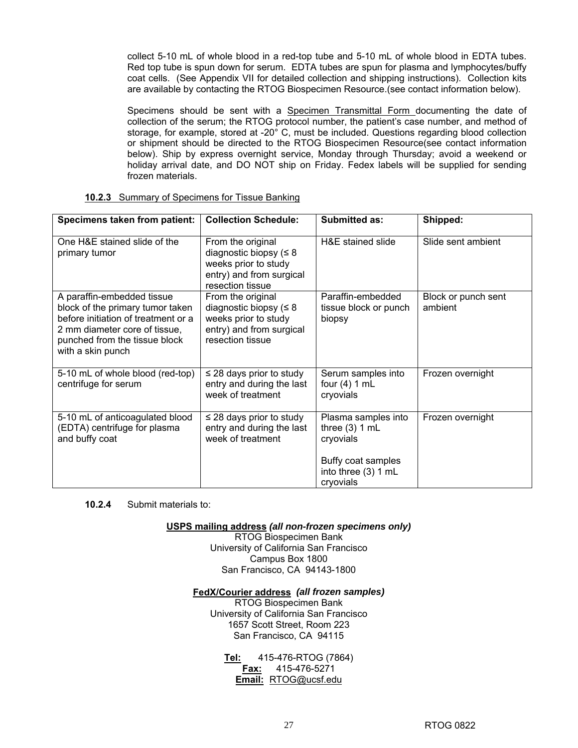collect 5-10 mL of whole blood in a red-top tube and 5-10 mL of whole blood in EDTA tubes. Red top tube is spun down for serum. EDTA tubes are spun for plasma and lymphocytes/buffy coat cells. (See Appendix VII for detailed collection and shipping instructions). Collection kits are available by contacting the RTOG Biospecimen Resource.(see contact information below).

Specimens should be sent with a Specimen Transmittal Form documenting the date of collection of the serum; the RTOG protocol number, the patient's case number, and method of storage, for example, stored at -20° C, must be included. Questions regarding blood collection or shipment should be directed to the RTOG Biospecimen Resource(see contact information below). Ship by express overnight service, Monday through Thursday; avoid a weekend or holiday arrival date, and DO NOT ship on Friday. Fedex labels will be supplied for sending frozen materials.

**10.2.3** Summary of Specimens for Tissue Banking

| Specimens taken from patient: | Collection Schedule: | Submitted as: | Shipped: |
|---|---|---|---|
| One H&E stained slide of the primary tumor | From the original diagnostic biopsy (≤ 8 weeks prior to study entry) and from surgical resection tissue | H&E stained slide | Slide sent ambient |
| A paraffin-embedded tissue block of the primary tumor taken before initiation of treatment or a 2 mm diameter core of tissue, punched from the tissue block with a skin punch | From the original diagnostic biopsy (≤ 8 weeks prior to study entry) and from surgical resection tissue | Paraffin-embedded tissue block or punch biopsy | Block or punch sent ambient |
| 5-10 mL of whole blood (red-top) centrifuge for serum | ≤ 28 days prior to study entry and during the last week of treatment | Serum samples into four (4) 1 mL cryovials | Frozen overnight |
| 5-10 mL of anticoagulated blood (EDTA) centrifuge for plasma and buffy coat | ≤ 28 days prior to study entry and during the last week of treatment | Plasma samples into three (3) 1 mL cryovials<br><br>Buffy coat samples into three (3) 1 mL cryovials | Frozen overnight |

**10.2.4** Submit materials to:

**USPS mailing address** ***(all non-frozen specimens only)***
RTOG Biospecimen Bank
University of California San Francisco
Campus Box 1800
San Francisco, CA 94143-1800

**FedX/Courier address** ***(all frozen samples)***
RTOG Biospecimen Bank
University of California San Francisco
1657 Scott Street, Room 223
San Francisco, CA 94115

**Tel:** 415-476-RTOG (7864)
**Fax:** 415-476-5271
**Email:** RTOG@ucsf.edu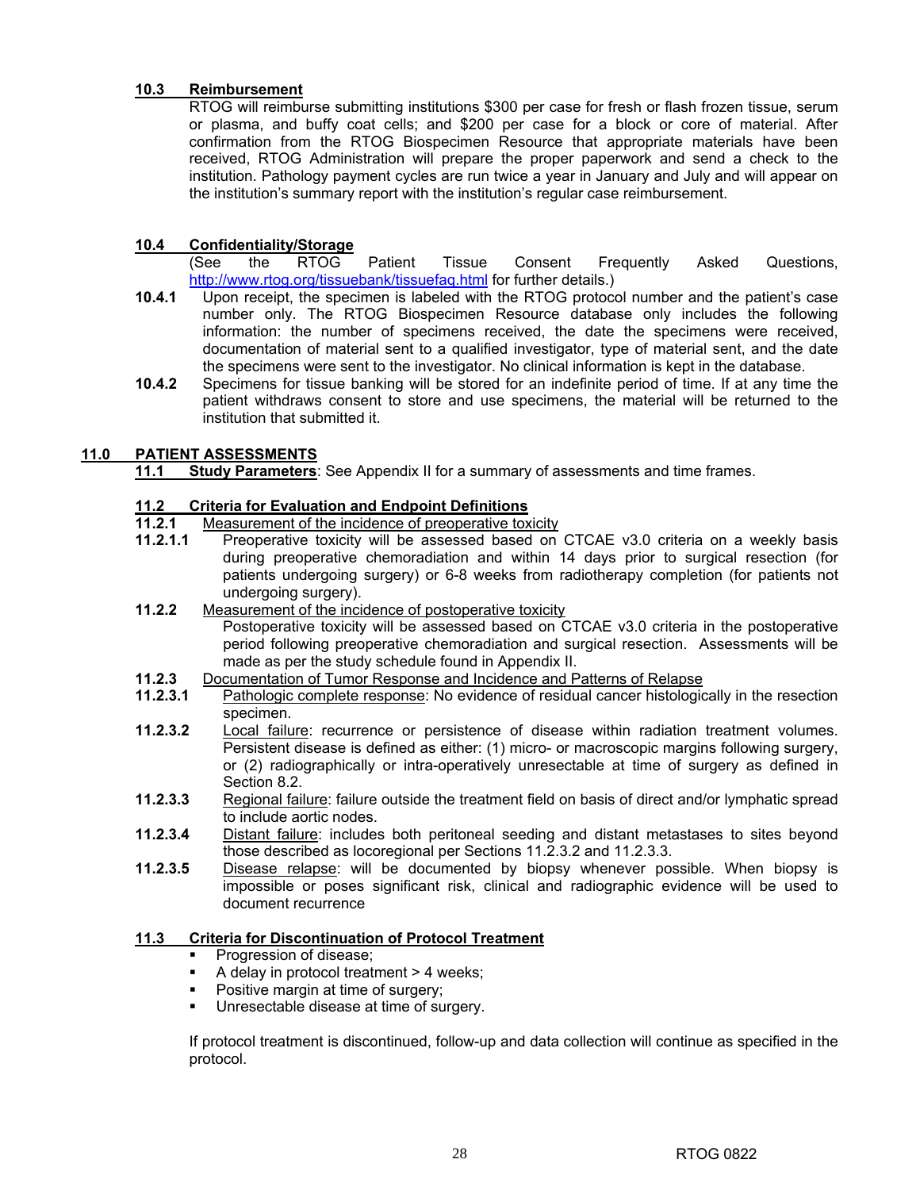### 10.3 Reimbursement

RTOG will reimburse submitting institutions $300 per case for fresh or flash frozen tissue, serum or plasma, and buffy coat cells; and $200 per case for a block or core of material. After confirmation from the RTOG Biospecimen Resource that appropriate materials have been received, RTOG Administration will prepare the proper paperwork and send a check to the institution. Pathology payment cycles are run twice a year in January and July and will appear on the institution's summary report with the institution's regular case reimbursement.

### 10.4 Confidentiality/Storage

(See the RTOG Patient Tissue Consent Frequently Asked Questions, http://www.rtog.org/tissuebank/tissuefaq.html for further details.)

**10.4.1** Upon receipt, the specimen is labeled with the RTOG protocol number and the patient's case number only. The RTOG Biospecimen Resource database only includes the following information: the number of specimens received, the date the specimens were received, documentation of material sent to a qualified investigator, type of material sent, and the date the specimens were sent to the investigator. No clinical information is kept in the database.

**10.4.2** Specimens for tissue banking will be stored for an indefinite period of time. If at any time the patient withdraws consent to store and use specimens, the material will be returned to the institution that submitted it.

## 11.0 PATIENT ASSESSMENTS

**11.1 Study Parameters**: See Appendix II for a summary of assessments and time frames.

### 11.2 Criteria for Evaluation and Endpoint Definitions

**11.2.1** Measurement of the incidence of preoperative toxicity

**11.2.1.1** Preoperative toxicity will be assessed based on CTCAE v3.0 criteria on a weekly basis during preoperative chemoradiation and within 14 days prior to surgical resection (for patients undergoing surgery) or 6-8 weeks from radiotherapy completion (for patients not undergoing surgery).

**11.2.2** Measurement of the incidence of postoperative toxicity

Postoperative toxicity will be assessed based on CTCAE v3.0 criteria in the postoperative period following preoperative chemoradiation and surgical resection. Assessments will be made as per the study schedule found in Appendix II.

**11.2.3** Documentation of Tumor Response and Incidence and Patterns of Relapse

**11.2.3.1** Pathologic complete response: No evidence of residual cancer histologically in the resection specimen.

**11.2.3.2** Local failure: recurrence or persistence of disease within radiation treatment volumes. Persistent disease is defined as either: (1) micro- or macroscopic margins following surgery, or (2) radiographically or intra-operatively unresectable at time of surgery as defined in Section 8.2.

**11.2.3.3** Regional failure: failure outside the treatment field on basis of direct and/or lymphatic spread to include aortic nodes.

**11.2.3.4** Distant failure: includes both peritoneal seeding and distant metastases to sites beyond those described as locoregional per Sections 11.2.3.2 and 11.2.3.3.

**11.2.3.5** Disease relapse: will be documented by biopsy whenever possible. When biopsy is impossible or poses significant risk, clinical and radiographic evidence will be used to document recurrence

### 11.3 Criteria for Discontinuation of Protocol Treatment

- Progression of disease;
- A delay in protocol treatment > 4 weeks;
- Positive margin at time of surgery;
- Unresectable disease at time of surgery.

If protocol treatment is discontinued, follow-up and data collection will continue as specified in the protocol.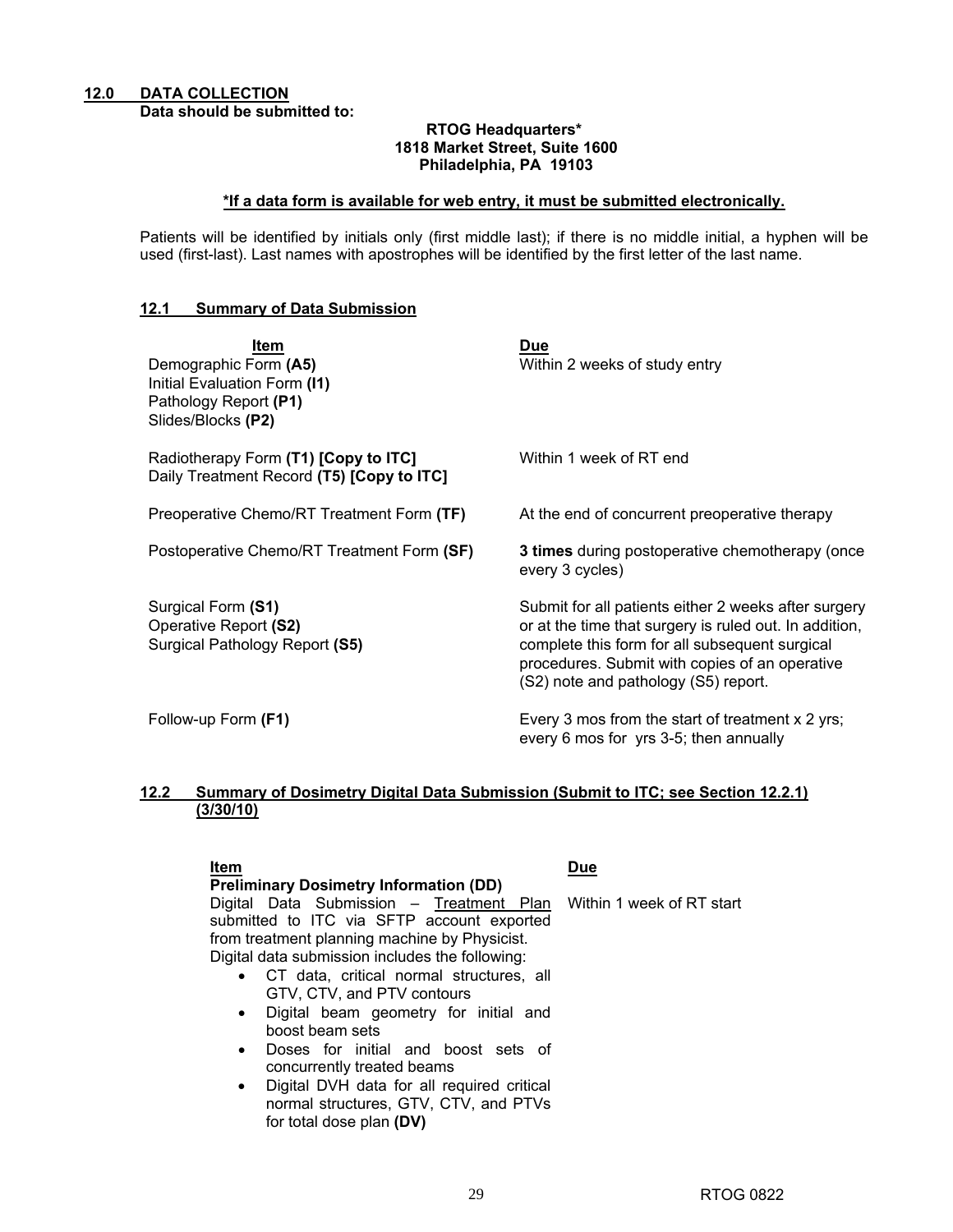## 12.0 DATA COLLECTION

**Data should be submitted to:**

**RTOG Headquarters***
**1818 Market Street, Suite 1600**
**Philadelphia, PA 19103**

***If a data form is available for web entry, it must be submitted electronically.**

Patients will be identified by initials only (first middle last); if there is no middle initial, a hyphen will be used (first-last). Last names with apostrophes will be identified by the first letter of the last name.

### 12.1 Summary of Data Submission

| Item | Due |
|---|---|
| Demographic Form **(A5)**<br>Initial Evaluation Form **(I1)**<br>Pathology Report **(P1)**<br>Slides/Blocks **(P2)** | Within 2 weeks of study entry |
| Radiotherapy Form **(T1) [Copy to ITC]**<br>Daily Treatment Record **(T5) [Copy to ITC]** | Within 1 week of RT end |
| Preoperative Chemo/RT Treatment Form **(TF)** | At the end of concurrent preoperative therapy |
| Postoperative Chemo/RT Treatment Form **(SF)** | **3 times** during postoperative chemotherapy (once every 3 cycles) |
| Surgical Form **(S1)**<br>Operative Report **(S2)**<br>Surgical Pathology Report **(S5)** | Submit for all patients either 2 weeks after surgery or at the time that surgery is ruled out. In addition, complete this form for all subsequent surgical procedures. Submit with copies of an operative (S2) note and pathology (S5) report. |
| Follow-up Form **(F1)** | Every 3 mos from the start of treatment x 2 yrs; every 6 mos for yrs 3-5; then annually |

### 12.2 Summary of Dosimetry Digital Data Submission (Submit to ITC; see Section 12.2.1) (3/30/10)

| Item | Due |
|---|---|
| **Preliminary Dosimetry Information (DD)** | |
| Digital Data Submission – Treatment Plan submitted to ITC via SFTP account exported from treatment planning machine by Physicist.<br>Digital data submission includes the following:<br>• CT data, critical normal structures, all GTV, CTV, and PTV contours<br>• Digital beam geometry for initial and boost beam sets<br>• Doses for initial and boost sets of concurrently treated beams<br>• Digital DVH data for all required critical normal structures, GTV, CTV, and PTVs for total dose plan **(DV)** | Within 1 week of RT start |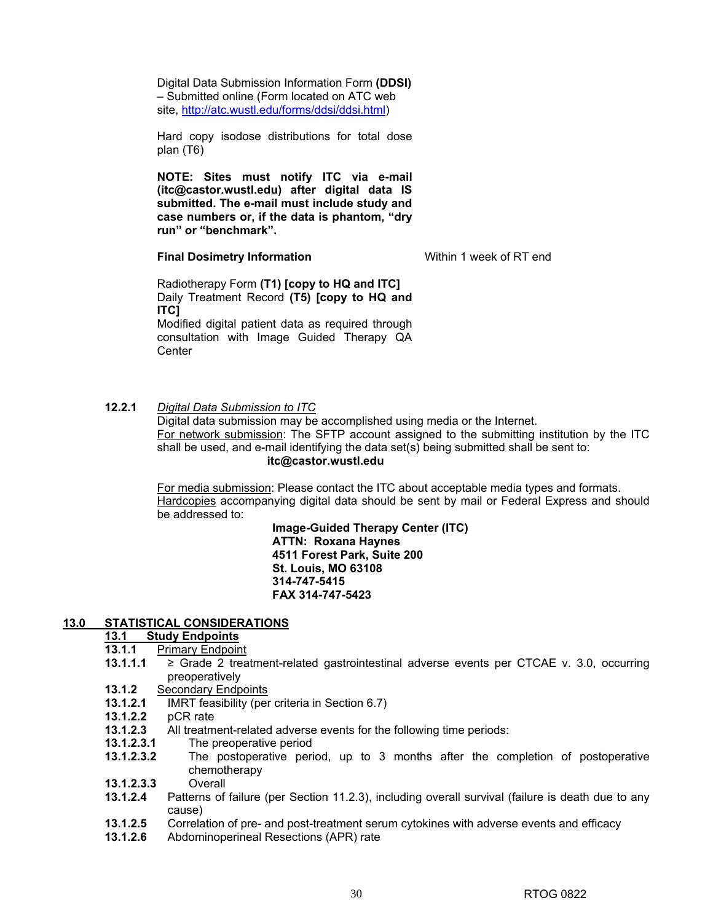Digital Data Submission Information Form **(DDSI)** – Submitted online (Form located on ATC web site, http://atc.wustl.edu/forms/ddsi/ddsi.html)

Hard copy isodose distributions for total dose plan (T6)

**NOTE: Sites must notify ITC via e-mail (itc@castor.wustl.edu) after digital data IS submitted. The e-mail must include study and case numbers or, if the data is phantom, "dry run" or "benchmark".**

| **Final Dosimetry Information** | Within 1 week of RT end |
|---|---|
| Radiotherapy Form **(T1) [copy to HQ and ITC]**<br>Daily Treatment Record **(T5) [copy to HQ and ITC]**<br>Modified digital patient data as required through consultation with Image Guided Therapy QA Center | |

**12.2.1** *Digital Data Submission to ITC*

Digital data submission may be accomplished using media or the Internet.

For network submission: The SFTP account assigned to the submitting institution by the ITC shall be used, and e-mail identifying the data set(s) being submitted shall be sent to:

**itc@castor.wustl.edu**

For media submission: Please contact the ITC about acceptable media types and formats.

Hardcopies accompanying digital data should be sent by mail or Federal Express and should be addressed to:

**Image-Guided Therapy Center (ITC)**
**ATTN: Roxana Haynes**
**4511 Forest Park, Suite 200**
**St. Louis, MO 63108**
**314-747-5415**
**FAX 314-747-5423**

## 13.0 STATISTICAL CONSIDERATIONS

### 13.1 Study Endpoints

**13.1.1** Primary Endpoint

**13.1.1.1** ≥ Grade 2 treatment-related gastrointestinal adverse events per CTCAE v. 3.0, occurring preoperatively

**13.1.2** Secondary Endpoints

**13.1.2.1** IMRT feasibility (per criteria in Section 6.7)

**13.1.2.2** pCR rate

**13.1.2.3** All treatment-related adverse events for the following time periods:

**13.1.2.3.1** The preoperative period

**13.1.2.3.2** The postoperative period, up to 3 months after the completion of postoperative chemotherapy

**13.1.2.3.3** Overall

**13.1.2.4** Patterns of failure (per Section 11.2.3), including overall survival (failure is death due to any cause)

**13.1.2.5** Correlation of pre- and post-treatment serum cytokines with adverse events and efficacy

**13.1.2.6** Abdominoperineal Resections (APR) rate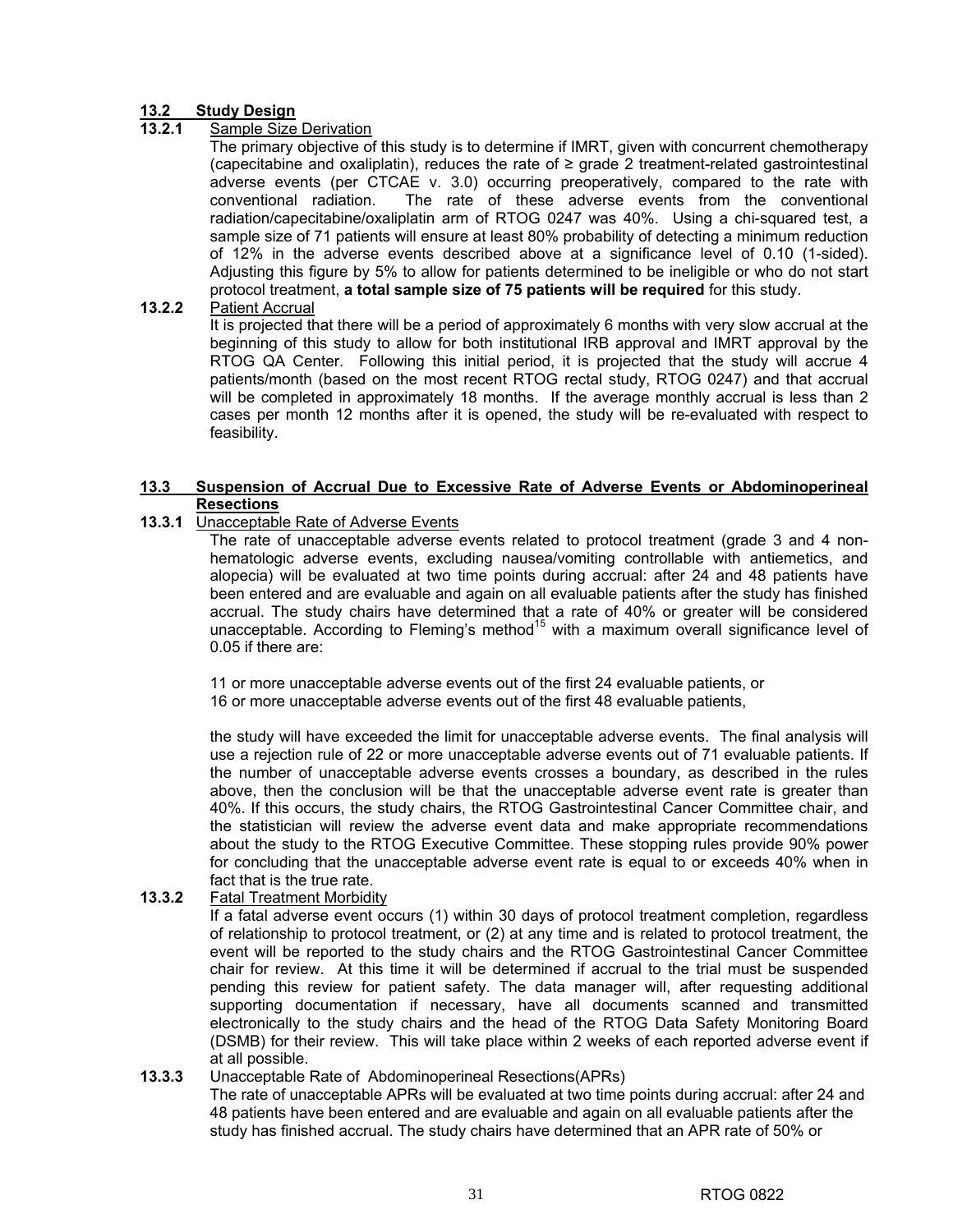## 13.2 Study Design

### 13.2.1 Sample Size Derivation

The primary objective of this study is to determine if IMRT, given with concurrent chemotherapy (capecitabine and oxaliplatin), reduces the rate of ≥ grade 2 treatment-related gastrointestinal adverse events (per CTCAE v. 3.0) occurring preoperatively, compared to the rate with conventional radiation. The rate of these adverse events from the conventional radiation/capecitabine/oxaliplatin arm of RTOG 0247 was 40%. Using a chi-squared test, a sample size of 71 patients will ensure at least 80% probability of detecting a minimum reduction of 12% in the adverse events described above at a significance level of 0.10 (1-sided). Adjusting this figure by 5% to allow for patients determined to be ineligible or who do not start protocol treatment, **a total sample size of 75 patients will be required** for this study.

### 13.2.2 Patient Accrual

It is projected that there will be a period of approximately 6 months with very slow accrual at the beginning of this study to allow for both institutional IRB approval and IMRT approval by the RTOG QA Center. Following this initial period, it is projected that the study will accrue 4 patients/month (based on the most recent RTOG rectal study, RTOG 0247) and that accrual will be completed in approximately 18 months. If the average monthly accrual is less than 2 cases per month 12 months after it is opened, the study will be re-evaluated with respect to feasibility.

## 13.3 Suspension of Accrual Due to Excessive Rate of Adverse Events or Abdominoperineal Resections

### 13.3.1 Unacceptable Rate of Adverse Events

The rate of unacceptable adverse events related to protocol treatment (grade 3 and 4 non-hematologic adverse events, excluding nausea/vomiting controllable with antiemetics, and alopecia) will be evaluated at two time points during accrual: after 24 and 48 patients have been entered and are evaluable and again on all evaluable patients after the study has finished accrual. The study chairs have determined that a rate of 40% or greater will be considered unacceptable. According to Fleming's method[15] with a maximum overall significance level of 0.05 if there are:

11 or more unacceptable adverse events out of the first 24 evaluable patients, or
16 or more unacceptable adverse events out of the first 48 evaluable patients,

the study will have exceeded the limit for unacceptable adverse events. The final analysis will use a rejection rule of 22 or more unacceptable adverse events out of 71 evaluable patients. If the number of unacceptable adverse events crosses a boundary, as described in the rules above, then the conclusion will be that the unacceptable adverse event rate is greater than 40%. If this occurs, the study chairs, the RTOG Gastrointestinal Cancer Committee chair, and the statistician will review the adverse event data and make appropriate recommendations about the study to the RTOG Executive Committee. These stopping rules provide 90% power for concluding that the unacceptable adverse event rate is equal to or exceeds 40% when in fact that is the true rate.

### 13.3.2 Fatal Treatment Morbidity

If a fatal adverse event occurs (1) within 30 days of protocol treatment completion, regardless of relationship to protocol treatment, or (2) at any time and is related to protocol treatment, the event will be reported to the study chairs and the RTOG Gastrointestinal Cancer Committee chair for review. At this time it will be determined if accrual to the trial must be suspended pending this review for patient safety. The data manager will, after requesting additional supporting documentation if necessary, have all documents scanned and transmitted electronically to the study chairs and the head of the RTOG Data Safety Monitoring Board (DSMB) for their review. This will take place within 2 weeks of each reported adverse event if at all possible.

### 13.3.3 Unacceptable Rate of Abdominoperineal Resections(APRs)

The rate of unacceptable APRs will be evaluated at two time points during accrual: after 24 and 48 patients have been entered and are evaluable and again on all evaluable patients after the study has finished accrual. The study chairs have determined that an APR rate of 50% or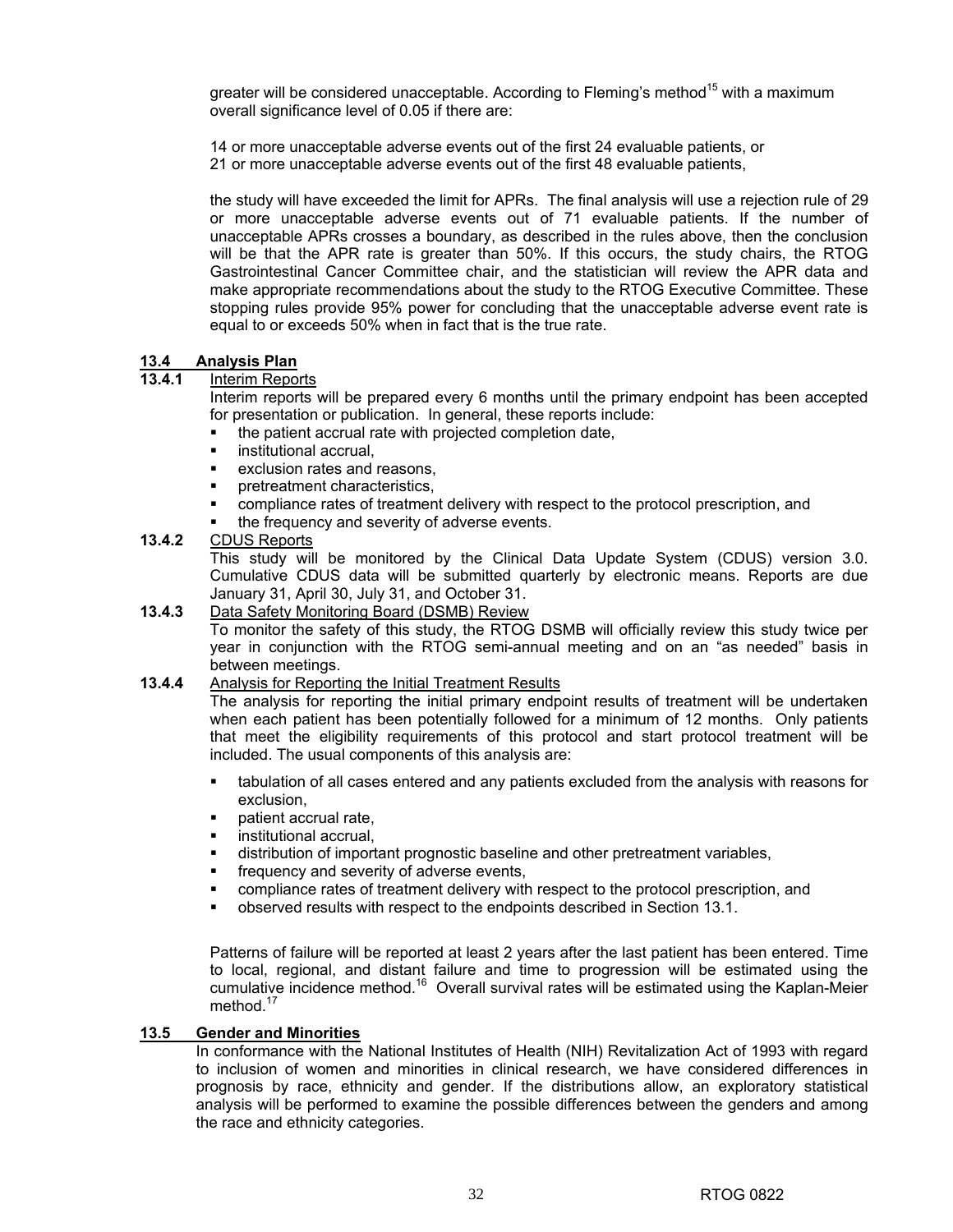greater will be considered unacceptable. According to Fleming's method[15] with a maximum overall significance level of 0.05 if there are:

14 or more unacceptable adverse events out of the first 24 evaluable patients, or
21 or more unacceptable adverse events out of the first 48 evaluable patients,

the study will have exceeded the limit for APRs. The final analysis will use a rejection rule of 29 or more unacceptable adverse events out of 71 evaluable patients. If the number of unacceptable APRs crosses a boundary, as described in the rules above, then the conclusion will be that the APR rate is greater than 50%. If this occurs, the study chairs, the RTOG Gastrointestinal Cancer Committee chair, and the statistician will review the APR data and make appropriate recommendations about the study to the RTOG Executive Committee. These stopping rules provide 95% power for concluding that the unacceptable adverse event rate is equal to or exceeds 50% when in fact that is the true rate.

## 13.4 Analysis Plan

### 13.4.1 Interim Reports

Interim reports will be prepared every 6 months until the primary endpoint has been accepted for presentation or publication. In general, these reports include:

- the patient accrual rate with projected completion date,
- institutional accrual,
- exclusion rates and reasons,
- pretreatment characteristics,
- compliance rates of treatment delivery with respect to the protocol prescription, and
- the frequency and severity of adverse events.

### 13.4.2 CDUS Reports

This study will be monitored by the Clinical Data Update System (CDUS) version 3.0. Cumulative CDUS data will be submitted quarterly by electronic means. Reports are due January 31, April 30, July 31, and October 31.

### 13.4.3 Data Safety Monitoring Board (DSMB) Review

To monitor the safety of this study, the RTOG DSMB will officially review this study twice per year in conjunction with the RTOG semi-annual meeting and on an "as needed" basis in between meetings.

### 13.4.4 Analysis for Reporting the Initial Treatment Results

The analysis for reporting the initial primary endpoint results of treatment will be undertaken when each patient has been potentially followed for a minimum of 12 months. Only patients that meet the eligibility requirements of this protocol and start protocol treatment will be included. The usual components of this analysis are:

- tabulation of all cases entered and any patients excluded from the analysis with reasons for exclusion,
- patient accrual rate,
- institutional accrual,
- distribution of important prognostic baseline and other pretreatment variables,
- frequency and severity of adverse events,
- compliance rates of treatment delivery with respect to the protocol prescription, and
- observed results with respect to the endpoints described in Section 13.1.

Patterns of failure will be reported at least 2 years after the last patient has been entered. Time to local, regional, and distant failure and time to progression will be estimated using the cumulative incidence method.[16] Overall survival rates will be estimated using the Kaplan-Meier method.[17]

## 13.5 Gender and Minorities

In conformance with the National Institutes of Health (NIH) Revitalization Act of 1993 with regard to inclusion of women and minorities in clinical research, we have considered differences in prognosis by race, ethnicity and gender. If the distributions allow, an exploratory statistical analysis will be performed to examine the possible differences between the genders and among the race and ethnicity categories.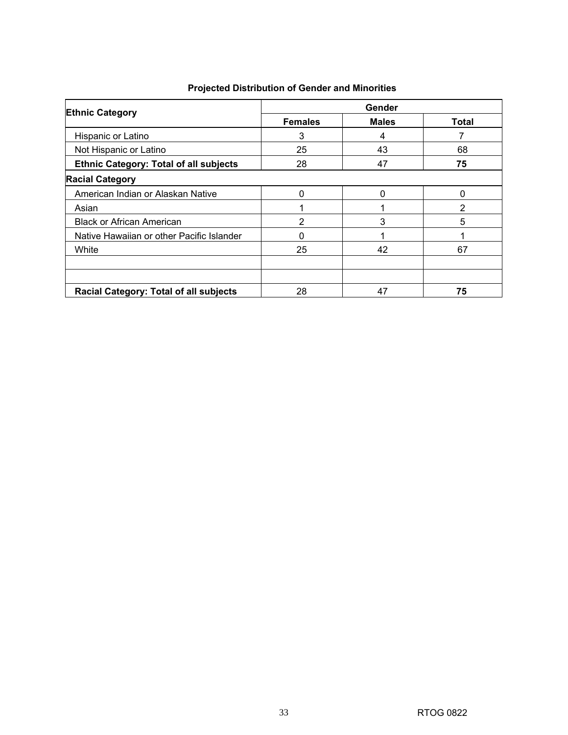**Projected Distribution of Gender and Minorities**

| Ethnic Category | Gender | | |
|---|---|---|---|
| | **Females** | **Males** | **Total** |
| Hispanic or Latino | 3 | 4 | 7 |
| Not Hispanic or Latino | 25 | 43 | 68 |
| **Ethnic Category: Total of all subjects** | 28 | 47 | **75** |
| **Racial Category** | | | |
| American Indian or Alaskan Native | 0 | 0 | 0 |
| Asian | 1 | 1 | 2 |
| Black or African American | 2 | 3 | 5 |
| Native Hawaiian or other Pacific Islander | 0 | 1 | 1 |
| White | 25 | 42 | 67 |
| | | | |
| | | | |
| **Racial Category: Total of all subjects** | 28 | 47 | **75** |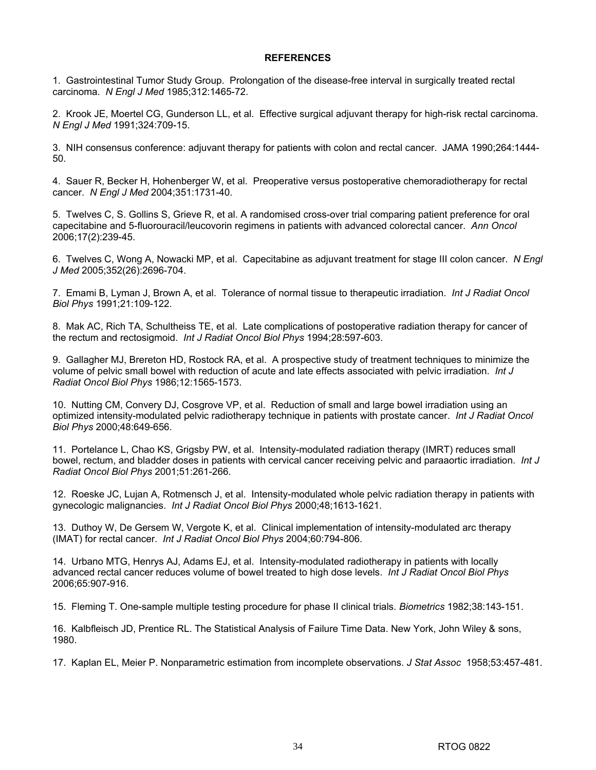## REFERENCES

1. Gastrointestinal Tumor Study Group. Prolongation of the disease-free interval in surgically treated rectal carcinoma. *N Engl J Med* 1985;312:1465-72.

2. Krook JE, Moertel CG, Gunderson LL, et al. Effective surgical adjuvant therapy for high-risk rectal carcinoma. *N Engl J Med* 1991;324:709-15.

3. NIH consensus conference: adjuvant therapy for patients with colon and rectal cancer. JAMA 1990;264:1444-50.

4. Sauer R, Becker H, Hohenberger W, et al. Preoperative versus postoperative chemoradiotherapy for rectal cancer. *N Engl J Med* 2004;351:1731-40.

5. Twelves C, S. Gollins S, Grieve R, et al. A randomised cross-over trial comparing patient preference for oral capecitabine and 5-fluorouracil/leucovorin regimens in patients with advanced colorectal cancer. *Ann Oncol* 2006;17(2):239-45.

6. Twelves C, Wong A, Nowacki MP, et al. Capecitabine as adjuvant treatment for stage III colon cancer. *N Engl J Med* 2005;352(26):2696-704.

7. Emami B, Lyman J, Brown A, et al. Tolerance of normal tissue to therapeutic irradiation. *Int J Radiat Oncol Biol Phys* 1991;21:109-122.

8. Mak AC, Rich TA, Schultheiss TE, et al. Late complications of postoperative radiation therapy for cancer of the rectum and rectosigmoid. *Int J Radiat Oncol Biol Phys* 1994;28:597-603.

9. Gallagher MJ, Brereton HD, Rostock RA, et al. A prospective study of treatment techniques to minimize the volume of pelvic small bowel with reduction of acute and late effects associated with pelvic irradiation. *Int J Radiat Oncol Biol Phys* 1986;12:1565-1573.

10. Nutting CM, Convery DJ, Cosgrove VP, et al. Reduction of small and large bowel irradiation using an optimized intensity-modulated pelvic radiotherapy technique in patients with prostate cancer. *Int J Radiat Oncol Biol Phys* 2000;48:649-656.

11. Portelance L, Chao KS, Grigsby PW, et al. Intensity-modulated radiation therapy (IMRT) reduces small bowel, rectum, and bladder doses in patients with cervical cancer receiving pelvic and paraaortic irradiation. *Int J Radiat Oncol Biol Phys* 2001;51:261-266.

12. Roeske JC, Lujan A, Rotmensch J, et al. Intensity-modulated whole pelvic radiation therapy in patients with gynecologic malignancies. *Int J Radiat Oncol Biol Phys* 2000;48;1613-1621.

13. Duthoy W, De Gersem W, Vergote K, et al. Clinical implementation of intensity-modulated arc therapy (IMAT) for rectal cancer. *Int J Radiat Oncol Biol Phys* 2004;60:794-806.

14. Urbano MTG, Henrys AJ, Adams EJ, et al. Intensity-modulated radiotherapy in patients with locally advanced rectal cancer reduces volume of bowel treated to high dose levels. *Int J Radiat Oncol Biol Phys* 2006;65:907-916.

15. Fleming T. One-sample multiple testing procedure for phase II clinical trials. *Biometrics* 1982;38:143-151.

16. Kalbfleisch JD, Prentice RL. The Statistical Analysis of Failure Time Data. New York, John Wiley & sons, 1980.

17. Kaplan EL, Meier P. Nonparametric estimation from incomplete observations. *J Stat Assoc* 1958;53:457-481.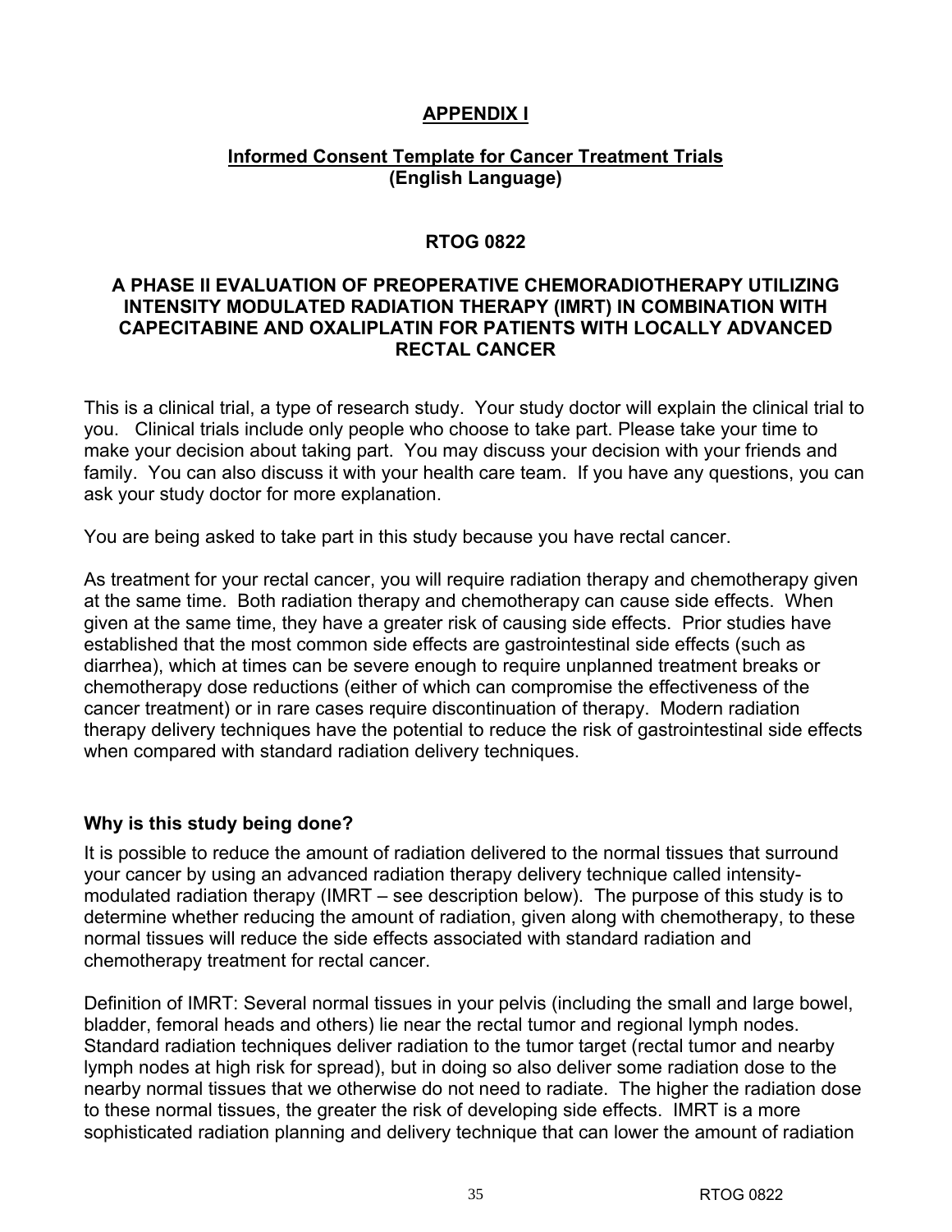## APPENDIX I

### Informed Consent Template for Cancer Treatment Trials (English Language)

### RTOG 0822

### A PHASE II EVALUATION OF PREOPERATIVE CHEMORADIOTHERAPY UTILIZING INTENSITY MODULATED RADIATION THERAPY (IMRT) IN COMBINATION WITH CAPECITABINE AND OXALIPLATIN FOR PATIENTS WITH LOCALLY ADVANCED RECTAL CANCER

This is a clinical trial, a type of research study. Your study doctor will explain the clinical trial to you. Clinical trials include only people who choose to take part. Please take your time to make your decision about taking part. You may discuss your decision with your friends and family. You can also discuss it with your health care team. If you have any questions, you can ask your study doctor for more explanation.

You are being asked to take part in this study because you have rectal cancer.

As treatment for your rectal cancer, you will require radiation therapy and chemotherapy given at the same time. Both radiation therapy and chemotherapy can cause side effects. When given at the same time, they have a greater risk of causing side effects. Prior studies have established that the most common side effects are gastrointestinal side effects (such as diarrhea), which at times can be severe enough to require unplanned treatment breaks or chemotherapy dose reductions (either of which can compromise the effectiveness of the cancer treatment) or in rare cases require discontinuation of therapy. Modern radiation therapy delivery techniques have the potential to reduce the risk of gastrointestinal side effects when compared with standard radiation delivery techniques.

**Why is this study being done?**

It is possible to reduce the amount of radiation delivered to the normal tissues that surround your cancer by using an advanced radiation therapy delivery technique called intensity-modulated radiation therapy (IMRT – see description below). The purpose of this study is to determine whether reducing the amount of radiation, given along with chemotherapy, to these normal tissues will reduce the side effects associated with standard radiation and chemotherapy treatment for rectal cancer.

Definition of IMRT: Several normal tissues in your pelvis (including the small and large bowel, bladder, femoral heads and others) lie near the rectal tumor and regional lymph nodes. Standard radiation techniques deliver radiation to the tumor target (rectal tumor and nearby lymph nodes at high risk for spread), but in doing so also deliver some radiation dose to the nearby normal tissues that we otherwise do not need to radiate. The higher the radiation dose to these normal tissues, the greater the risk of developing side effects. IMRT is a more sophisticated radiation planning and delivery technique that can lower the amount of radiation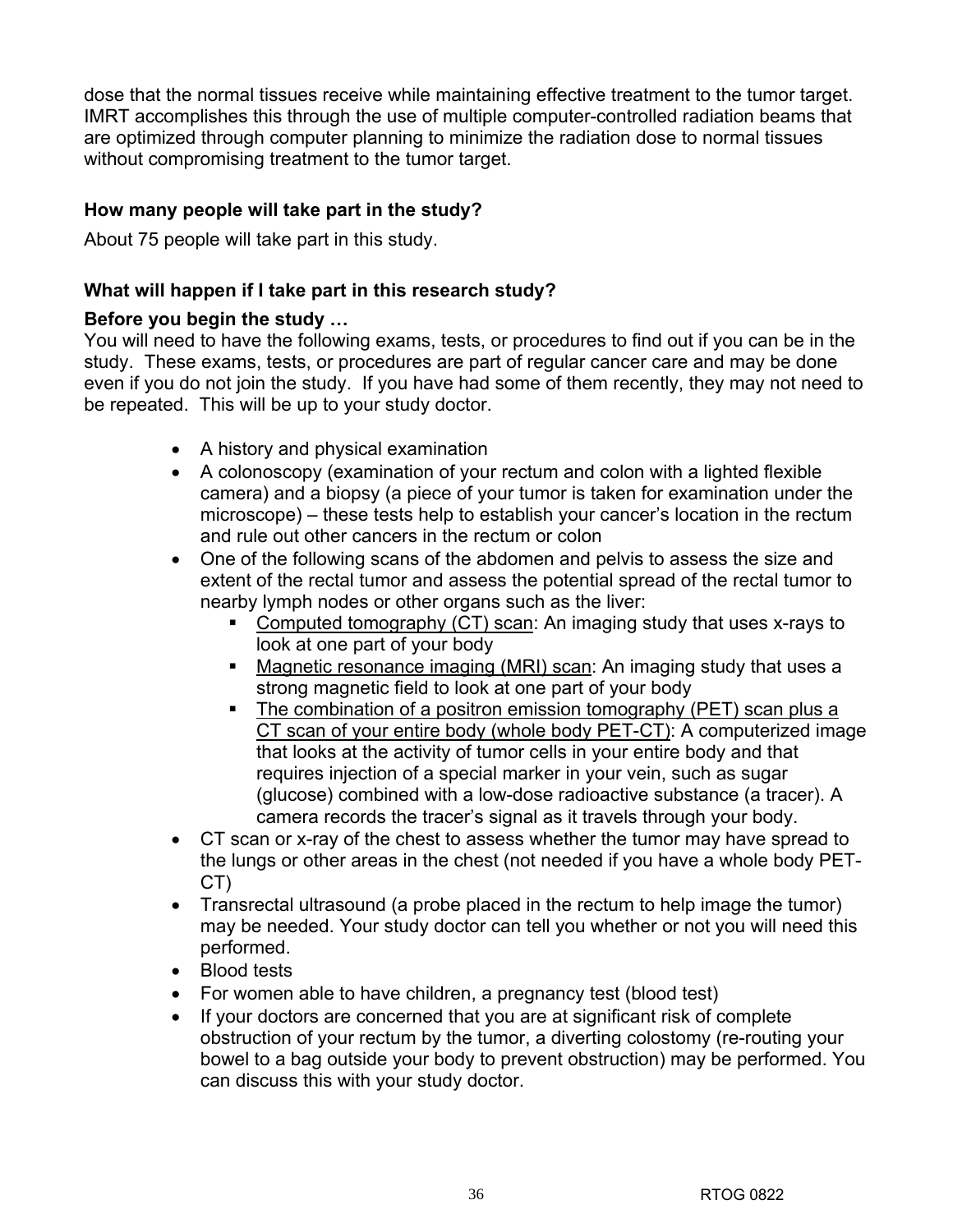dose that the normal tissues receive while maintaining effective treatment to the tumor target. IMRT accomplishes this through the use of multiple computer-controlled radiation beams that are optimized through computer planning to minimize the radiation dose to normal tissues without compromising treatment to the tumor target.

**How many people will take part in the study?**

About 75 people will take part in this study.

**What will happen if I take part in this research study?**

**Before you begin the study …**

You will need to have the following exams, tests, or procedures to find out if you can be in the study. These exams, tests, or procedures are part of regular cancer care and may be done even if you do not join the study. If you have had some of them recently, they may not need to be repeated. This will be up to your study doctor.

- A history and physical examination
- A colonoscopy (examination of your rectum and colon with a lighted flexible camera) and a biopsy (a piece of your tumor is taken for examination under the microscope) – these tests help to establish your cancer's location in the rectum and rule out other cancers in the rectum or colon
- One of the following scans of the abdomen and pelvis to assess the size and extent of the rectal tumor and assess the potential spread of the rectal tumor to nearby lymph nodes or other organs such as the liver:
    - Computed tomography (CT) scan: An imaging study that uses x-rays to look at one part of your body
    - Magnetic resonance imaging (MRI) scan: An imaging study that uses a strong magnetic field to look at one part of your body
    - The combination of a positron emission tomography (PET) scan plus a CT scan of your entire body (whole body PET-CT): A computerized image that looks at the activity of tumor cells in your entire body and that requires injection of a special marker in your vein, such as sugar (glucose) combined with a low-dose radioactive substance (a tracer). A camera records the tracer's signal as it travels through your body.
- CT scan or x-ray of the chest to assess whether the tumor may have spread to the lungs or other areas in the chest (not needed if you have a whole body PET-CT)
- Transrectal ultrasound (a probe placed in the rectum to help image the tumor) may be needed. Your study doctor can tell you whether or not you will need this performed.
- Blood tests
- For women able to have children, a pregnancy test (blood test)
- If your doctors are concerned that you are at significant risk of complete obstruction of your rectum by the tumor, a diverting colostomy (re-routing your bowel to a bag outside your body to prevent obstruction) may be performed. You can discuss this with your study doctor.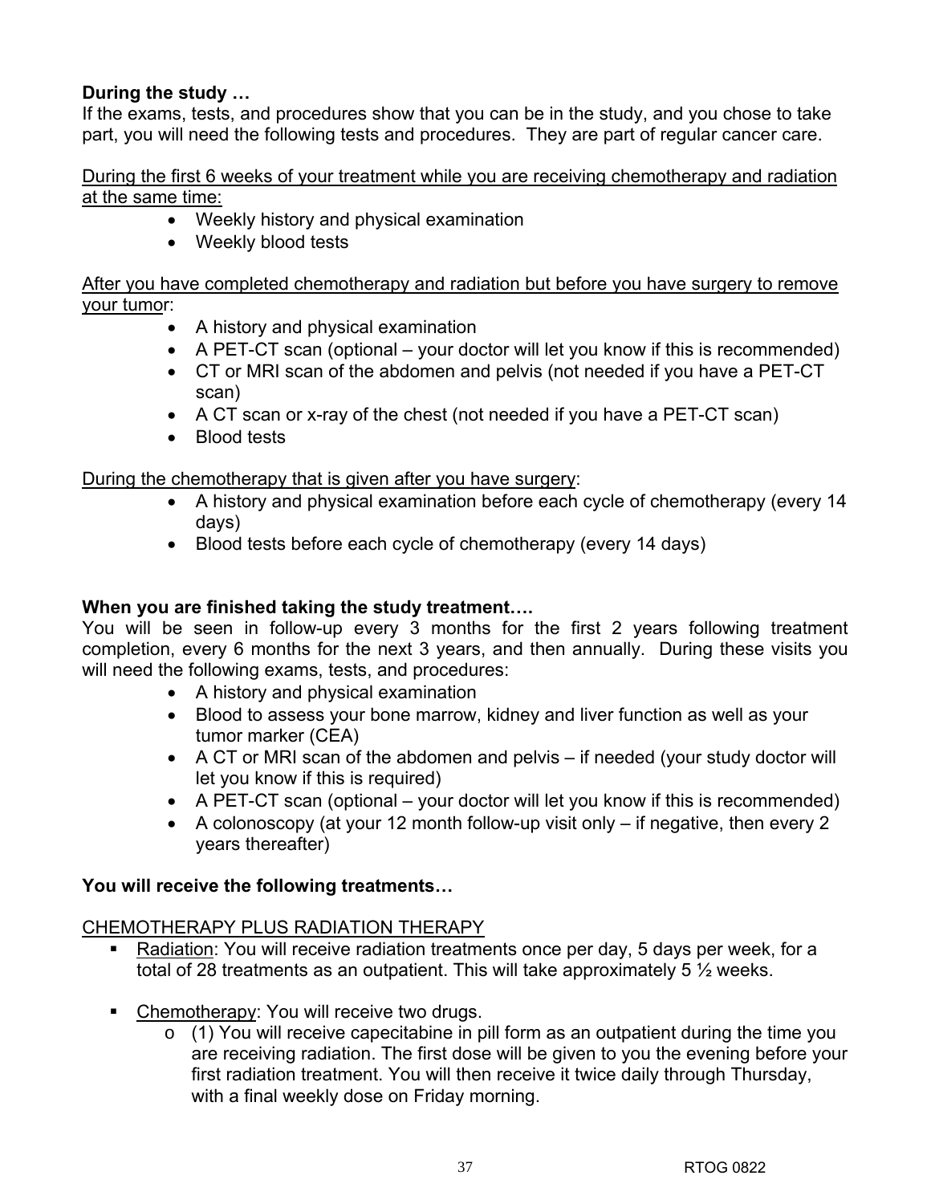**During the study …**

If the exams, tests, and procedures show that you can be in the study, and you chose to take part, you will need the following tests and procedures. They are part of regular cancer care.

<u>During the first 6 weeks of your treatment while you are receiving chemotherapy and radiation at the same time:</u>

- Weekly history and physical examination
- Weekly blood tests

<u>After you have completed chemotherapy and radiation but before you have surgery to remove your tumor</u>:

- A history and physical examination
- A PET-CT scan (optional – your doctor will let you know if this is recommended)
- CT or MRI scan of the abdomen and pelvis (not needed if you have a PET-CT scan)
- A CT scan or x-ray of the chest (not needed if you have a PET-CT scan)
- Blood tests

<u>During the chemotherapy that is given after you have surgery</u>:

- A history and physical examination before each cycle of chemotherapy (every 14 days)
- Blood tests before each cycle of chemotherapy (every 14 days)

**When you are finished taking the study treatment….**

You will be seen in follow-up every 3 months for the first 2 years following treatment completion, every 6 months for the next 3 years, and then annually. During these visits you will need the following exams, tests, and procedures:

- A history and physical examination
- Blood to assess your bone marrow, kidney and liver function as well as your tumor marker (CEA)
- A CT or MRI scan of the abdomen and pelvis – if needed (your study doctor will let you know if this is required)
- A PET-CT scan (optional – your doctor will let you know if this is recommended)
- A colonoscopy (at your 12 month follow-up visit only – if negative, then every 2 years thereafter)

**You will receive the following treatments…**

<u>CHEMOTHERAPY PLUS RADIATION THERAPY</u>

- <u>Radiation</u>: You will receive radiation treatments once per day, 5 days per week, for a total of 28 treatments as an outpatient. This will take approximately 5 ½ weeks.

- <u>Chemotherapy</u>: You will receive two drugs.
    - (1) You will receive capecitabine in pill form as an outpatient during the time you are receiving radiation. The first dose will be given to you the evening before your first radiation treatment. You will then receive it twice daily through Thursday, with a final weekly dose on Friday morning.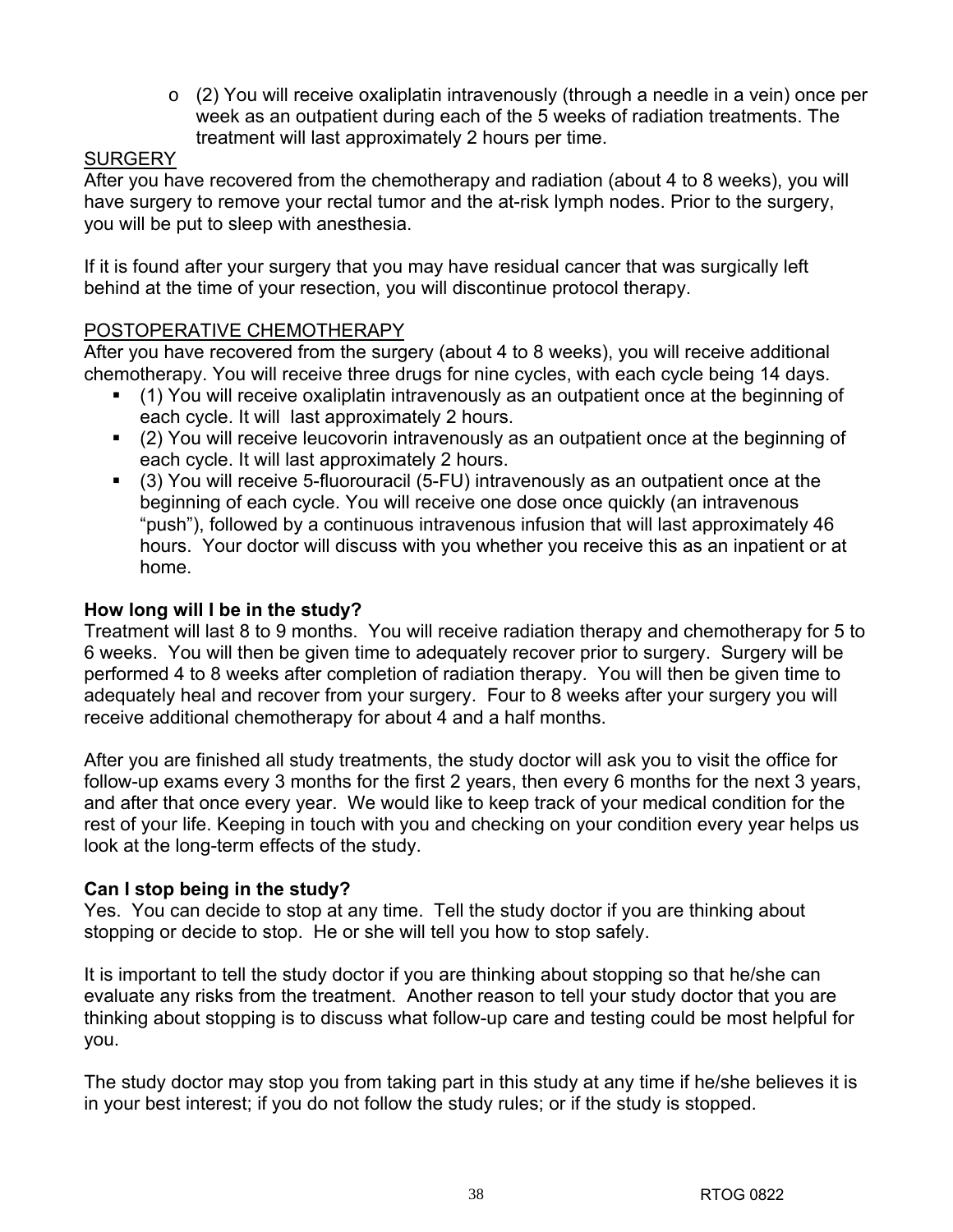- (2) You will receive oxaliplatin intravenously (through a needle in a vein) once per week as an outpatient during each of the 5 weeks of radiation treatments. The treatment will last approximately 2 hours per time.

SURGERY

After you have recovered from the chemotherapy and radiation (about 4 to 8 weeks), you will have surgery to remove your rectal tumor and the at-risk lymph nodes. Prior to the surgery, you will be put to sleep with anesthesia.

If it is found after your surgery that you may have residual cancer that was surgically left behind at the time of your resection, you will discontinue protocol therapy.

POSTOPERATIVE CHEMOTHERAPY

After you have recovered from the surgery (about 4 to 8 weeks), you will receive additional chemotherapy. You will receive three drugs for nine cycles, with each cycle being 14 days.

- (1) You will receive oxaliplatin intravenously as an outpatient once at the beginning of each cycle. It will last approximately 2 hours.
- (2) You will receive leucovorin intravenously as an outpatient once at the beginning of each cycle. It will last approximately 2 hours.
- (3) You will receive 5-fluorouracil (5-FU) intravenously as an outpatient once at the beginning of each cycle. You will receive one dose once quickly (an intravenous "push"), followed by a continuous intravenous infusion that will last approximately 46 hours. Your doctor will discuss with you whether you receive this as an inpatient or at home.

**How long will I be in the study?**

Treatment will last 8 to 9 months. You will receive radiation therapy and chemotherapy for 5 to 6 weeks. You will then be given time to adequately recover prior to surgery. Surgery will be performed 4 to 8 weeks after completion of radiation therapy. You will then be given time to adequately heal and recover from your surgery. Four to 8 weeks after your surgery you will receive additional chemotherapy for about 4 and a half months.

After you are finished all study treatments, the study doctor will ask you to visit the office for follow-up exams every 3 months for the first 2 years, then every 6 months for the next 3 years, and after that once every year. We would like to keep track of your medical condition for the rest of your life. Keeping in touch with you and checking on your condition every year helps us look at the long-term effects of the study.

**Can I stop being in the study?**

Yes. You can decide to stop at any time. Tell the study doctor if you are thinking about stopping or decide to stop. He or she will tell you how to stop safely.

It is important to tell the study doctor if you are thinking about stopping so that he/she can evaluate any risks from the treatment. Another reason to tell your study doctor that you are thinking about stopping is to discuss what follow-up care and testing could be most helpful for you.

The study doctor may stop you from taking part in this study at any time if he/she believes it is in your best interest; if you do not follow the study rules; or if the study is stopped.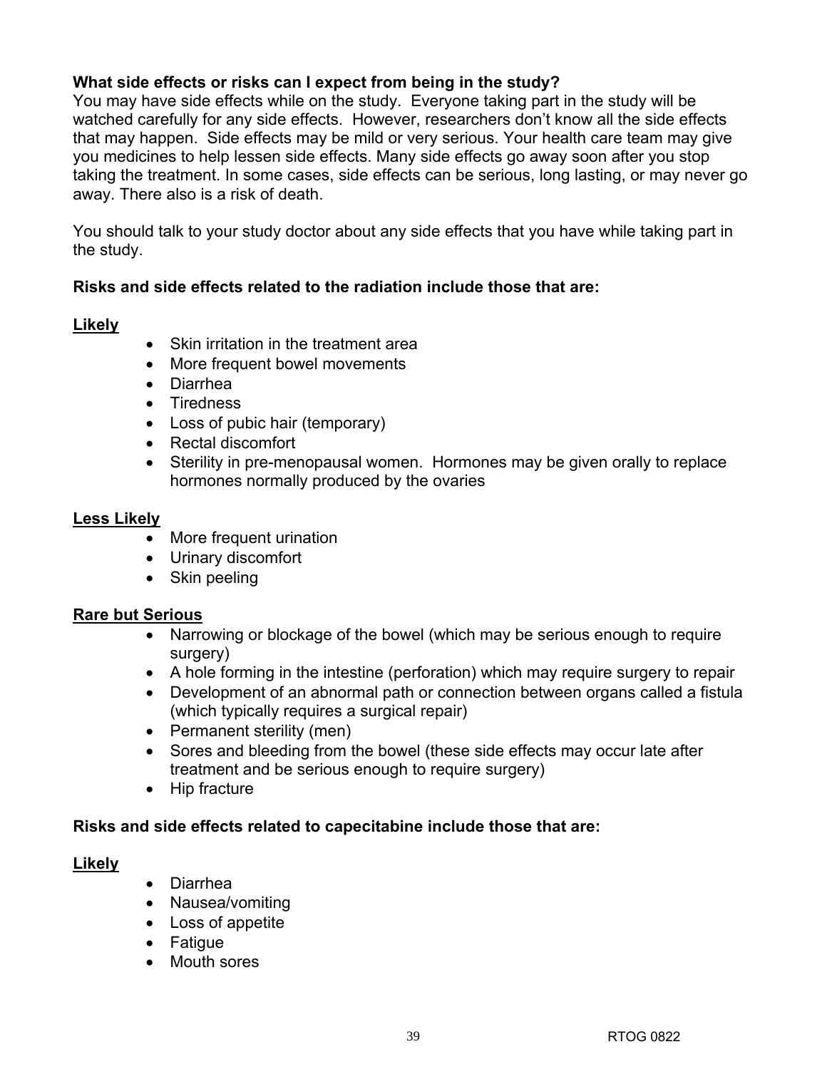**What side effects or risks can I expect from being in the study?**
You may have side effects while on the study. Everyone taking part in the study will be watched carefully for any side effects. However, researchers don't know all the side effects that may happen. Side effects may be mild or very serious. Your health care team may give you medicines to help lessen side effects. Many side effects go away soon after you stop taking the treatment. In some cases, side effects can be serious, long lasting, or may never go away. There also is a risk of death.

You should talk to your study doctor about any side effects that you have while taking part in the study.

**Risks and side effects related to the radiation include those that are:**

**Likely**

- Skin irritation in the treatment area
- More frequent bowel movements
- Diarrhea
- Tiredness
- Loss of pubic hair (temporary)
- Rectal discomfort
- Sterility in pre-menopausal women. Hormones may be given orally to replace hormones normally produced by the ovaries

**Less Likely**

- More frequent urination
- Urinary discomfort
- Skin peeling

**Rare but Serious**

- Narrowing or blockage of the bowel (which may be serious enough to require surgery)
- A hole forming in the intestine (perforation) which may require surgery to repair
- Development of an abnormal path or connection between organs called a fistula (which typically requires a surgical repair)
- Permanent sterility (men)
- Sores and bleeding from the bowel (these side effects may occur late after treatment and be serious enough to require surgery)
- Hip fracture

**Risks and side effects related to capecitabine include those that are:**

**Likely**

- Diarrhea
- Nausea/vomiting
- Loss of appetite
- Fatigue
- Mouth sores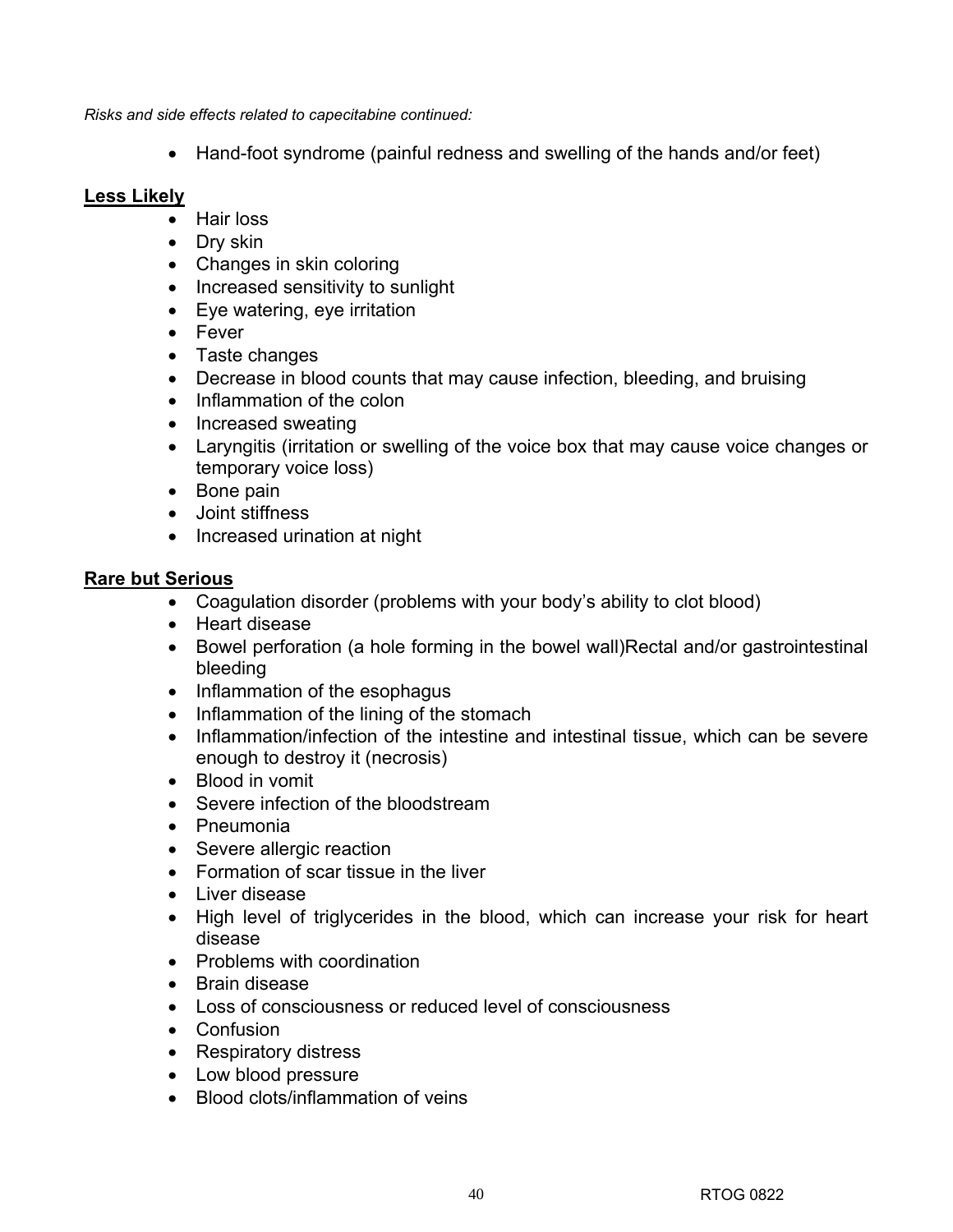*Risks and side effects related to capecitabine continued:*

- Hand-foot syndrome (painful redness and swelling of the hands and/or feet)

**Less Likely**

- Hair loss
- Dry skin
- Changes in skin coloring
- Increased sensitivity to sunlight
- Eye watering, eye irritation
- Fever
- Taste changes
- Decrease in blood counts that may cause infection, bleeding, and bruising
- Inflammation of the colon
- Increased sweating
- Laryngitis (irritation or swelling of the voice box that may cause voice changes or temporary voice loss)
- Bone pain
- Joint stiffness
- Increased urination at night

**Rare but Serious**

- Coagulation disorder (problems with your body's ability to clot blood)
- Heart disease
- Bowel perforation (a hole forming in the bowel wall)Rectal and/or gastrointestinal bleeding
- Inflammation of the esophagus
- Inflammation of the lining of the stomach
- Inflammation/infection of the intestine and intestinal tissue, which can be severe enough to destroy it (necrosis)
- Blood in vomit
- Severe infection of the bloodstream
- Pneumonia
- Severe allergic reaction
- Formation of scar tissue in the liver
- Liver disease
- High level of triglycerides in the blood, which can increase your risk for heart disease
- Problems with coordination
- Brain disease
- Loss of consciousness or reduced level of consciousness
- Confusion
- Respiratory distress
- Low blood pressure
- Blood clots/inflammation of veins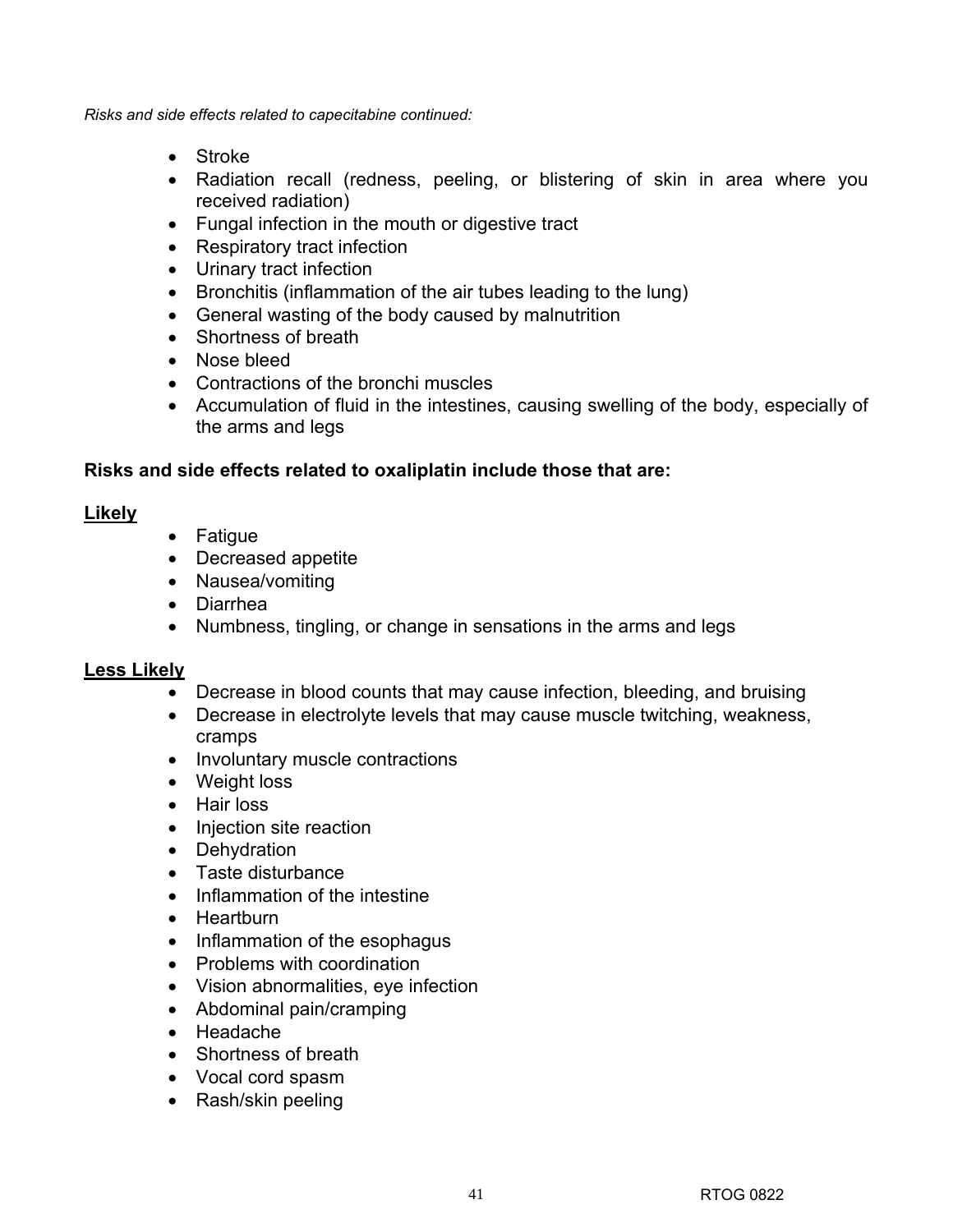*Risks and side effects related to capecitabine continued:*

- Stroke
- Radiation recall (redness, peeling, or blistering of skin in area where you received radiation)
- Fungal infection in the mouth or digestive tract
- Respiratory tract infection
- Urinary tract infection
- Bronchitis (inflammation of the air tubes leading to the lung)
- General wasting of the body caused by malnutrition
- Shortness of breath
- Nose bleed
- Contractions of the bronchi muscles
- Accumulation of fluid in the intestines, causing swelling of the body, especially of the arms and legs

**Risks and side effects related to oxaliplatin include those that are:**

**Likely**

- Fatigue
- Decreased appetite
- Nausea/vomiting
- Diarrhea
- Numbness, tingling, or change in sensations in the arms and legs

**Less Likely**

- Decrease in blood counts that may cause infection, bleeding, and bruising
- Decrease in electrolyte levels that may cause muscle twitching, weakness, cramps
- Involuntary muscle contractions
- Weight loss
- Hair loss
- Injection site reaction
- Dehydration
- Taste disturbance
- Inflammation of the intestine
- Heartburn
- Inflammation of the esophagus
- Problems with coordination
- Vision abnormalities, eye infection
- Abdominal pain/cramping
- Headache
- Shortness of breath
- Vocal cord spasm
- Rash/skin peeling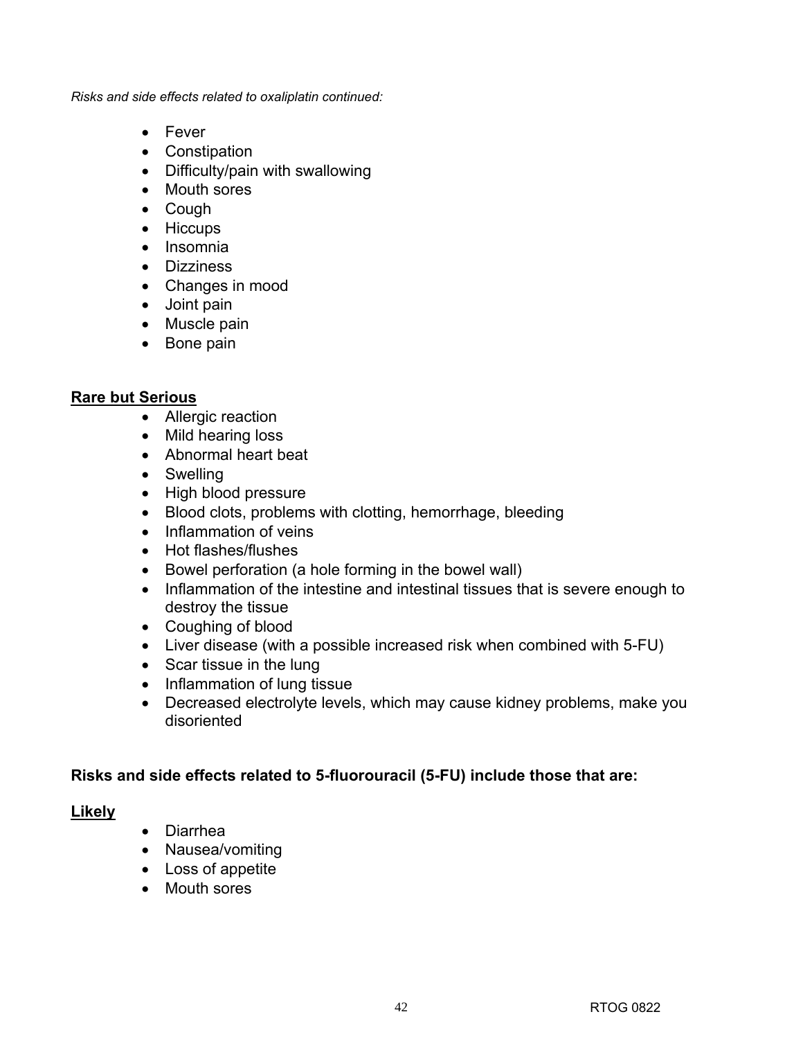*Risks and side effects related to oxaliplatin continued:*

- Fever
- Constipation
- Difficulty/pain with swallowing
- Mouth sores
- Cough
- Hiccups
- Insomnia
- Dizziness
- Changes in mood
- Joint pain
- Muscle pain
- Bone pain

**<u>Rare but Serious</u>**

- Allergic reaction
- Mild hearing loss
- Abnormal heart beat
- Swelling
- High blood pressure
- Blood clots, problems with clotting, hemorrhage, bleeding
- Inflammation of veins
- Hot flashes/flushes
- Bowel perforation (a hole forming in the bowel wall)
- Inflammation of the intestine and intestinal tissues that is severe enough to destroy the tissue
- Coughing of blood
- Liver disease (with a possible increased risk when combined with 5-FU)
- Scar tissue in the lung
- Inflammation of lung tissue
- Decreased electrolyte levels, which may cause kidney problems, make you disoriented

**Risks and side effects related to 5-fluorouracil (5-FU) include those that are:**

**<u>Likely</u>**

- Diarrhea
- Nausea/vomiting
- Loss of appetite
- Mouth sores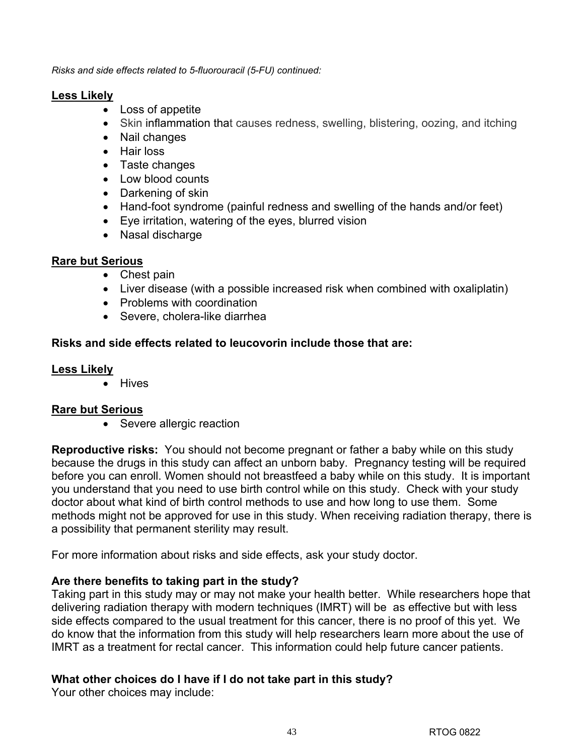*Risks and side effects related to 5-fluorouracil (5-FU) continued:*

**Less Likely**

- Loss of appetite
- Skin inflammation that causes redness, swelling, blistering, oozing, and itching
- Nail changes
- Hair loss
- Taste changes
- Low blood counts
- Darkening of skin
- Hand-foot syndrome (painful redness and swelling of the hands and/or feet)
- Eye irritation, watering of the eyes, blurred vision
- Nasal discharge

**Rare but Serious**

- Chest pain
- Liver disease (with a possible increased risk when combined with oxaliplatin)
- Problems with coordination
- Severe, cholera-like diarrhea

**Risks and side effects related to leucovorin include those that are:**

**Less Likely**

- Hives

**Rare but Serious**

- Severe allergic reaction

**Reproductive risks:** You should not become pregnant or father a baby while on this study because the drugs in this study can affect an unborn baby. Pregnancy testing will be required before you can enroll. Women should not breastfeed a baby while on this study. It is important you understand that you need to use birth control while on this study. Check with your study doctor about what kind of birth control methods to use and how long to use them. Some methods might not be approved for use in this study. When receiving radiation therapy, there is a possibility that permanent sterility may result.

For more information about risks and side effects, ask your study doctor.

**Are there benefits to taking part in the study?**

Taking part in this study may or may not make your health better. While researchers hope that delivering radiation therapy with modern techniques (IMRT) will be as effective but with less side effects compared to the usual treatment for this cancer, there is no proof of this yet. We do know that the information from this study will help researchers learn more about the use of IMRT as a treatment for rectal cancer. This information could help future cancer patients.

**What other choices do I have if I do not take part in this study?**

Your other choices may include: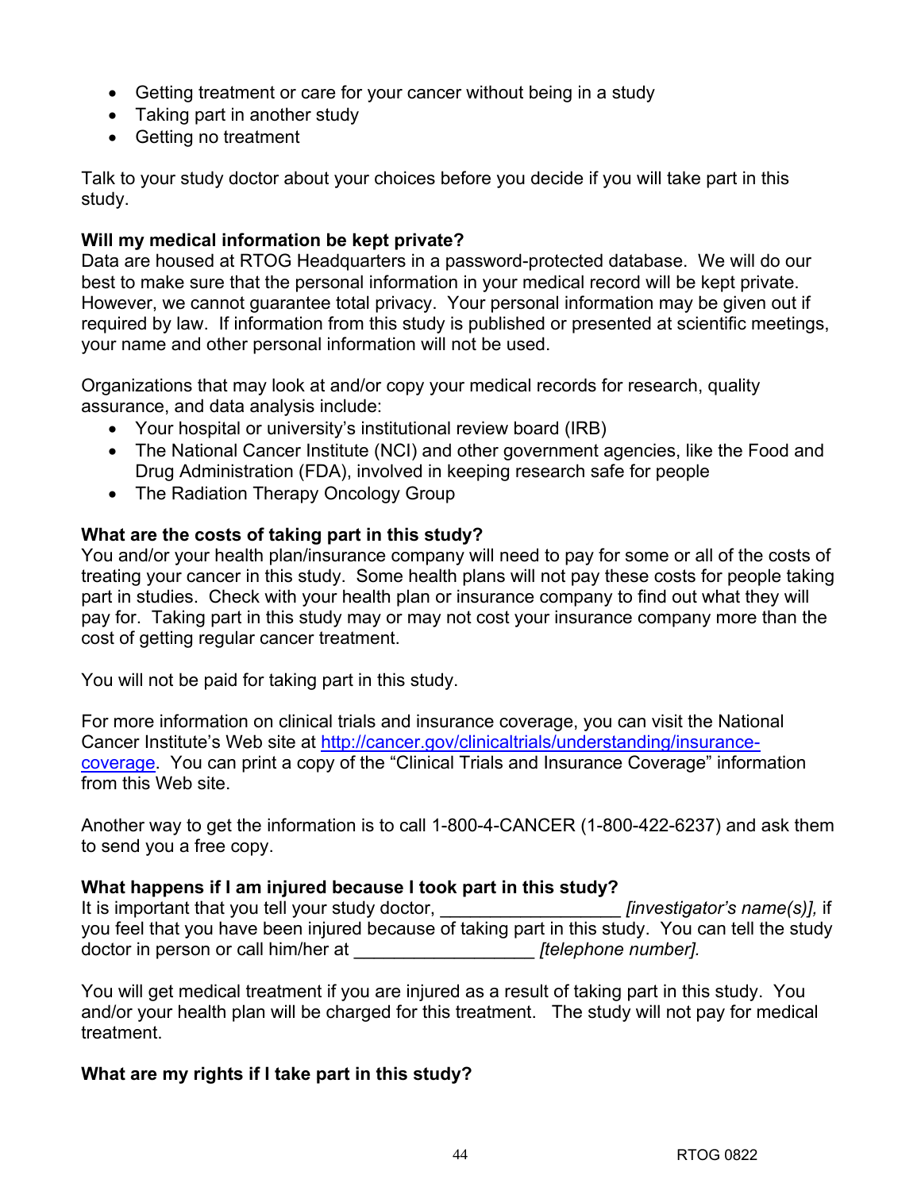- Getting treatment or care for your cancer without being in a study
- Taking part in another study
- Getting no treatment

Talk to your study doctor about your choices before you decide if you will take part in this study.

**Will my medical information be kept private?**
Data are housed at RTOG Headquarters in a password-protected database. We will do our best to make sure that the personal information in your medical record will be kept private. However, we cannot guarantee total privacy. Your personal information may be given out if required by law. If information from this study is published or presented at scientific meetings, your name and other personal information will not be used.

Organizations that may look at and/or copy your medical records for research, quality assurance, and data analysis include:

- Your hospital or university's institutional review board (IRB)
- The National Cancer Institute (NCI) and other government agencies, like the Food and Drug Administration (FDA), involved in keeping research safe for people
- The Radiation Therapy Oncology Group

**What are the costs of taking part in this study?**
You and/or your health plan/insurance company will need to pay for some or all of the costs of treating your cancer in this study. Some health plans will not pay these costs for people taking part in studies. Check with your health plan or insurance company to find out what they will pay for. Taking part in this study may or may not cost your insurance company more than the cost of getting regular cancer treatment.

You will not be paid for taking part in this study.

For more information on clinical trials and insurance coverage, you can visit the National Cancer Institute's Web site at http://cancer.gov/clinicaltrials/understanding/insurance-coverage. You can print a copy of the "Clinical Trials and Insurance Coverage" information from this Web site.

Another way to get the information is to call 1-800-4-CANCER (1-800-422-6237) and ask them to send you a free copy.

**What happens if I am injured because I took part in this study?**
It is important that you tell your study doctor, __________________ *[investigator's name(s)]*, if you feel that you have been injured because of taking part in this study. You can tell the study doctor in person or call him/her at __________________ *[telephone number]*.

You will get medical treatment if you are injured as a result of taking part in this study. You and/or your health plan will be charged for this treatment. The study will not pay for medical treatment.

**What are my rights if I take part in this study?**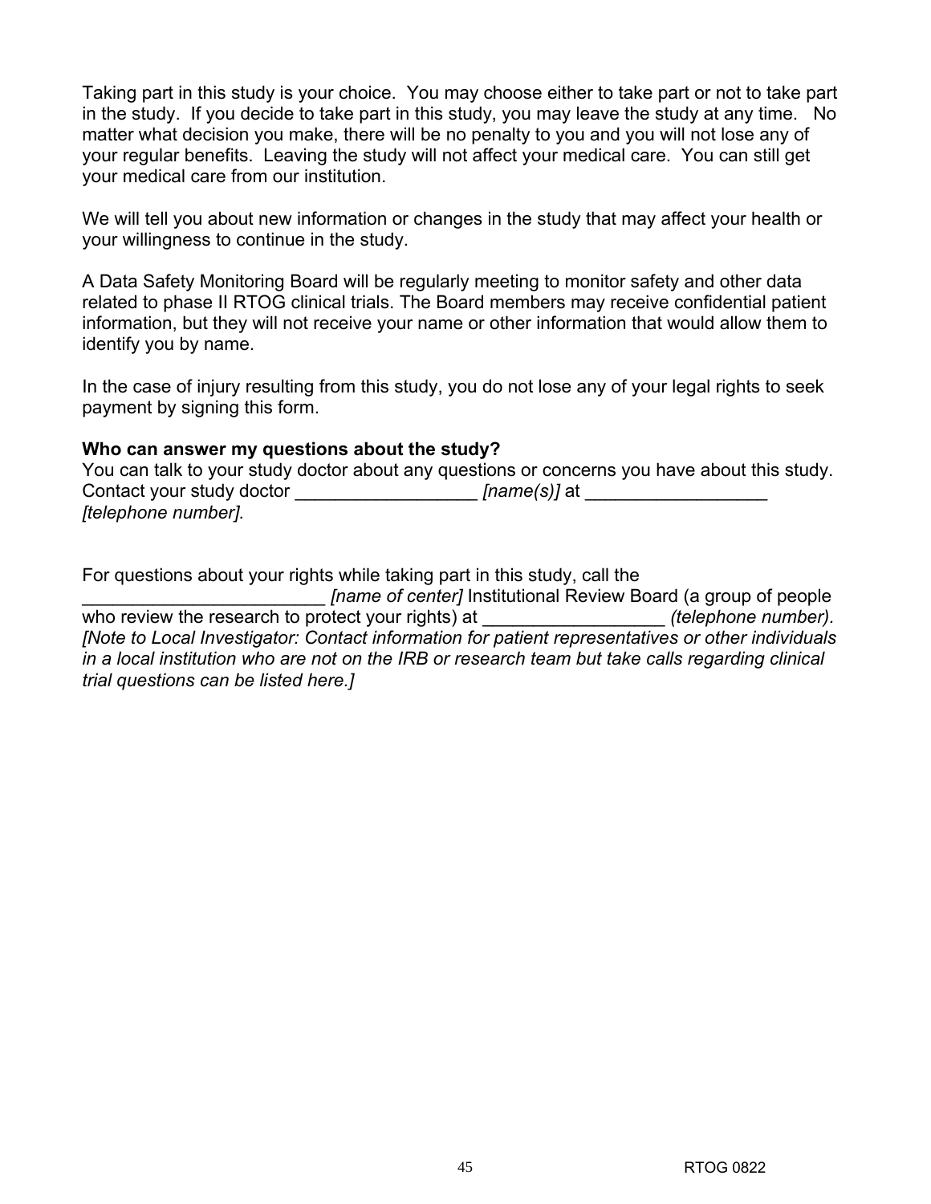Taking part in this study is your choice. You may choose either to take part or not to take part in the study. If you decide to take part in this study, you may leave the study at any time. No matter what decision you make, there will be no penalty to you and you will not lose any of your regular benefits. Leaving the study will not affect your medical care. You can still get your medical care from our institution.

We will tell you about new information or changes in the study that may affect your health or your willingness to continue in the study.

A Data Safety Monitoring Board will be regularly meeting to monitor safety and other data related to phase II RTOG clinical trials. The Board members may receive confidential patient information, but they will not receive your name or other information that would allow them to identify you by name.

In the case of injury resulting from this study, you do not lose any of your legal rights to seek payment by signing this form.

**Who can answer my questions about the study?**

You can talk to your study doctor about any questions or concerns you have about this study. Contact your study doctor __________________ *[name(s)]* at __________________ *[telephone number].*

For questions about your rights while taking part in this study, call the ________________________ *[name of center]* Institutional Review Board (a group of people who review the research to protect your rights) at __________________ *(telephone number). [Note to Local Investigator: Contact information for patient representatives or other individuals in a local institution who are not on the IRB or research team but take calls regarding clinical trial questions can be listed here.]*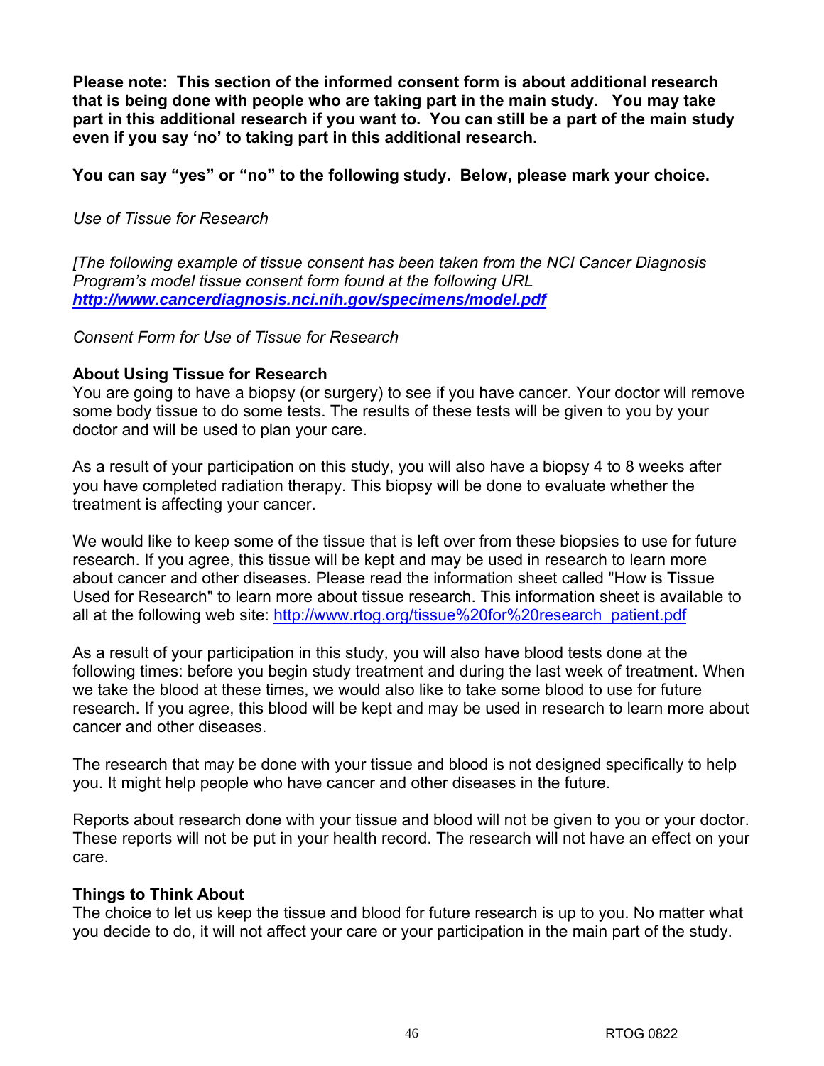**Please note: This section of the informed consent form is about additional research that is being done with people who are taking part in the main study. You may take part in this additional research if you want to. You can still be a part of the main study even if you say 'no' to taking part in this additional research.**

**You can say "yes" or "no" to the following study. Below, please mark your choice.**

*Use of Tissue for Research*

*[The following example of tissue consent has been taken from the NCI Cancer Diagnosis Program's model tissue consent form found at the following URL* ***http://www.cancerdiagnosis.nci.nih.gov/specimens/model.pdf***

*Consent Form for Use of Tissue for Research*

**About Using Tissue for Research**

You are going to have a biopsy (or surgery) to see if you have cancer. Your doctor will remove some body tissue to do some tests. The results of these tests will be given to you by your doctor and will be used to plan your care.

As a result of your participation on this study, you will also have a biopsy 4 to 8 weeks after you have completed radiation therapy. This biopsy will be done to evaluate whether the treatment is affecting your cancer.

We would like to keep some of the tissue that is left over from these biopsies to use for future research. If you agree, this tissue will be kept and may be used in research to learn more about cancer and other diseases. Please read the information sheet called "How is Tissue Used for Research" to learn more about tissue research. This information sheet is available to all at the following web site: http://www.rtog.org/tissue%20for%20research_patient.pdf

As a result of your participation in this study, you will also have blood tests done at the following times: before you begin study treatment and during the last week of treatment. When we take the blood at these times, we would also like to take some blood to use for future research. If you agree, this blood will be kept and may be used in research to learn more about cancer and other diseases.

The research that may be done with your tissue and blood is not designed specifically to help you. It might help people who have cancer and other diseases in the future.

Reports about research done with your tissue and blood will not be given to you or your doctor. These reports will not be put in your health record. The research will not have an effect on your care.

**Things to Think About**

The choice to let us keep the tissue and blood for future research is up to you. No matter what you decide to do, it will not affect your care or your participation in the main part of the study.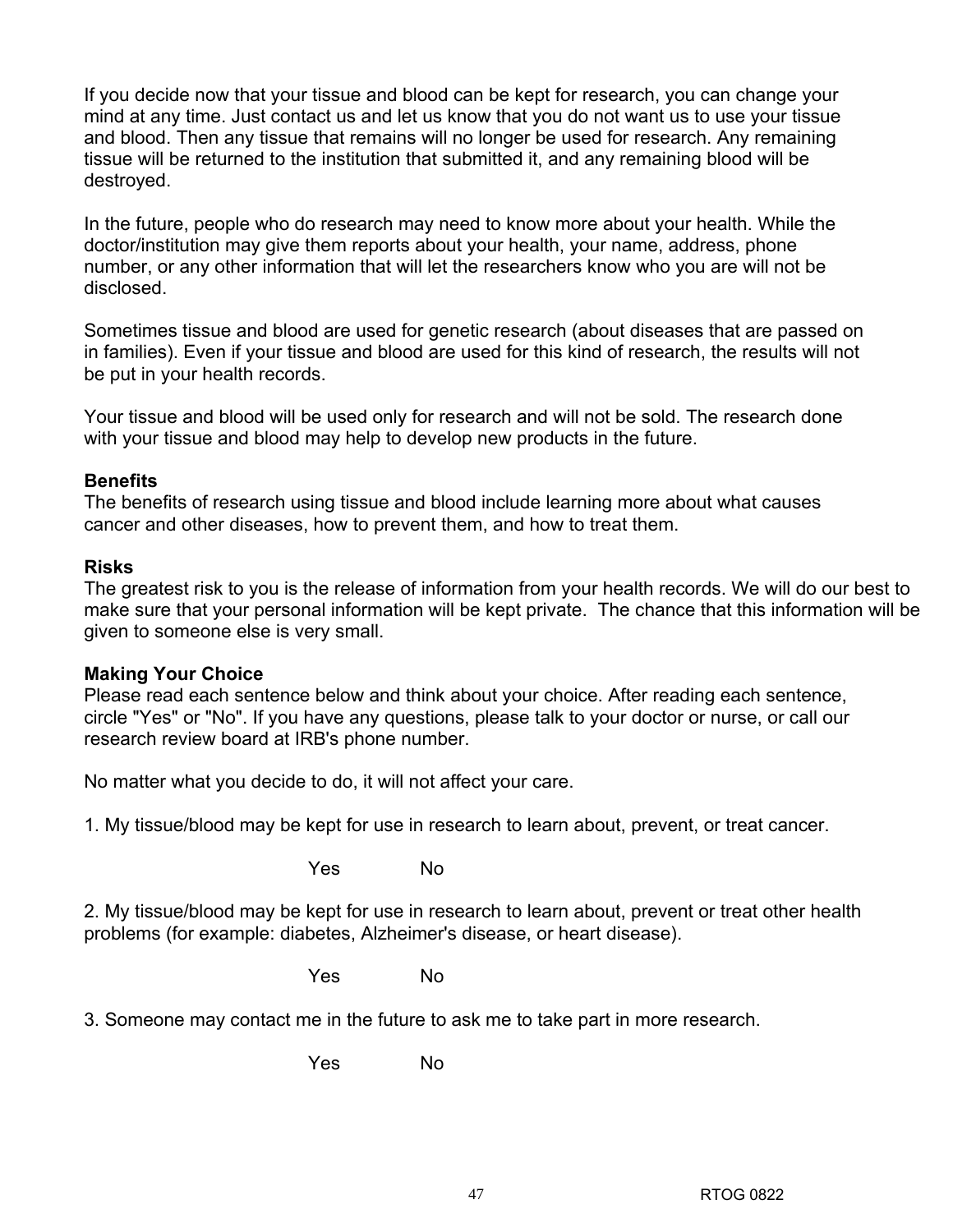If you decide now that your tissue and blood can be kept for research, you can change your mind at any time. Just contact us and let us know that you do not want us to use your tissue and blood. Then any tissue that remains will no longer be used for research. Any remaining tissue will be returned to the institution that submitted it, and any remaining blood will be destroyed.

In the future, people who do research may need to know more about your health. While the doctor/institution may give them reports about your health, your name, address, phone number, or any other information that will let the researchers know who you are will not be disclosed.

Sometimes tissue and blood are used for genetic research (about diseases that are passed on in families). Even if your tissue and blood are used for this kind of research, the results will not be put in your health records.

Your tissue and blood will be used only for research and will not be sold. The research done with your tissue and blood may help to develop new products in the future.

**Benefits**
The benefits of research using tissue and blood include learning more about what causes cancer and other diseases, how to prevent them, and how to treat them.

**Risks**
The greatest risk to you is the release of information from your health records. We will do our best to make sure that your personal information will be kept private. The chance that this information will be given to someone else is very small.

**Making Your Choice**
Please read each sentence below and think about your choice. After reading each sentence, circle "Yes" or "No". If you have any questions, please talk to your doctor or nurse, or call our research review board at IRB's phone number.

No matter what you decide to do, it will not affect your care.

1. My tissue/blood may be kept for use in research to learn about, prevent, or treat cancer.

Yes No

2. My tissue/blood may be kept for use in research to learn about, prevent or treat other health problems (for example: diabetes, Alzheimer's disease, or heart disease).

Yes No

3. Someone may contact me in the future to ask me to take part in more research.

Yes No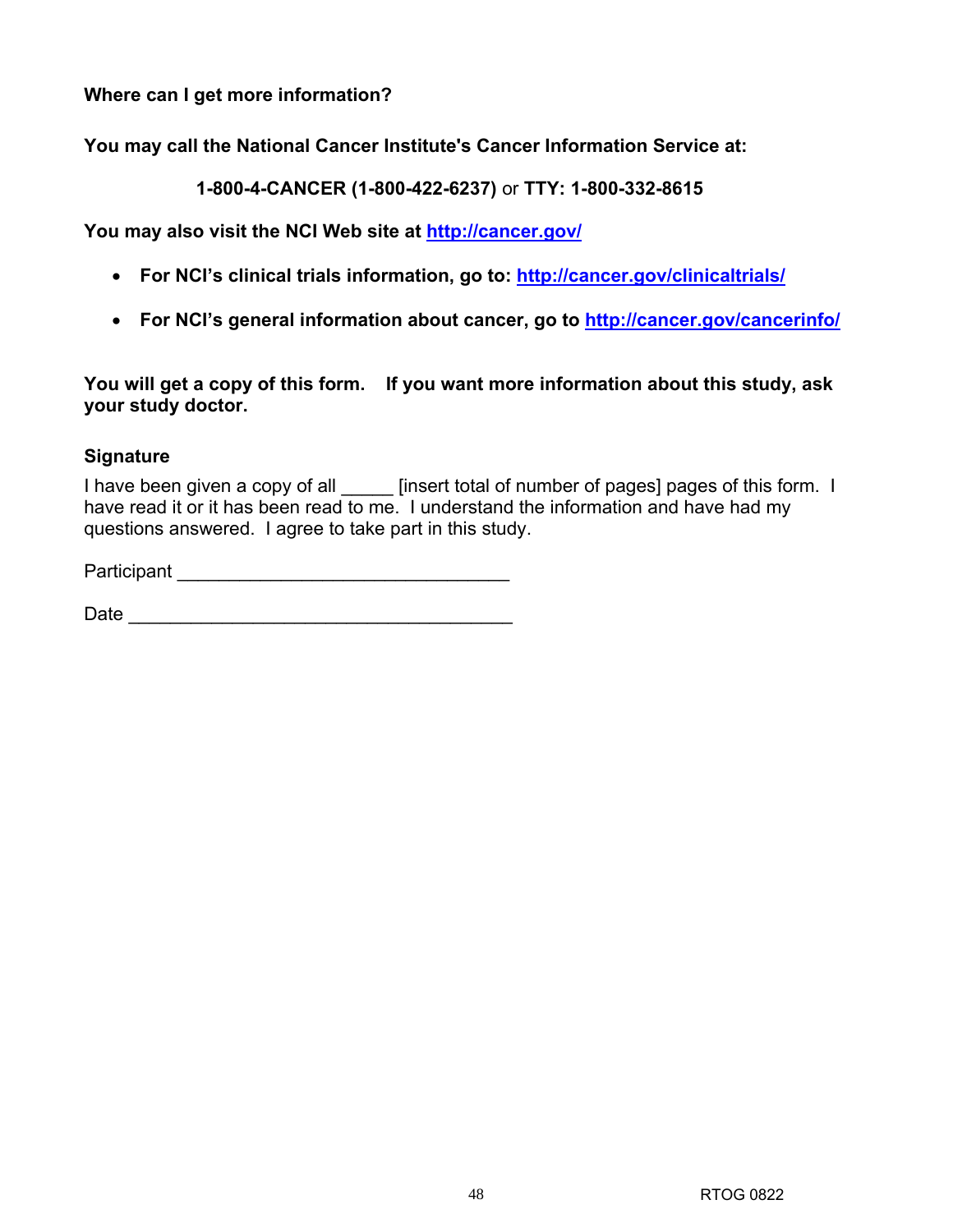**Where can I get more information?**

**You may call the National Cancer Institute's Cancer Information Service at:**

**1-800-4-CANCER (1-800-422-6237)** or **TTY: 1-800-332-8615**

**You may also visit the NCI Web site at [http://cancer.gov/](http://cancer.gov/)**

- **For NCI's clinical trials information, go to: [http://cancer.gov/clinicaltrials/](http://cancer.gov/clinicaltrials/)**
- **For NCI's general information about cancer, go to [http://cancer.gov/cancerinfo/](http://cancer.gov/cancerinfo/)**

**You will get a copy of this form. If you want more information about this study, ask your study doctor.**

### Signature

I have been given a copy of all _____ [insert total of number of pages] pages of this form. I have read it or it has been read to me. I understand the information and have had my questions answered. I agree to take part in this study.

Participant ________________________________

Date ____________________________________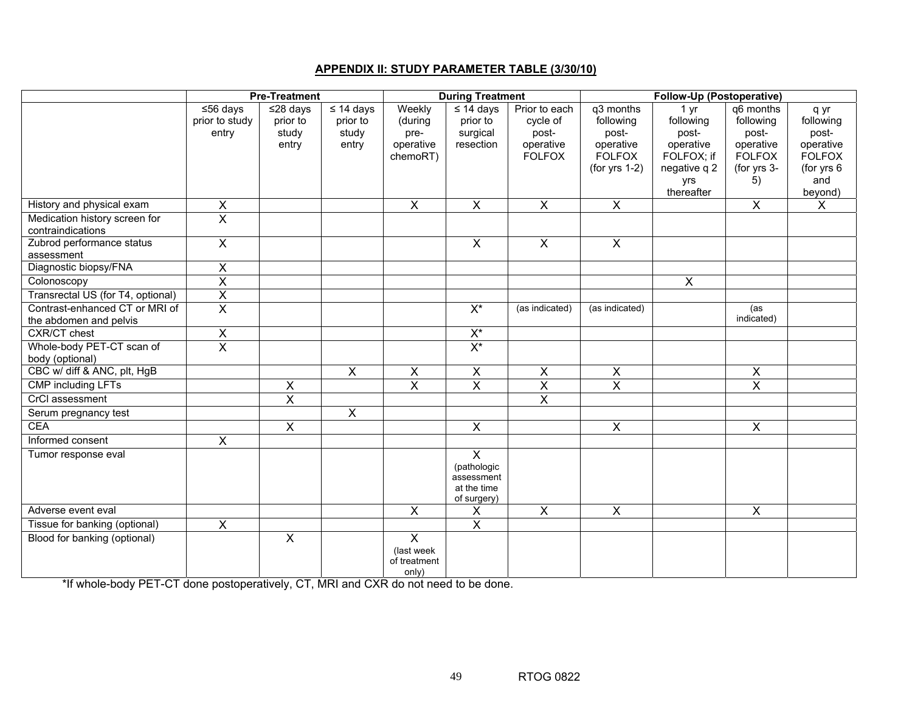## APPENDIX II: STUDY PARAMETER TABLE (3/30/10)

| | Pre-Treatment | | | During Treatment | | | Follow-Up (Postoperative) | | | |
|---|---|---|---|---|---|---|---|---|---|---|
| | ≤56 days prior to study entry | ≤28 days prior to study entry | ≤ 14 days prior to study entry | Weekly (during pre-operative chemoRT) | ≤ 14 days prior to surgical resection | Prior to each cycle of post-operative FOLFOX | q3 months following post-operative FOLFOX (for yrs 1-2) | 1 yr following post-operative FOLFOX; if negative q 2 yrs thereafter | q6 months following post-operative FOLFOX (for yrs 3-5) | q yr following post-operative FOLFOX (for yrs 6 and beyond) |
| History and physical exam | X | | | X | X | X | X | | X | X |
| Medication history screen for contraindications | X | | | | | | | | | |
| Zubrod performance status assessment | X | | | | X | X | X | | | |
| Diagnostic biopsy/FNA | X | | | | | | | | | |
| Colonoscopy | X | | | | | | | X | | |
| Transrectal US (for T4, optional) | X | | | | | | | | | |
| Contrast-enhanced CT or MRI of the abdomen and pelvis | X | | | | X* | (as indicated) | (as indicated) | | (as indicated) | |
| CXR/CT chest | X | | | | X* | | | | | |
| Whole-body PET-CT scan of body (optional) | X | | | | X* | | | | | |
| CBC w/ diff & ANC, plt, HgB | | | X | X | X | X | X | | X | |
| CMP including LFTs | | X | | X | X | X | X | | X | |
| CrCl assessment | | X | | | | X | | | | |
| Serum pregnancy test | | | X | | | | | | | |
| CEA | | X | | | X | | X | | X | |
| Informed consent | X | | | | | | | | | |
| Tumor response eval | | | | | X (pathologic assessment at the time of surgery) | | | | | |
| Adverse event eval | | | | X | X | X | X | | X | |
| Tissue for banking (optional) | X | | | | X | | | | | |
| Blood for banking (optional) | | X | | X (last week of treatment only) | | | | | | |

*If whole-body PET-CT done postoperatively, CT, MRI and CXR do not need to be done.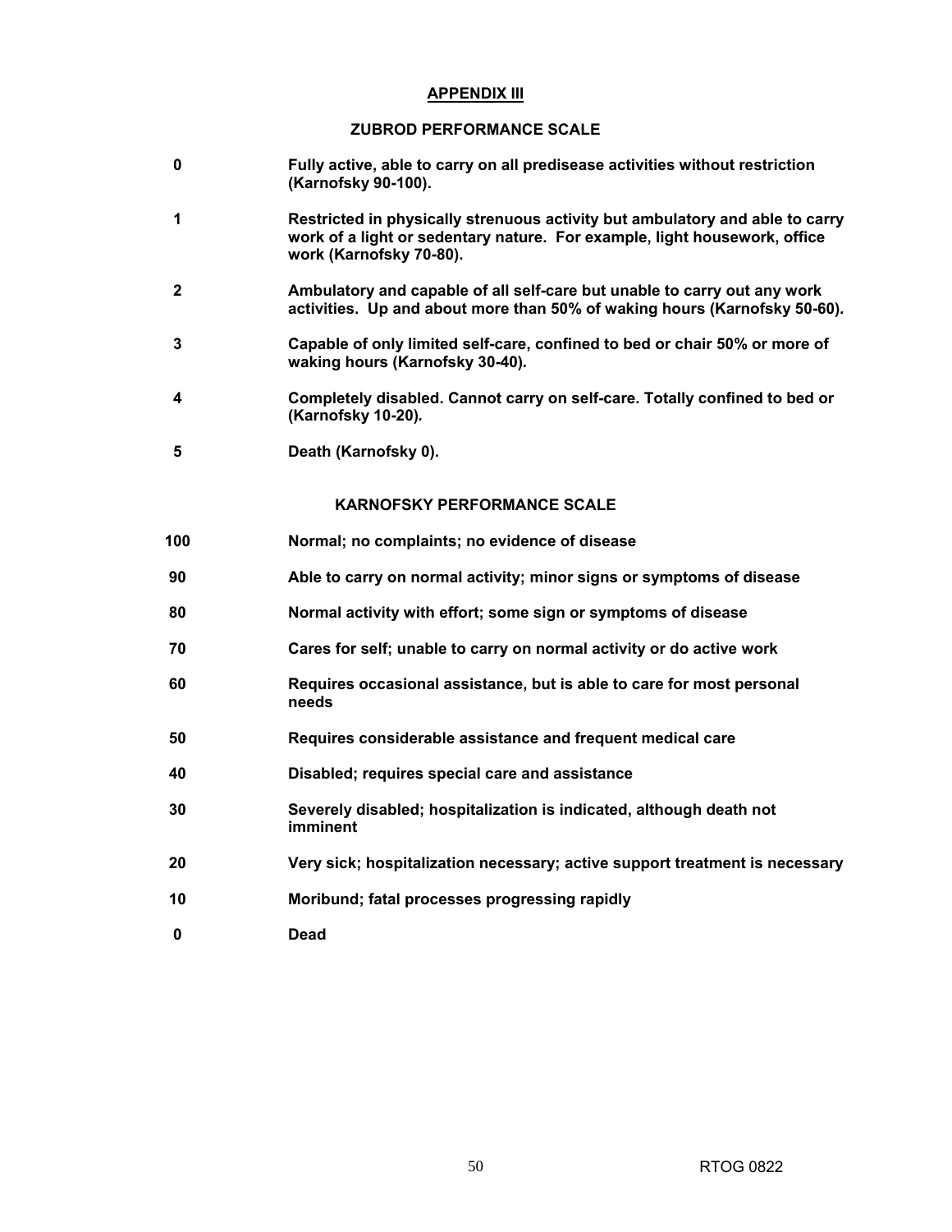## APPENDIX III

### ZUBROD PERFORMANCE SCALE

| | |
|---|---|
| **0** | **Fully active, able to carry on all predisease activities without restriction (Karnofsky 90-100).** |
| **1** | **Restricted in physically strenuous activity but ambulatory and able to carry work of a light or sedentary nature. For example, light housework, office work (Karnofsky 70-80).** |
| **2** | **Ambulatory and capable of all self-care but unable to carry out any work activities. Up and about more than 50% of waking hours (Karnofsky 50-60).** |
| **3** | **Capable of only limited self-care, confined to bed or chair 50% or more of waking hours (Karnofsky 30-40).** |
| **4** | **Completely disabled. Cannot carry on self-care. Totally confined to bed or (Karnofsky 10-20).** |
| **5** | **Death (Karnofsky 0).** |

### KARNOFSKY PERFORMANCE SCALE

| | |
|---|---|
| **100** | **Normal; no complaints; no evidence of disease** |
| **90** | **Able to carry on normal activity; minor signs or symptoms of disease** |
| **80** | **Normal activity with effort; some sign or symptoms of disease** |
| **70** | **Cares for self; unable to carry on normal activity or do active work** |
| **60** | **Requires occasional assistance, but is able to care for most personal needs** |
| **50** | **Requires considerable assistance and frequent medical care** |
| **40** | **Disabled; requires special care and assistance** |
| **30** | **Severely disabled; hospitalization is indicated, although death not imminent** |
| **20** | **Very sick; hospitalization necessary; active support treatment is necessary** |
| **10** | **Moribund; fatal processes progressing rapidly** |
| **0** | **Dead** |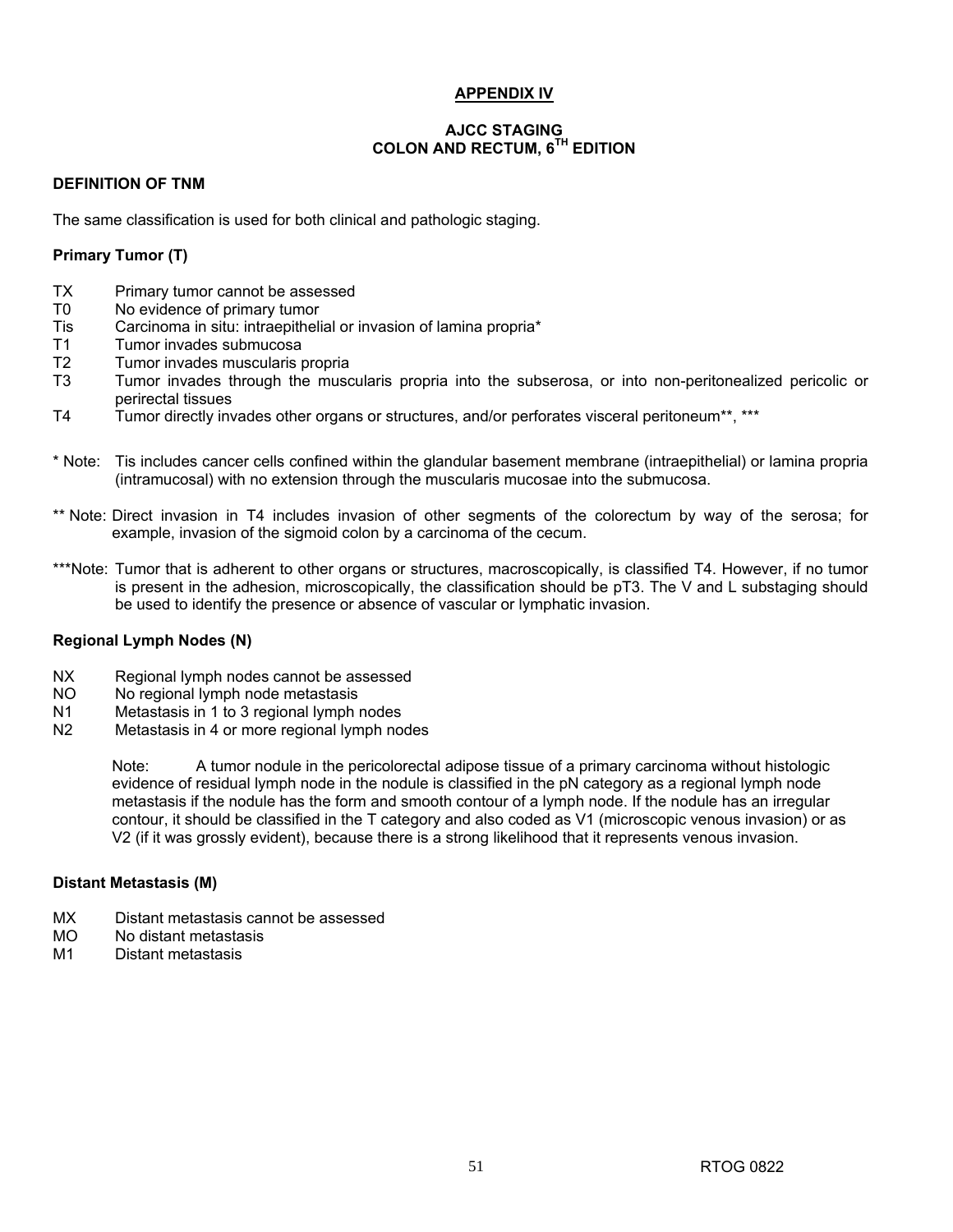## APPENDIX IV

### AJCC STAGING
### COLON AND RECTUM, 6TH EDITION

**DEFINITION OF TNM**

The same classification is used for both clinical and pathologic staging.

**Primary Tumor (T)**

- TX Primary tumor cannot be assessed
- T0 No evidence of primary tumor
- Tis Carcinoma in situ: intraepithelial or invasion of lamina propria*
- T1 Tumor invades submucosa
- T2 Tumor invades muscularis propria
- T3 Tumor invades through the muscularis propria into the subserosa, or into non-peritonealized pericolic or perirectal tissues
- T4 Tumor directly invades other organs or structures, and/or perforates visceral peritoneum**, ***

\* Note: Tis includes cancer cells confined within the glandular basement membrane (intraepithelial) or lamina propria (intramucosal) with no extension through the muscularis mucosae into the submucosa.

** Note: Direct invasion in T4 includes invasion of other segments of the colorectum by way of the serosa; for example, invasion of the sigmoid colon by a carcinoma of the cecum.

***Note: Tumor that is adherent to other organs or structures, macroscopically, is classified T4. However, if no tumor is present in the adhesion, microscopically, the classification should be pT3. The V and L substaging should be used to identify the presence or absence of vascular or lymphatic invasion.

**Regional Lymph Nodes (N)**

- NX Regional lymph nodes cannot be assessed
- NO No regional lymph node metastasis
- N1 Metastasis in 1 to 3 regional lymph nodes
- N2 Metastasis in 4 or more regional lymph nodes

Note: A tumor nodule in the pericolorectal adipose tissue of a primary carcinoma without histologic evidence of residual lymph node in the nodule is classified in the pN category as a regional lymph node metastasis if the nodule has the form and smooth contour of a lymph node. If the nodule has an irregular contour, it should be classified in the T category and also coded as V1 (microscopic venous invasion) or as V2 (if it was grossly evident), because there is a strong likelihood that it represents venous invasion.

**Distant Metastasis (M)**

- MX Distant metastasis cannot be assessed
- MO No distant metastasis
- M1 Distant metastasis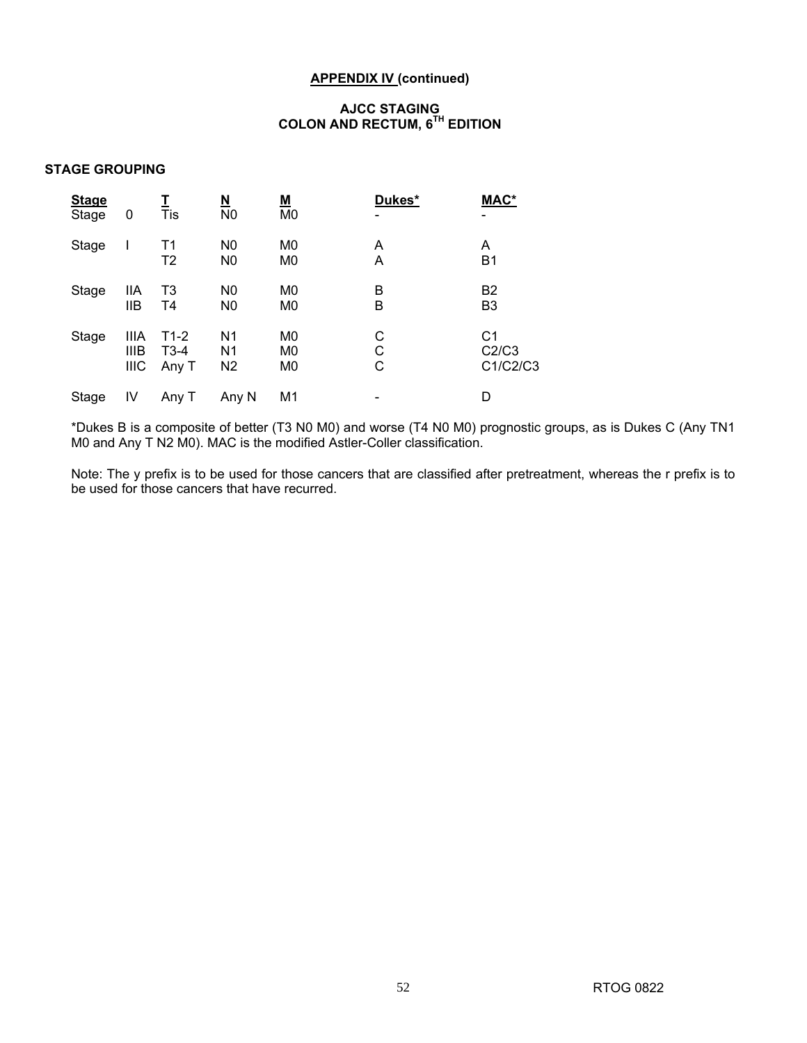**APPENDIX IV (continued)**

**AJCC STAGING**
**COLON AND RECTUM, 6[TH] EDITION**

**STAGE GROUPING**

| Stage | | T | N | M | Dukes* | MAC* |
|---|---|---|---|---|---|---|
| Stage | 0 | Tis | N0 | M0 | - | - |
| Stage | I | T1 | N0 | M0 | A | A |
| | | T2 | N0 | M0 | A | B1 |
| Stage | IIA | T3 | N0 | M0 | B | B2 |
| | IIB | T4 | N0 | M0 | B | B3 |
| Stage | IIIA | T1-2 | N1 | M0 | C | C1 |
| | IIIB | T3-4 | N1 | M0 | C | C2/C3 |
| | IIIC | Any T | N2 | M0 | C | C1/C2/C3 |
| Stage | IV | Any T | Any N | M1 | - | D |

*Dukes B is a composite of better (T3 N0 M0) and worse (T4 N0 M0) prognostic groups, as is Dukes C (Any TN1 M0 and Any T N2 M0). MAC is the modified Astler-Coller classification.

Note: The y prefix is to be used for those cancers that are classified after pretreatment, whereas the r prefix is to be used for those cancers that have recurred.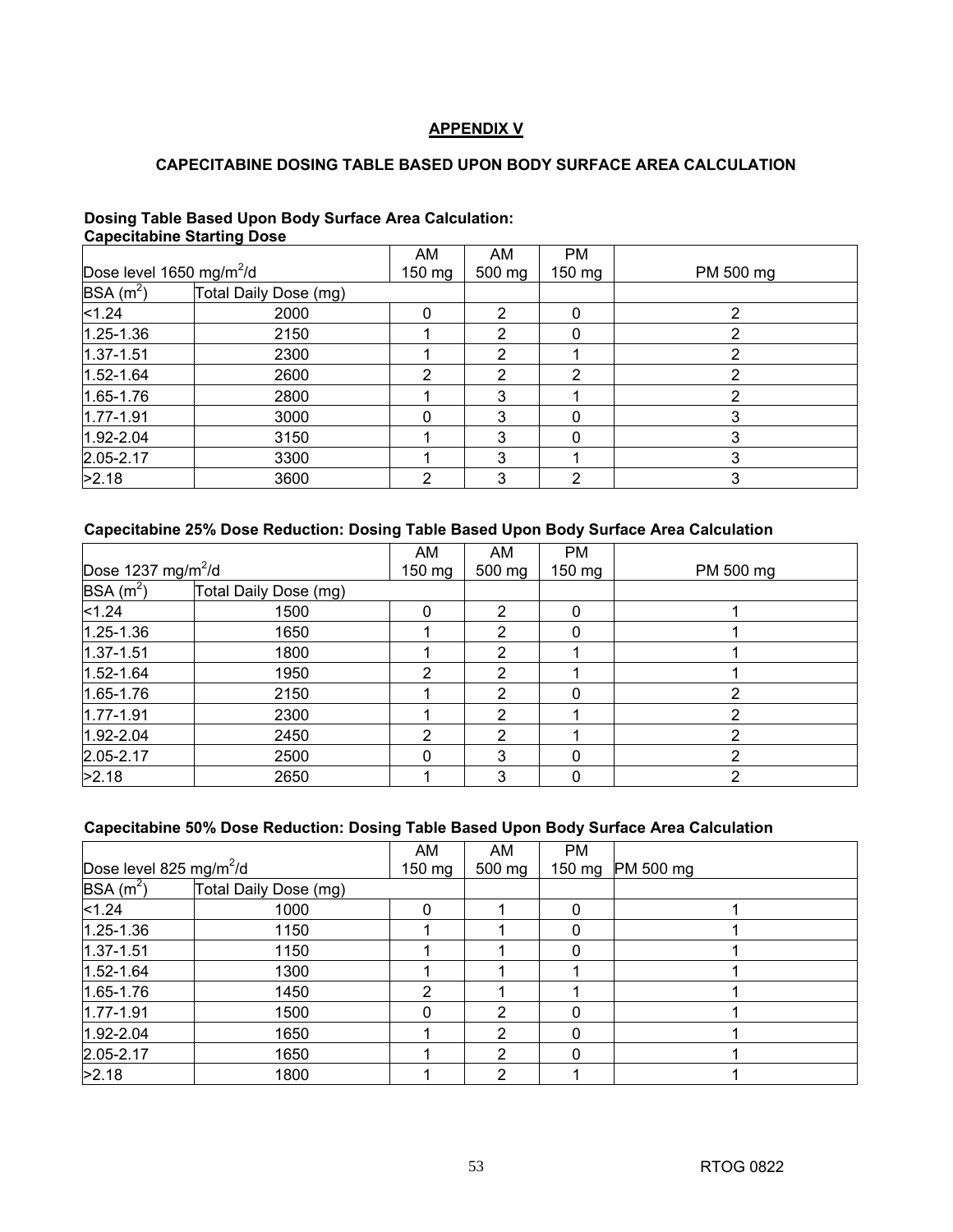## APPENDIX V

### CAPECITABINE DOSING TABLE BASED UPON BODY SURFACE AREA CALCULATION

**Dosing Table Based Upon Body Surface Area Calculation:**
**Capecitabine Starting Dose**

| Dose level 1650 mg/m$^2$/d | | AM 150 mg | AM 500 mg | PM 150 mg | PM 500 mg |
|---|---|---|---|---|---|
| BSA (m$^2$) | Total Daily Dose (mg) | | | | |
| <1.24 | 2000 | 0 | 2 | 0 | 2 |
| 1.25-1.36 | 2150 | 1 | 2 | 0 | 2 |
| 1.37-1.51 | 2300 | 1 | 2 | 1 | 2 |
| 1.52-1.64 | 2600 | 2 | 2 | 2 | 2 |
| 1.65-1.76 | 2800 | 1 | 3 | 1 | 2 |
| 1.77-1.91 | 3000 | 0 | 3 | 0 | 3 |
| 1.92-2.04 | 3150 | 1 | 3 | 0 | 3 |
| 2.05-2.17 | 3300 | 1 | 3 | 1 | 3 |
| >2.18 | 3600 | 2 | 3 | 2 | 3 |

**Capecitabine 25% Dose Reduction: Dosing Table Based Upon Body Surface Area Calculation**

| Dose 1237 mg/m$^2$/d | | AM 150 mg | AM 500 mg | PM 150 mg | PM 500 mg |
|---|---|---|---|---|---|
| BSA (m$^2$) | Total Daily Dose (mg) | | | | |
| <1.24 | 1500 | 0 | 2 | 0 | 1 |
| 1.25-1.36 | 1650 | 1 | 2 | 0 | 1 |
| 1.37-1.51 | 1800 | 1 | 2 | 1 | 1 |
| 1.52-1.64 | 1950 | 2 | 2 | 1 | 1 |
| 1.65-1.76 | 2150 | 1 | 2 | 0 | 2 |
| 1.77-1.91 | 2300 | 1 | 2 | 1 | 2 |
| 1.92-2.04 | 2450 | 2 | 2 | 1 | 2 |
| 2.05-2.17 | 2500 | 0 | 3 | 0 | 2 |
| >2.18 | 2650 | 1 | 3 | 0 | 2 |

**Capecitabine 50% Dose Reduction: Dosing Table Based Upon Body Surface Area Calculation**

| Dose level 825 mg/m$^2$/d | | AM 150 mg | AM 500 mg | PM 150 mg | PM 500 mg |
|---|---|---|---|---|---|
| BSA (m$^2$) | Total Daily Dose (mg) | | | | |
| <1.24 | 1000 | 0 | 1 | 0 | 1 |
| 1.25-1.36 | 1150 | 1 | 1 | 0 | 1 |
| 1.37-1.51 | 1150 | 1 | 1 | 0 | 1 |
| 1.52-1.64 | 1300 | 1 | 1 | 1 | 1 |
| 1.65-1.76 | 1450 | 2 | 1 | 1 | 1 |
| 1.77-1.91 | 1500 | 0 | 2 | 0 | 1 |
| 1.92-2.04 | 1650 | 1 | 2 | 0 | 1 |
| 2.05-2.17 | 1650 | 1 | 2 | 0 | 1 |
| >2.18 | 1800 | 1 | 2 | 1 | 1 |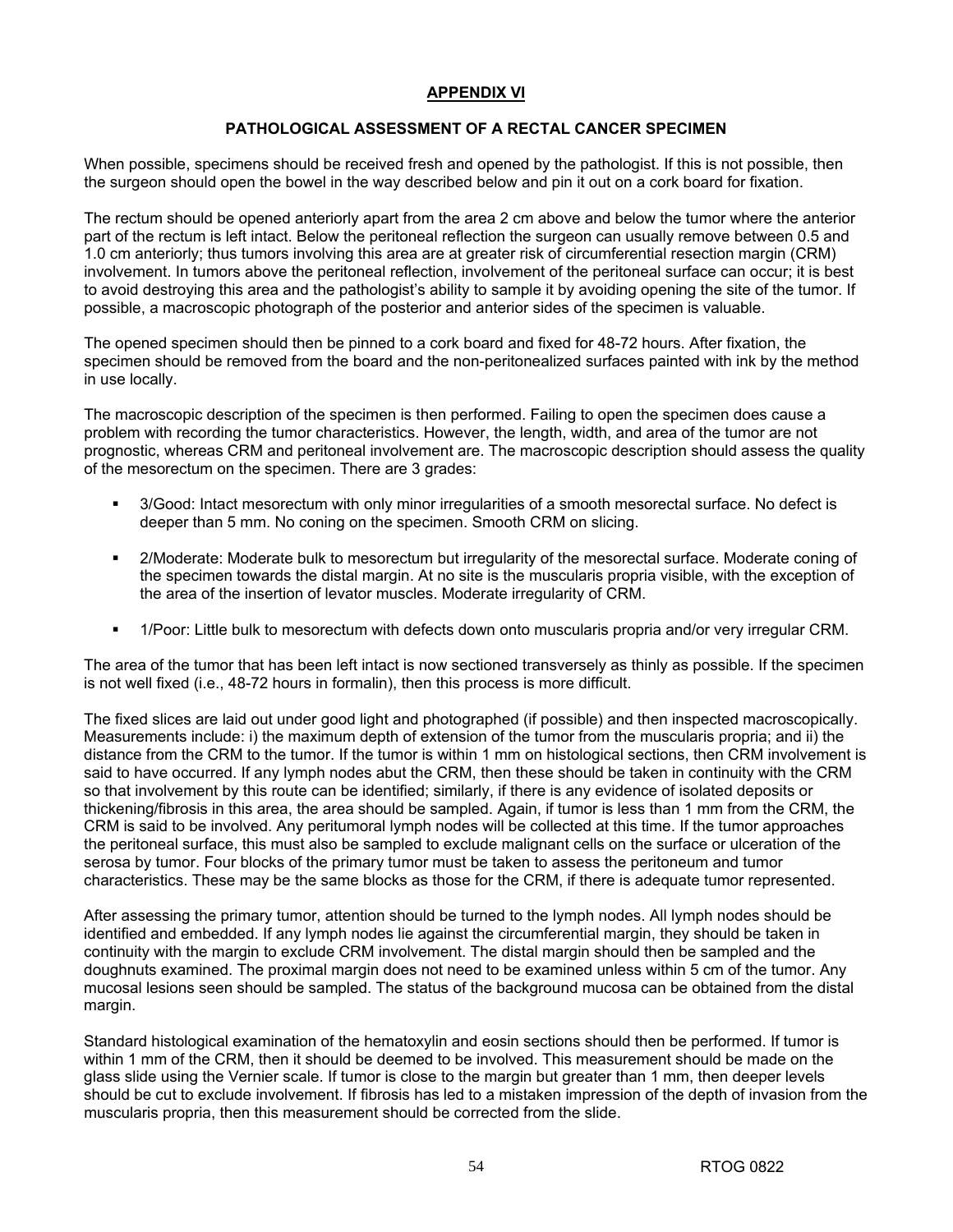## APPENDIX VI

### PATHOLOGICAL ASSESSMENT OF A RECTAL CANCER SPECIMEN

When possible, specimens should be received fresh and opened by the pathologist. If this is not possible, then the surgeon should open the bowel in the way described below and pin it out on a cork board for fixation.

The rectum should be opened anteriorly apart from the area 2 cm above and below the tumor where the anterior part of the rectum is left intact. Below the peritoneal reflection the surgeon can usually remove between 0.5 and 1.0 cm anteriorly; thus tumors involving this area are at greater risk of circumferential resection margin (CRM) involvement. In tumors above the peritoneal reflection, involvement of the peritoneal surface can occur; it is best to avoid destroying this area and the pathologist's ability to sample it by avoiding opening the site of the tumor. If possible, a macroscopic photograph of the posterior and anterior sides of the specimen is valuable.

The opened specimen should then be pinned to a cork board and fixed for 48-72 hours. After fixation, the specimen should be removed from the board and the non-peritonealized surfaces painted with ink by the method in use locally.

The macroscopic description of the specimen is then performed. Failing to open the specimen does cause a problem with recording the tumor characteristics. However, the length, width, and area of the tumor are not prognostic, whereas CRM and peritoneal involvement are. The macroscopic description should assess the quality of the mesorectum on the specimen. There are 3 grades:

- 3/Good: Intact mesorectum with only minor irregularities of a smooth mesorectal surface. No defect is deeper than 5 mm. No coning on the specimen. Smooth CRM on slicing.
- 2/Moderate: Moderate bulk to mesorectum but irregularity of the mesorectal surface. Moderate coning of the specimen towards the distal margin. At no site is the muscularis propria visible, with the exception of the area of the insertion of levator muscles. Moderate irregularity of CRM.
- 1/Poor: Little bulk to mesorectum with defects down onto muscularis propria and/or very irregular CRM.

The area of the tumor that has been left intact is now sectioned transversely as thinly as possible. If the specimen is not well fixed (i.e., 48-72 hours in formalin), then this process is more difficult.

The fixed slices are laid out under good light and photographed (if possible) and then inspected macroscopically. Measurements include: i) the maximum depth of extension of the tumor from the muscularis propria; and ii) the distance from the CRM to the tumor. If the tumor is within 1 mm on histological sections, then CRM involvement is said to have occurred. If any lymph nodes abut the CRM, then these should be taken in continuity with the CRM so that involvement by this route can be identified; similarly, if there is any evidence of isolated deposits or thickening/fibrosis in this area, the area should be sampled. Again, if tumor is less than 1 mm from the CRM, the CRM is said to be involved. Any peritumoral lymph nodes will be collected at this time. If the tumor approaches the peritoneal surface, this must also be sampled to exclude malignant cells on the surface or ulceration of the serosa by tumor. Four blocks of the primary tumor must be taken to assess the peritoneum and tumor characteristics. These may be the same blocks as those for the CRM, if there is adequate tumor represented.

After assessing the primary tumor, attention should be turned to the lymph nodes. All lymph nodes should be identified and embedded. If any lymph nodes lie against the circumferential margin, they should be taken in continuity with the margin to exclude CRM involvement. The distal margin should then be sampled and the doughnuts examined. The proximal margin does not need to be examined unless within 5 cm of the tumor. Any mucosal lesions seen should be sampled. The status of the background mucosa can be obtained from the distal margin.

Standard histological examination of the hematoxylin and eosin sections should then be performed. If tumor is within 1 mm of the CRM, then it should be deemed to be involved. This measurement should be made on the glass slide using the Vernier scale. If tumor is close to the margin but greater than 1 mm, then deeper levels should be cut to exclude involvement. If fibrosis has led to a mistaken impression of the depth of invasion from the muscularis propria, then this measurement should be corrected from the slide.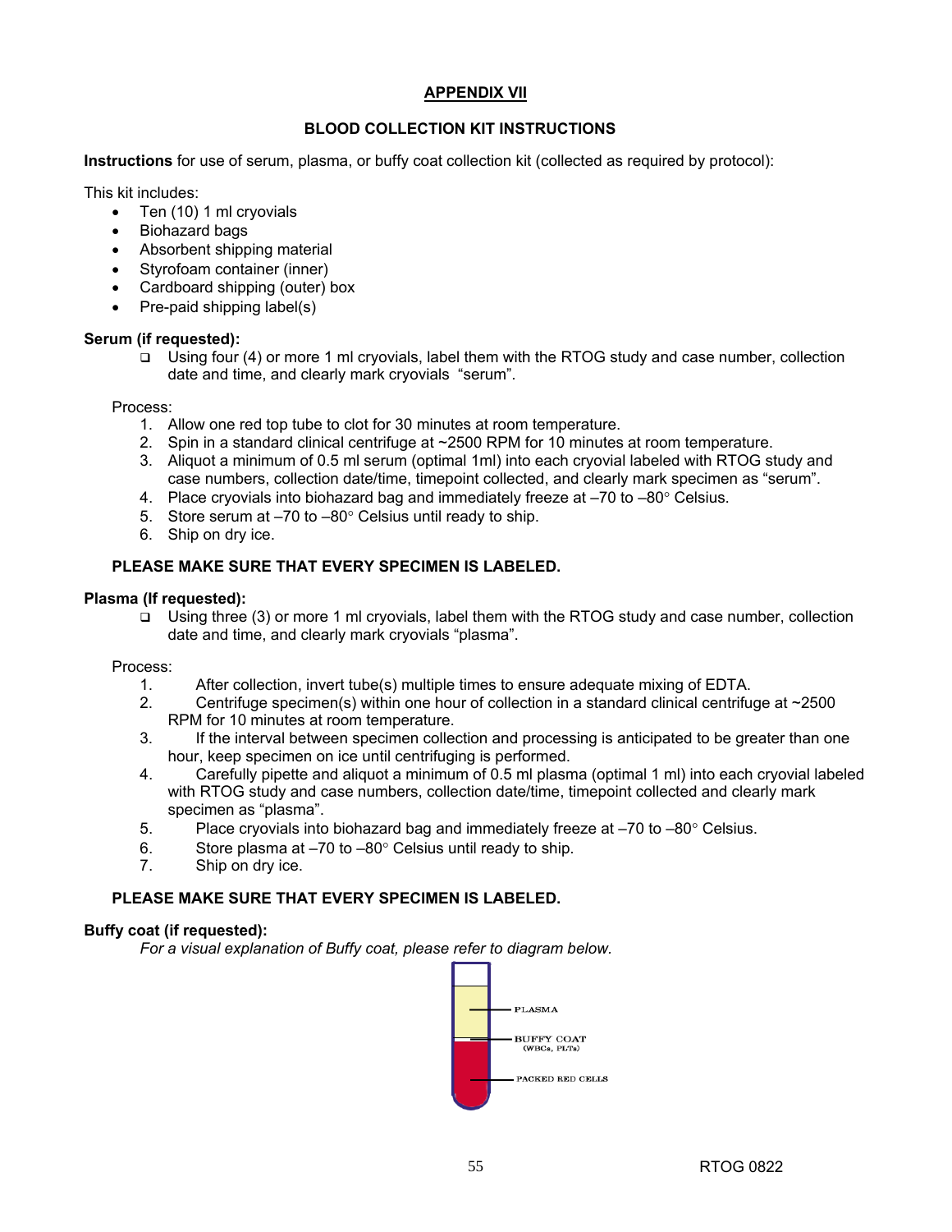## APPENDIX VII

### BLOOD COLLECTION KIT INSTRUCTIONS

**Instructions** for use of serum, plasma, or buffy coat collection kit (collected as required by protocol):

This kit includes:

- Ten (10) 1 ml cryovials
- Biohazard bags
- Absorbent shipping material
- Styrofoam container (inner)
- Cardboard shipping (outer) box
- Pre-paid shipping label(s)

**Serum (if requested):**

- ❑ Using four (4) or more 1 ml cryovials, label them with the RTOG study and case number, collection date and time, and clearly mark cryovials "serum".

Process:

1. Allow one red top tube to clot for 30 minutes at room temperature.
2. Spin in a standard clinical centrifuge at ~2500 RPM for 10 minutes at room temperature.
3. Aliquot a minimum of 0.5 ml serum (optimal 1ml) into each cryovial labeled with RTOG study and case numbers, collection date/time, timepoint collected, and clearly mark specimen as "serum".
4. Place cryovials into biohazard bag and immediately freeze at –70 to –80° Celsius.
5. Store serum at –70 to –80° Celsius until ready to ship.
6. Ship on dry ice.

**PLEASE MAKE SURE THAT EVERY SPECIMEN IS LABELED.**

**Plasma (If requested):**

- ❑ Using three (3) or more 1 ml cryovials, label them with the RTOG study and case number, collection date and time, and clearly mark cryovials "plasma".

Process:

1. After collection, invert tube(s) multiple times to ensure adequate mixing of EDTA.
2. Centrifuge specimen(s) within one hour of collection in a standard clinical centrifuge at ~2500 RPM for 10 minutes at room temperature.
3. If the interval between specimen collection and processing is anticipated to be greater than one hour, keep specimen on ice until centrifuging is performed.
4. Carefully pipette and aliquot a minimum of 0.5 ml plasma (optimal 1 ml) into each cryovial labeled with RTOG study and case numbers, collection date/time, timepoint collected and clearly mark specimen as "plasma".
5. Place cryovials into biohazard bag and immediately freeze at –70 to –80° Celsius.
6. Store plasma at –70 to –80° Celsius until ready to ship.
7. Ship on dry ice.

**PLEASE MAKE SURE THAT EVERY SPECIMEN IS LABELED.**

**Buffy coat (if requested):**

*For a visual explanation of Buffy coat, please refer to diagram below.*

PLASMA

BUFFY COAT (WBCs, PLTs)

PACKED RED CELLS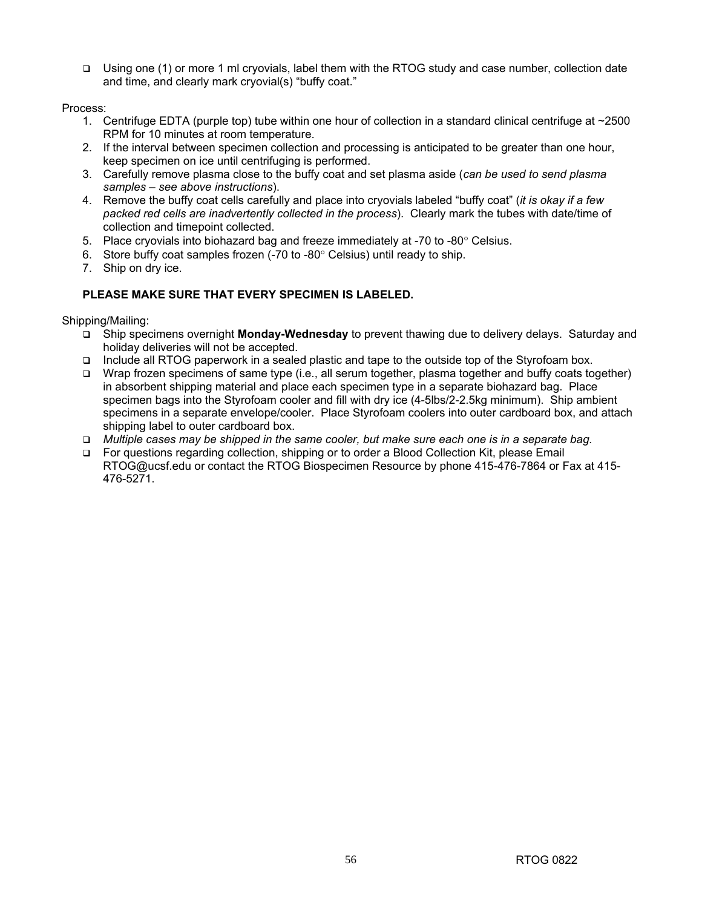- Using one (1) or more 1 ml cryovials, label them with the RTOG study and case number, collection date and time, and clearly mark cryovial(s) “buffy coat.”

Process:

1. Centrifuge EDTA (purple top) tube within one hour of collection in a standard clinical centrifuge at ~2500 RPM for 10 minutes at room temperature.
2. If the interval between specimen collection and processing is anticipated to be greater than one hour, keep specimen on ice until centrifuging is performed.
3. Carefully remove plasma close to the buffy coat and set plasma aside (*can be used to send plasma samples – see above instructions*).
4. Remove the buffy coat cells carefully and place into cryovials labeled “buffy coat” (*it is okay if a few packed red cells are inadvertently collected in the process*). Clearly mark the tubes with date/time of collection and timepoint collected.
5. Place cryovials into biohazard bag and freeze immediately at -70 to -80° Celsius.
6. Store buffy coat samples frozen (-70 to -80° Celsius) until ready to ship.
7. Ship on dry ice.

**PLEASE MAKE SURE THAT EVERY SPECIMEN IS LABELED.**

Shipping/Mailing:

- Ship specimens overnight **Monday-Wednesday** to prevent thawing due to delivery delays. Saturday and holiday deliveries will not be accepted.
- Include all RTOG paperwork in a sealed plastic and tape to the outside top of the Styrofoam box.
- Wrap frozen specimens of same type (i.e., all serum together, plasma together and buffy coats together) in absorbent shipping material and place each specimen type in a separate biohazard bag. Place specimen bags into the Styrofoam cooler and fill with dry ice (4-5lbs/2-2.5kg minimum). Ship ambient specimens in a separate envelope/cooler. Place Styrofoam coolers into outer cardboard box, and attach shipping label to outer cardboard box.
- *Multiple cases may be shipped in the same cooler, but make sure each one is in a separate bag.*
- For questions regarding collection, shipping or to order a Blood Collection Kit, please Email RTOG@ucsf.edu or contact the RTOG Biospecimen Resource by phone 415-476-7864 or Fax at 415-476-5271.